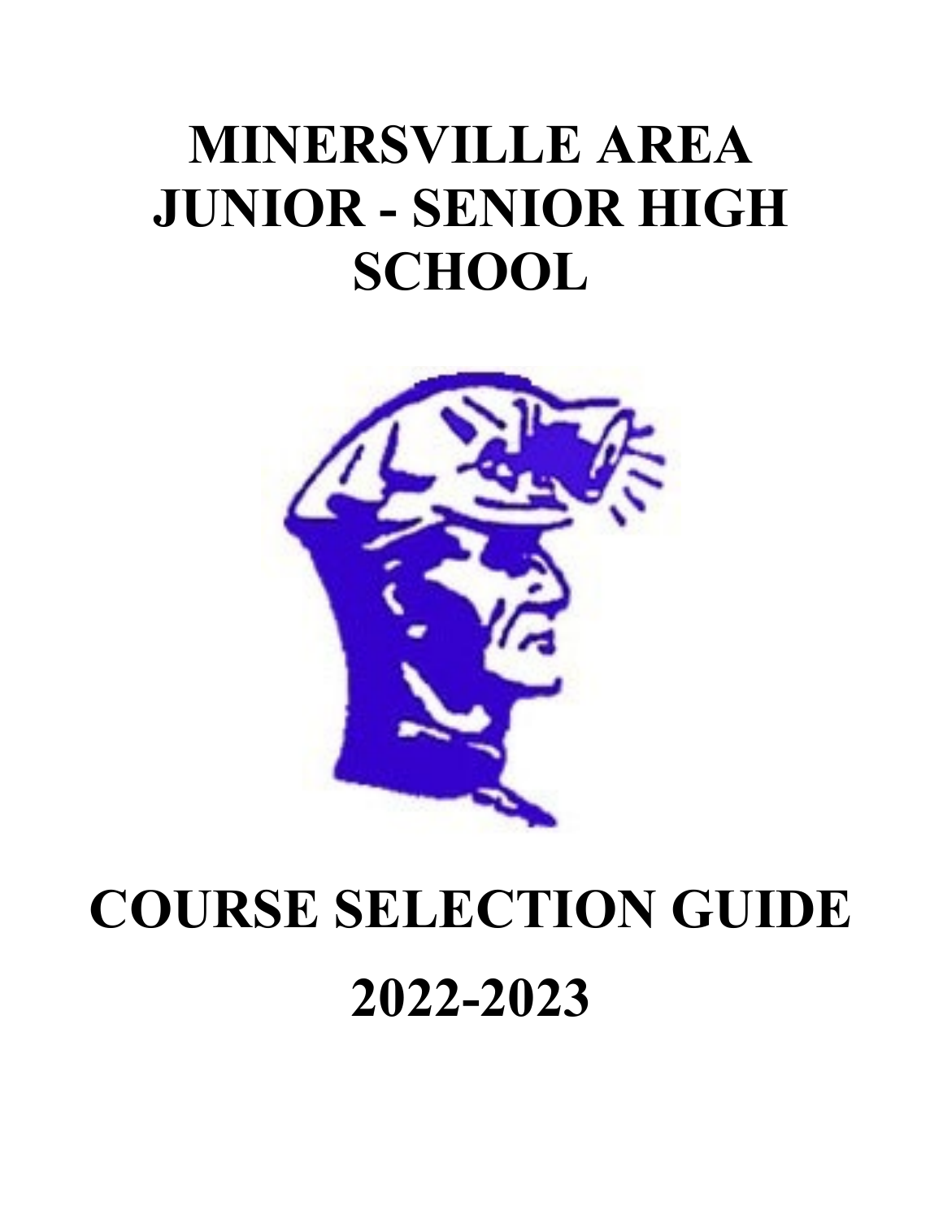# MINERSVILLE AREA JUNIOR - SENIOR HIGH SCHOOL

# COURSE SELECTION GUIDE

# 2022-2023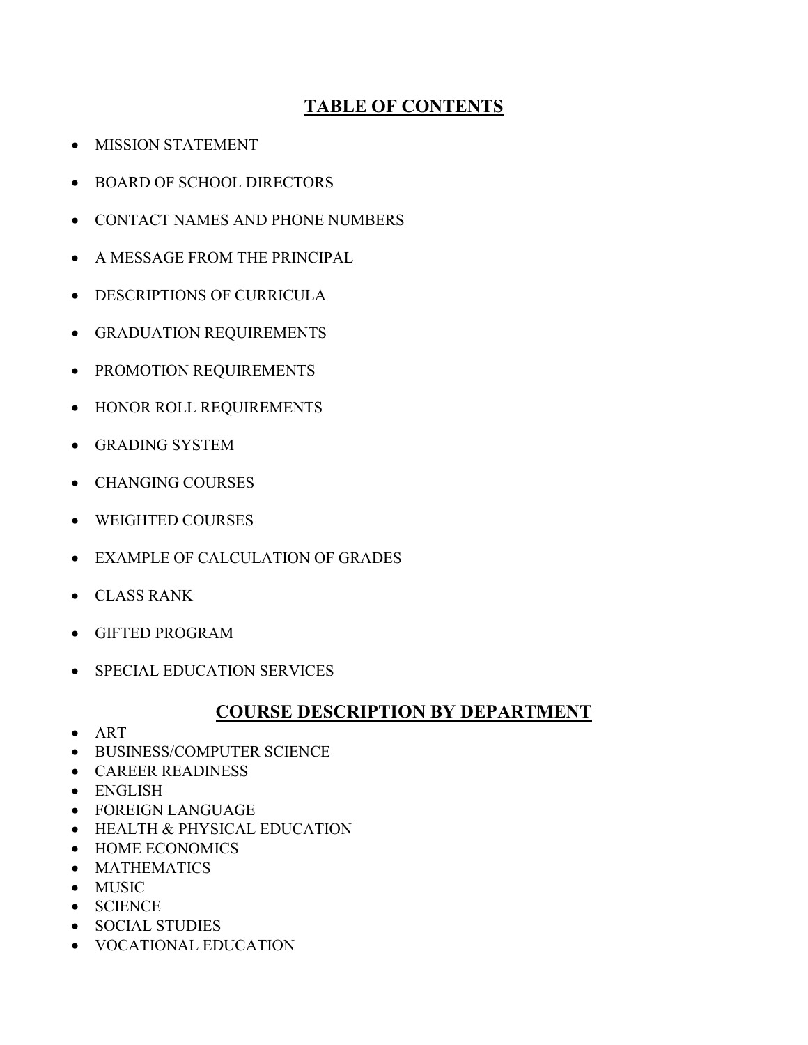## TABLE OF CONTENTS

- MISSION STATEMENT
- BOARD OF SCHOOL DIRECTORS
- CONTACT NAMES AND PHONE NUMBERS
- A MESSAGE FROM THE PRINCIPAL
- DESCRIPTIONS OF CURRICULA
- GRADUATION REQUIREMENTS
- PROMOTION REQUIREMENTS
- HONOR ROLL REQUIREMENTS
- GRADING SYSTEM
- CHANGING COURSES
- WEIGHTED COURSES
- EXAMPLE OF CALCULATION OF GRADES
- CLASS RANK
- GIFTED PROGRAM
- SPECIAL EDUCATION SERVICES

## COURSE DESCRIPTION BY DEPARTMENT

- ART
- BUSINESS/COMPUTER SCIENCE
- CAREER READINESS
- ENGLISH
- FOREIGN LANGUAGE
- HEALTH & PHYSICAL EDUCATION
- HOME ECONOMICS
- MATHEMATICS
- MUSIC
- SCIENCE
- SOCIAL STUDIES
- VOCATIONAL EDUCATION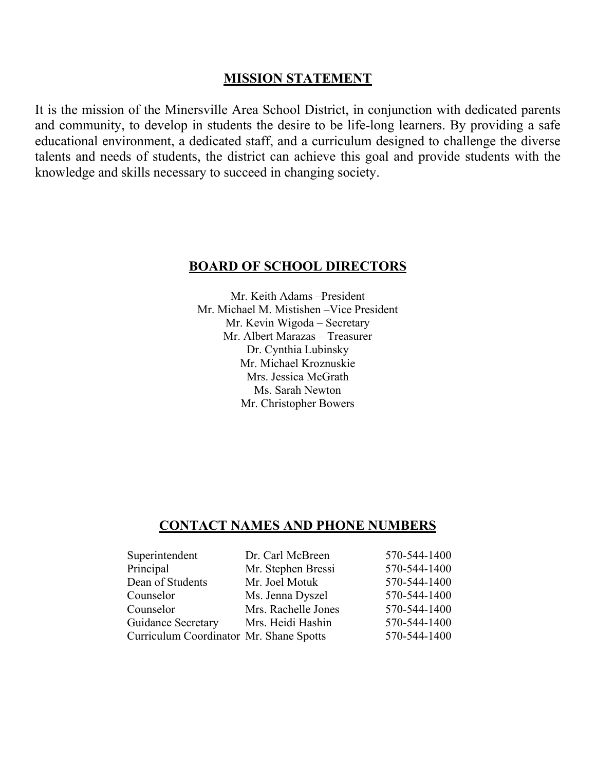## MISSION STATEMENT

It is the mission of the Minersville Area School District, in conjunction with dedicated parents and community, to develop in students the desire to be life-long learners. By providing a safe educational environment, a dedicated staff, and a curriculum designed to challenge the diverse talents and needs of students, the district can achieve this goal and provide students with the knowledge and skills necessary to succeed in changing society.

## BOARD OF SCHOOL DIRECTORS

Mr. Keith Adams –President
Mr. Michael M. Mistishen –Vice President
Mr. Kevin Wigoda – Secretary
Mr. Albert Marazas – Treasurer
Dr. Cynthia Lubinsky
Mr. Michael Kroznuskie
Mrs. Jessica McGrath
Ms. Sarah Newton
Mr. Christopher Bowers

## CONTACT NAMES AND PHONE NUMBERS

| Title | Name | Phone |
|---|---|---|
| Superintendent | Dr. Carl McBreen | 570-544-1400 |
| Principal | Mr. Stephen Bressi | 570-544-1400 |
| Dean of Students | Mr. Joel Motuk | 570-544-1400 |
| Counselor | Ms. Jenna Dyszel | 570-544-1400 |
| Counselor | Mrs. Rachelle Jones | 570-544-1400 |
| Guidance Secretary | Mrs. Heidi Hashin | 570-544-1400 |
| Curriculum Coordinator | Mr. Shane Spotts | 570-544-1400 |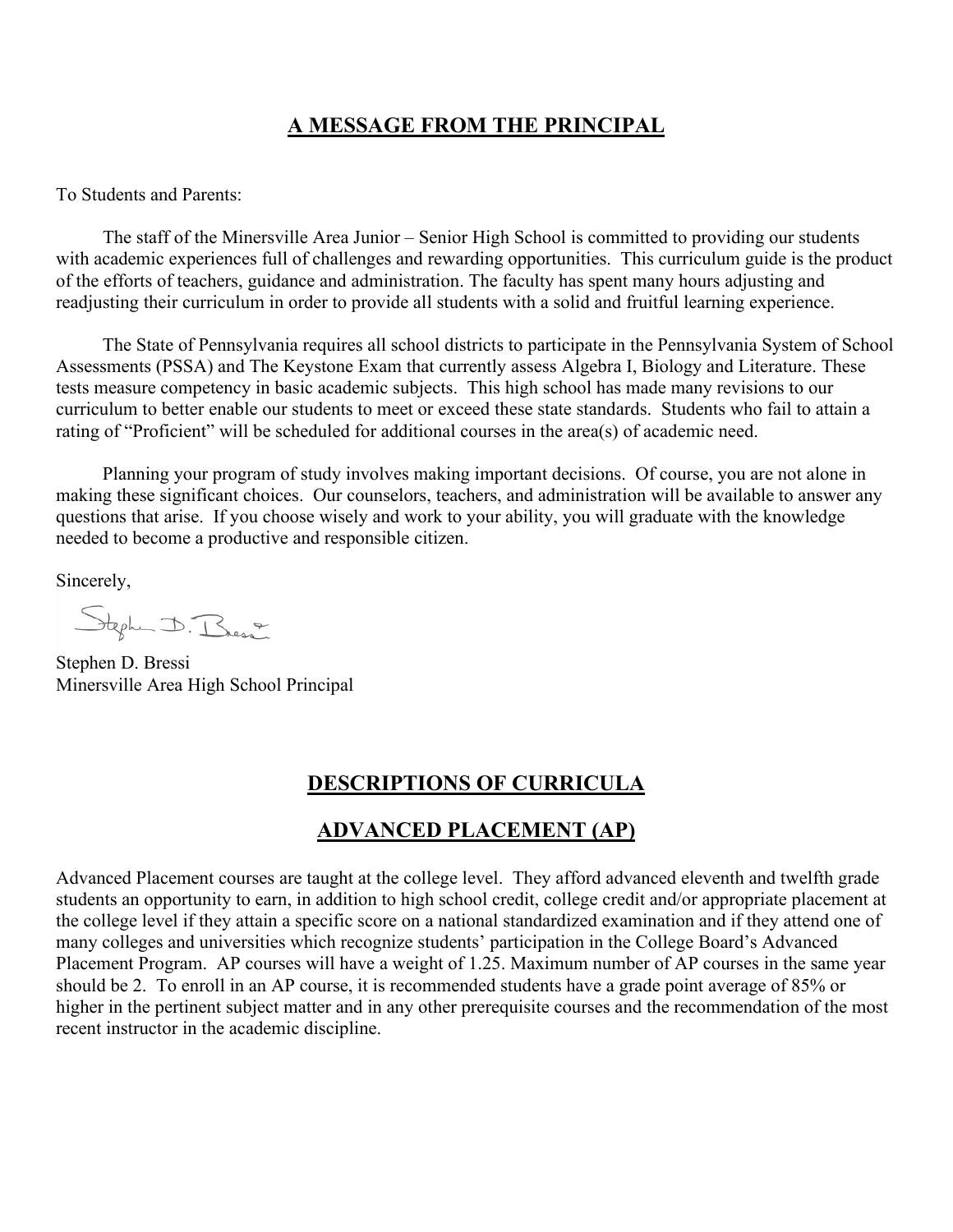## A MESSAGE FROM THE PRINCIPAL

To Students and Parents:

The staff of the Minersville Area Junior – Senior High School is committed to providing our students with academic experiences full of challenges and rewarding opportunities. This curriculum guide is the product of the efforts of teachers, guidance and administration. The faculty has spent many hours adjusting and readjusting their curriculum in order to provide all students with a solid and fruitful learning experience.

The State of Pennsylvania requires all school districts to participate in the Pennsylvania System of School Assessments (PSSA) and The Keystone Exam that currently assess Algebra I, Biology and Literature. These tests measure competency in basic academic subjects. This high school has made many revisions to our curriculum to better enable our students to meet or exceed these state standards. Students who fail to attain a rating of "Proficient" will be scheduled for additional courses in the area(s) of academic need.

Planning your program of study involves making important decisions. Of course, you are not alone in making these significant choices. Our counselors, teachers, and administration will be available to answer any questions that arise. If you choose wisely and work to your ability, you will graduate with the knowledge needed to become a productive and responsible citizen.

Sincerely,

Stephen D. Bressi
Minersville Area High School Principal

## DESCRIPTIONS OF CURRICULA

## ADVANCED PLACEMENT (AP)

Advanced Placement courses are taught at the college level. They afford advanced eleventh and twelfth grade students an opportunity to earn, in addition to high school credit, college credit and/or appropriate placement at the college level if they attain a specific score on a national standardized examination and if they attend one of many colleges and universities which recognize students' participation in the College Board's Advanced Placement Program. AP courses will have a weight of 1.25. Maximum number of AP courses in the same year should be 2. To enroll in an AP course, it is recommended students have a grade point average of 85% or higher in the pertinent subject matter and in any other prerequisite courses and the recommendation of the most recent instructor in the academic discipline.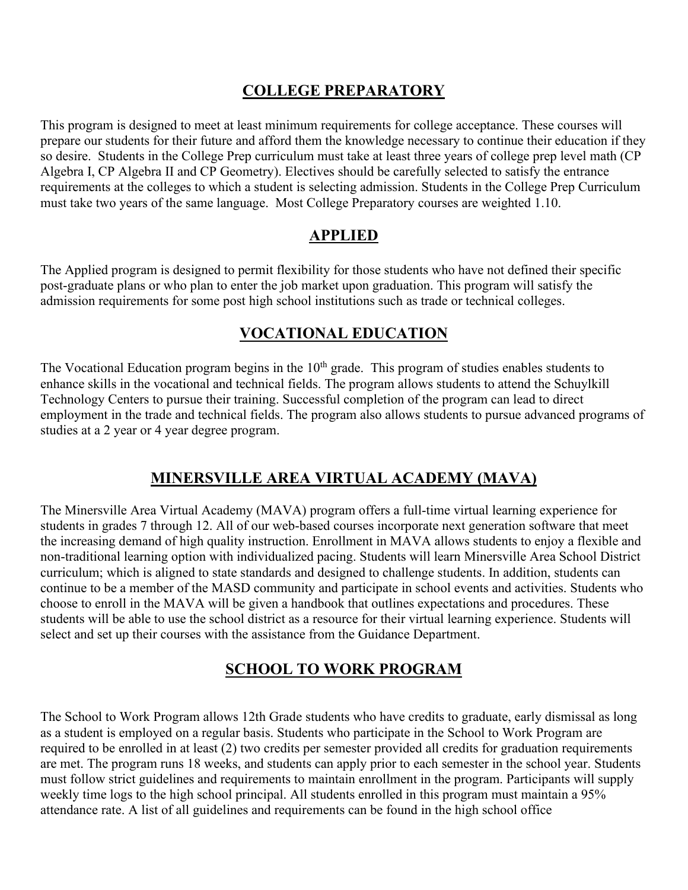## COLLEGE PREPARATORY

This program is designed to meet at least minimum requirements for college acceptance. These courses will prepare our students for their future and afford them the knowledge necessary to continue their education if they so desire. Students in the College Prep curriculum must take at least three years of college prep level math (CP Algebra I, CP Algebra II and CP Geometry). Electives should be carefully selected to satisfy the entrance requirements at the colleges to which a student is selecting admission. Students in the College Prep Curriculum must take two years of the same language. Most College Preparatory courses are weighted 1.10.

## APPLIED

The Applied program is designed to permit flexibility for those students who have not defined their specific post-graduate plans or who plan to enter the job market upon graduation. This program will satisfy the admission requirements for some post high school institutions such as trade or technical colleges.

## VOCATIONAL EDUCATION

The Vocational Education program begins in the 10th grade. This program of studies enables students to enhance skills in the vocational and technical fields. The program allows students to attend the Schuylkill Technology Centers to pursue their training. Successful completion of the program can lead to direct employment in the trade and technical fields. The program also allows students to pursue advanced programs of studies at a 2 year or 4 year degree program.

## MINERSVILLE AREA VIRTUAL ACADEMY (MAVA)

The Minersville Area Virtual Academy (MAVA) program offers a full-time virtual learning experience for students in grades 7 through 12. All of our web-based courses incorporate next generation software that meet the increasing demand of high quality instruction. Enrollment in MAVA allows students to enjoy a flexible and non-traditional learning option with individualized pacing. Students will learn Minersville Area School District curriculum; which is aligned to state standards and designed to challenge students. In addition, students can continue to be a member of the MASD community and participate in school events and activities. Students who choose to enroll in the MAVA will be given a handbook that outlines expectations and procedures. These students will be able to use the school district as a resource for their virtual learning experience. Students will select and set up their courses with the assistance from the Guidance Department.

## SCHOOL TO WORK PROGRAM

The School to Work Program allows 12th Grade students who have credits to graduate, early dismissal as long as a student is employed on a regular basis. Students who participate in the School to Work Program are required to be enrolled in at least (2) two credits per semester provided all credits for graduation requirements are met. The program runs 18 weeks, and students can apply prior to each semester in the school year. Students must follow strict guidelines and requirements to maintain enrollment in the program. Participants will supply weekly time logs to the high school principal. All students enrolled in this program must maintain a 95% attendance rate. A list of all guidelines and requirements can be found in the high school office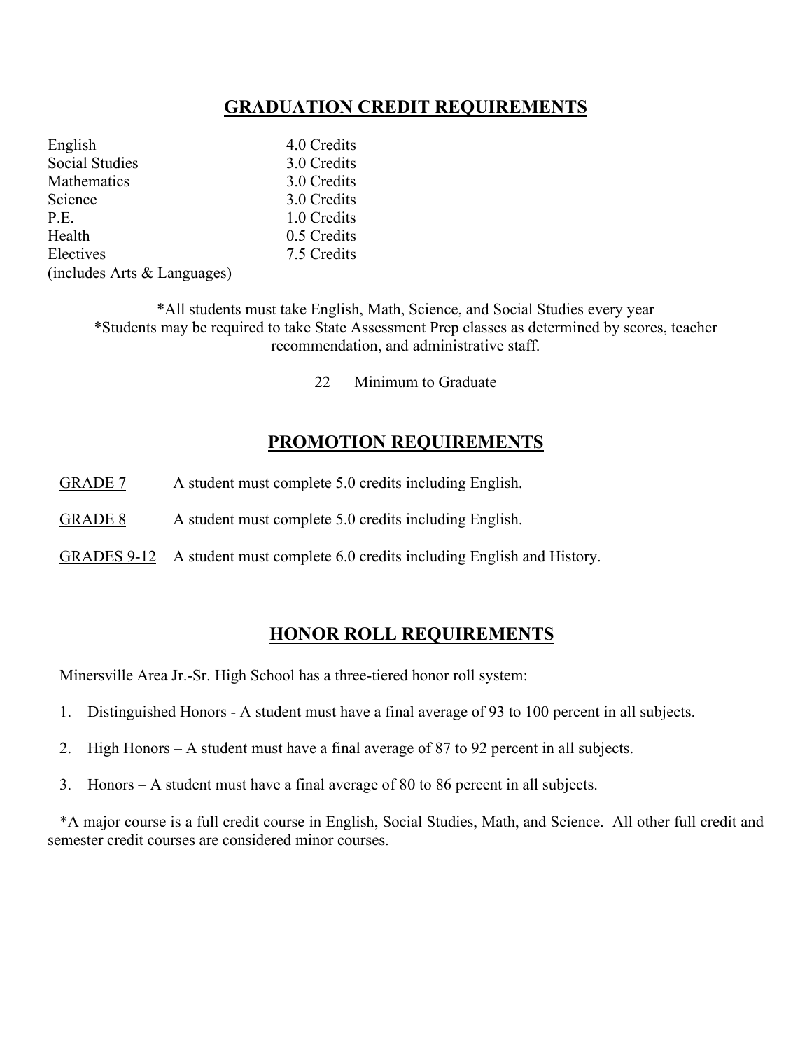## GRADUATION CREDIT REQUIREMENTS

| | |
|---|---|
| English | 4.0 Credits |
| Social Studies | 3.0 Credits |
| Mathematics | 3.0 Credits |
| Science | 3.0 Credits |
| P.E. | 1.0 Credits |
| Health | 0.5 Credits |
| Electives (includes Arts & Languages) | 7.5 Credits |

*All students must take English, Math, Science, and Social Studies every year
*Students may be required to take State Assessment Prep classes as determined by scores, teacher recommendation, and administrative staff.

22 Minimum to Graduate

## PROMOTION REQUIREMENTS

GRADE 7 A student must complete 5.0 credits including English.

GRADE 8 A student must complete 5.0 credits including English.

GRADES 9-12 A student must complete 6.0 credits including English and History.

## HONOR ROLL REQUIREMENTS

Minersville Area Jr.-Sr. High School has a three-tiered honor roll system:

1. Distinguished Honors - A student must have a final average of 93 to 100 percent in all subjects.
2. High Honors – A student must have a final average of 87 to 92 percent in all subjects.
3. Honors – A student must have a final average of 80 to 86 percent in all subjects.

*A major course is a full credit course in English, Social Studies, Math, and Science. All other full credit and semester credit courses are considered minor courses.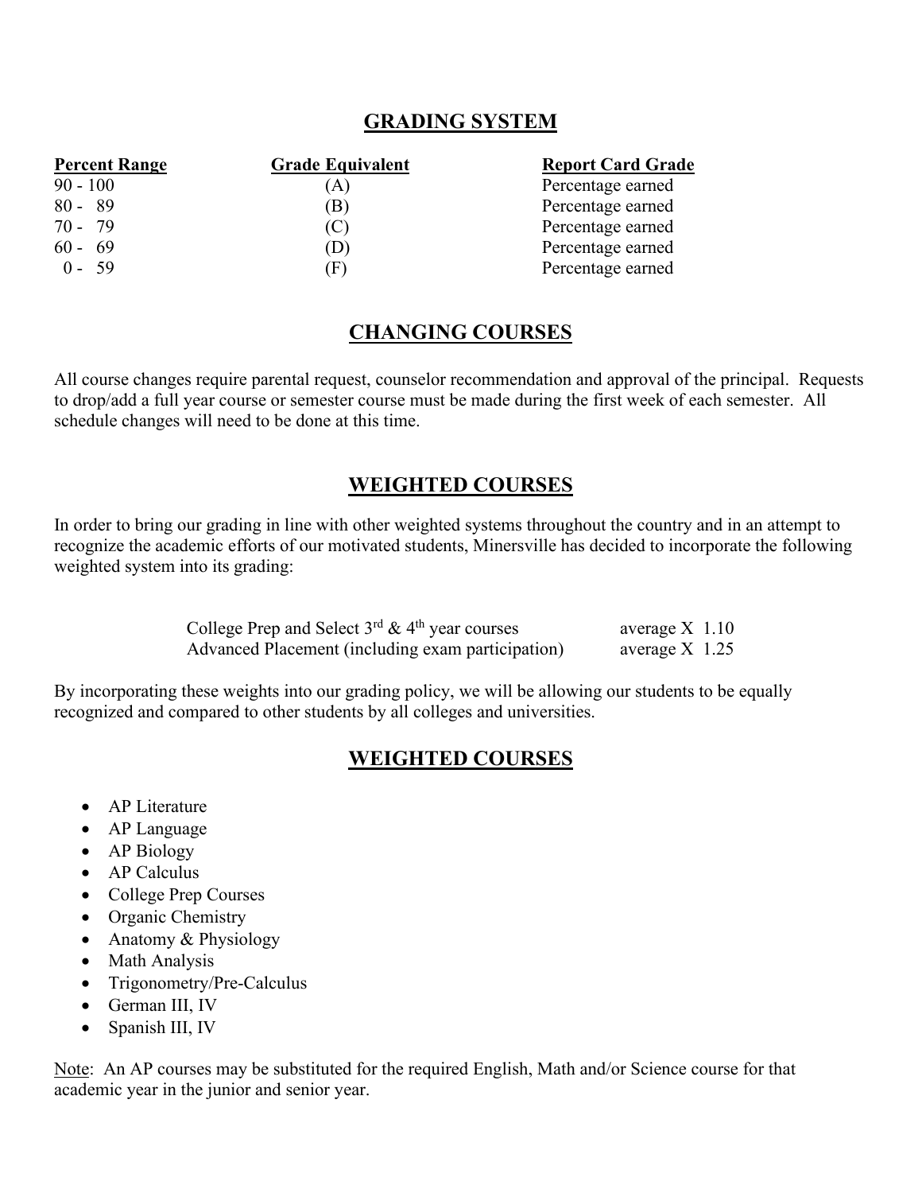## GRADING SYSTEM

| Percent Range | Grade Equivalent | Report Card Grade |
|---|---|---|
| 90 - 100 | (A) | Percentage earned |
| 80 - 89 | (B) | Percentage earned |
| 70 - 79 | (C) | Percentage earned |
| 60 - 69 | (D) | Percentage earned |
| 0 - 59 | (F) | Percentage earned |

## CHANGING COURSES

All course changes require parental request, counselor recommendation and approval of the principal. Requests to drop/add a full year course or semester course must be made during the first week of each semester. All schedule changes will need to be done at this time.

## WEIGHTED COURSES

In order to bring our grading in line with other weighted systems throughout the country and in an attempt to recognize the academic efforts of our motivated students, Minersville has decided to incorporate the following weighted system into its grading:

| | |
|---|---|
| College Prep and Select 3rd & 4th year courses | average X 1.10 |
| Advanced Placement (including exam participation) | average X 1.25 |

By incorporating these weights into our grading policy, we will be allowing our students to be equally recognized and compared to other students by all colleges and universities.

## WEIGHTED COURSES

- AP Literature
- AP Language
- AP Biology
- AP Calculus
- College Prep Courses
- Organic Chemistry
- Anatomy & Physiology
- Math Analysis
- Trigonometry/Pre-Calculus
- German III, IV
- Spanish III, IV

Note: An AP courses may be substituted for the required English, Math and/or Science course for that academic year in the junior and senior year.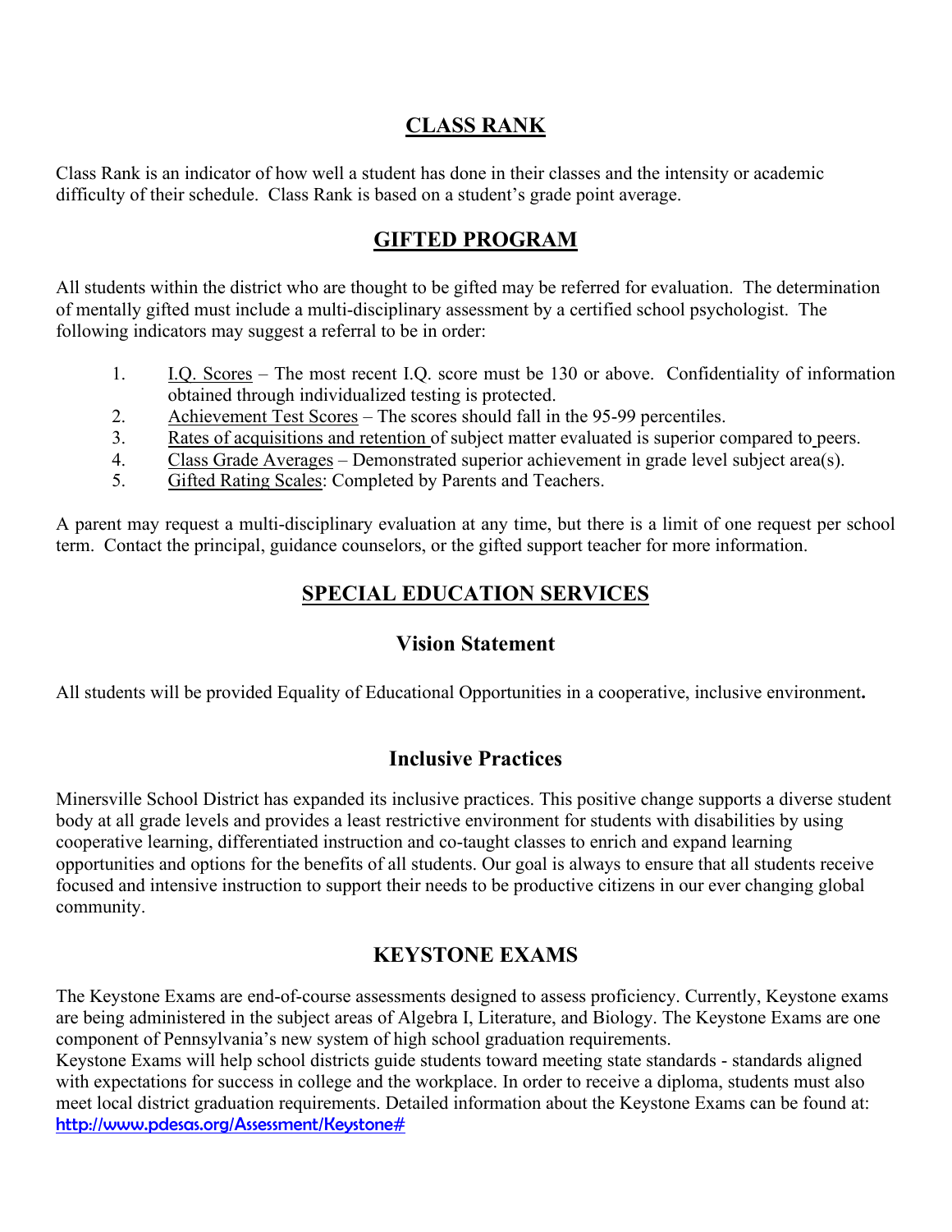## CLASS RANK

Class Rank is an indicator of how well a student has done in their classes and the intensity or academic difficulty of their schedule. Class Rank is based on a student's grade point average.

## GIFTED PROGRAM

All students within the district who are thought to be gifted may be referred for evaluation. The determination of mentally gifted must include a multi-disciplinary assessment by a certified school psychologist. The following indicators may suggest a referral to be in order:

1. I.Q. Scores – The most recent I.Q. score must be 130 or above. Confidentiality of information obtained through individualized testing is protected.
2. Achievement Test Scores – The scores should fall in the 95-99 percentiles.
3. Rates of acquisitions and retention of subject matter evaluated is superior compared to peers.
4. Class Grade Averages – Demonstrated superior achievement in grade level subject area(s).
5. Gifted Rating Scales: Completed by Parents and Teachers.

A parent may request a multi-disciplinary evaluation at any time, but there is a limit of one request per school term. Contact the principal, guidance counselors, or the gifted support teacher for more information.

## SPECIAL EDUCATION SERVICES

### Vision Statement

All students will be provided Equality of Educational Opportunities in a cooperative, inclusive environment**.**

### Inclusive Practices

Minersville School District has expanded its inclusive practices. This positive change supports a diverse student body at all grade levels and provides a least restrictive environment for students with disabilities by using cooperative learning, differentiated instruction and co-taught classes to enrich and expand learning opportunities and options for the benefits of all students. Our goal is always to ensure that all students receive focused and intensive instruction to support their needs to be productive citizens in our ever changing global community.

## KEYSTONE EXAMS

The Keystone Exams are end-of-course assessments designed to assess proficiency. Currently, Keystone exams are being administered in the subject areas of Algebra I, Literature, and Biology. The Keystone Exams are one component of Pennsylvania's new system of high school graduation requirements.
Keystone Exams will help school districts guide students toward meeting state standards - standards aligned with expectations for success in college and the workplace. In order to receive a diploma, students must also meet local district graduation requirements. Detailed information about the Keystone Exams can be found at: http://www.pdesas.org/Assessment/Keystone#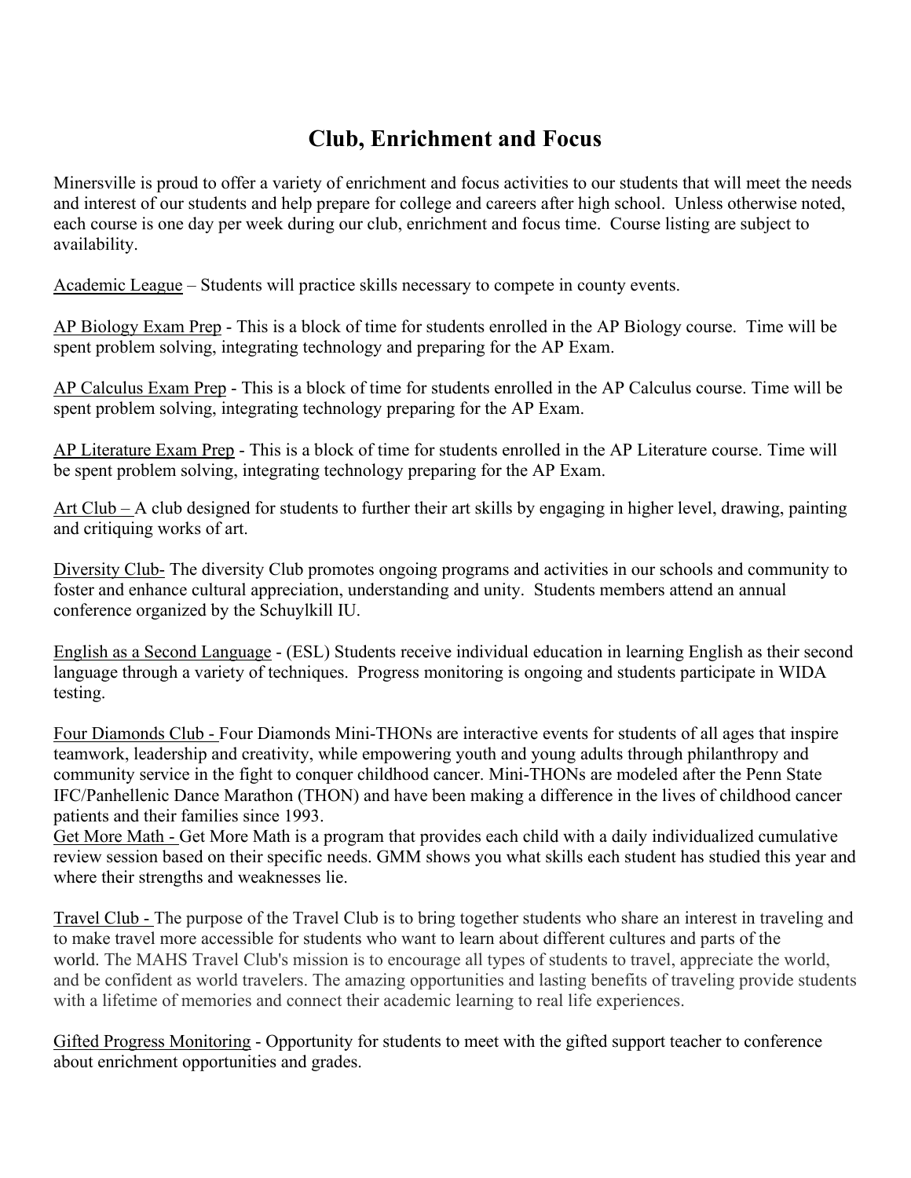# Club, Enrichment and Focus

Minersville is proud to offer a variety of enrichment and focus activities to our students that will meet the needs and interest of our students and help prepare for college and careers after high school. Unless otherwise noted, each course is one day per week during our club, enrichment and focus time. Course listing are subject to availability.

<u>Academic League</u> – Students will practice skills necessary to compete in county events.

<u>AP Biology Exam Prep</u> - This is a block of time for students enrolled in the AP Biology course. Time will be spent problem solving, integrating technology and preparing for the AP Exam.

<u>AP Calculus Exam Prep</u> - This is a block of time for students enrolled in the AP Calculus course. Time will be spent problem solving, integrating technology preparing for the AP Exam.

<u>AP Literature Exam Prep</u> - This is a block of time for students enrolled in the AP Literature course. Time will be spent problem solving, integrating technology preparing for the AP Exam.

<u>Art Club –</u> A club designed for students to further their art skills by engaging in higher level, drawing, painting and critiquing works of art.

<u>Diversity Club-</u> The diversity Club promotes ongoing programs and activities in our schools and community to foster and enhance cultural appreciation, understanding and unity. Students members attend an annual conference organized by the Schuylkill IU.

<u>English as a Second Language</u> - (ESL) Students receive individual education in learning English as their second language through a variety of techniques. Progress monitoring is ongoing and students participate in WIDA testing.

<u>Four Diamonds Club -</u> Four Diamonds Mini-THONs are interactive events for students of all ages that inspire teamwork, leadership and creativity, while empowering youth and young adults through philanthropy and community service in the fight to conquer childhood cancer. Mini-THONs are modeled after the Penn State IFC/Panhellenic Dance Marathon (THON) and have been making a difference in the lives of childhood cancer patients and their families since 1993.

<u>Get More Math -</u> Get More Math is a program that provides each child with a daily individualized cumulative review session based on their specific needs. GMM shows you what skills each student has studied this year and where their strengths and weaknesses lie.

<u>Travel Club -</u> The purpose of the Travel Club is to bring together students who share an interest in traveling and to make travel more accessible for students who want to learn about different cultures and parts of the world. The MAHS Travel Club's mission is to encourage all types of students to travel, appreciate the world, and be confident as world travelers. The amazing opportunities and lasting benefits of traveling provide students with a lifetime of memories and connect their academic learning to real life experiences.

<u>Gifted Progress Monitoring</u> - Opportunity for students to meet with the gifted support teacher to conference about enrichment opportunities and grades.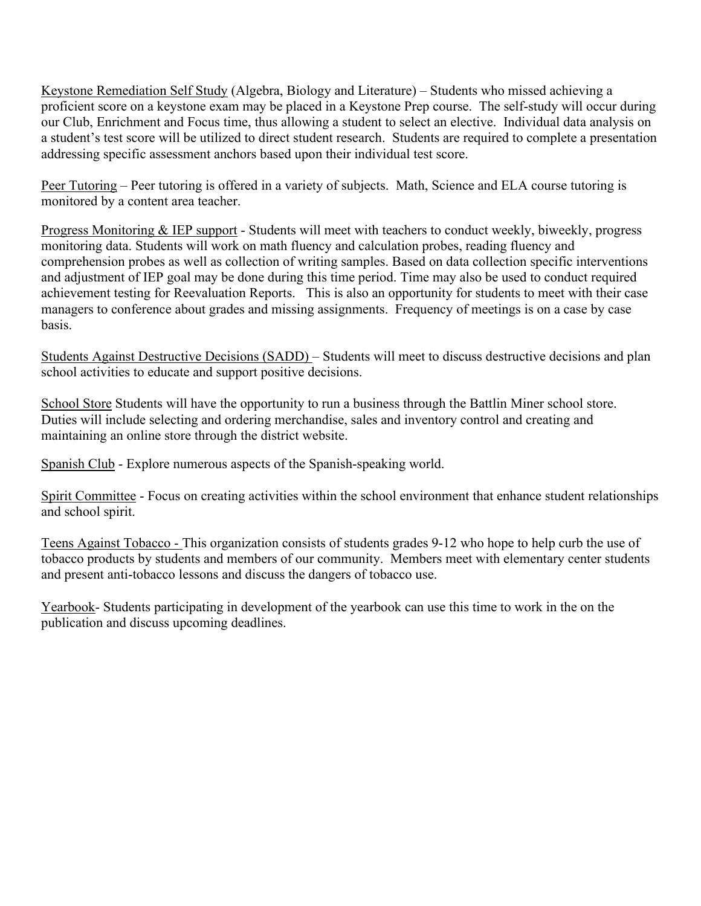Keystone Remediation Self Study (Algebra, Biology and Literature) – Students who missed achieving a proficient score on a keystone exam may be placed in a Keystone Prep course. The self-study will occur during our Club, Enrichment and Focus time, thus allowing a student to select an elective. Individual data analysis on a student's test score will be utilized to direct student research. Students are required to complete a presentation addressing specific assessment anchors based upon their individual test score.

Peer Tutoring – Peer tutoring is offered in a variety of subjects. Math, Science and ELA course tutoring is monitored by a content area teacher.

Progress Monitoring & IEP support - Students will meet with teachers to conduct weekly, biweekly, progress monitoring data. Students will work on math fluency and calculation probes, reading fluency and comprehension probes as well as collection of writing samples. Based on data collection specific interventions and adjustment of IEP goal may be done during this time period. Time may also be used to conduct required achievement testing for Reevaluation Reports. This is also an opportunity for students to meet with their case managers to conference about grades and missing assignments. Frequency of meetings is on a case by case basis.

Students Against Destructive Decisions (SADD) – Students will meet to discuss destructive decisions and plan school activities to educate and support positive decisions.

School Store Students will have the opportunity to run a business through the Battlin Miner school store. Duties will include selecting and ordering merchandise, sales and inventory control and creating and maintaining an online store through the district website.

Spanish Club - Explore numerous aspects of the Spanish-speaking world.

Spirit Committee - Focus on creating activities within the school environment that enhance student relationships and school spirit.

Teens Against Tobacco - This organization consists of students grades 9-12 who hope to help curb the use of tobacco products by students and members of our community. Members meet with elementary center students and present anti-tobacco lessons and discuss the dangers of tobacco use.

Yearbook- Students participating in development of the yearbook can use this time to work in the on the publication and discuss upcoming deadlines.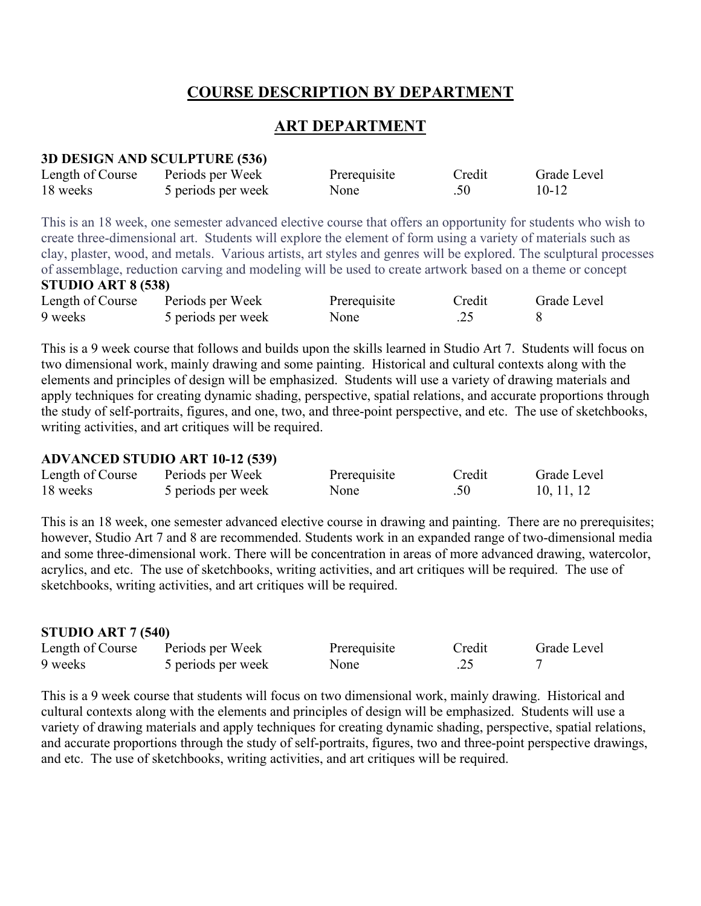# COURSE DESCRIPTION BY DEPARTMENT

## ART DEPARTMENT

### 3D DESIGN AND SCULPTURE (536)

| Length of Course | Periods per Week | Prerequisite | Credit | Grade Level |
|---|---|---|---|---|
| 18 weeks | 5 periods per week | None | .50 | 10-12 |

This is an 18 week, one semester advanced elective course that offers an opportunity for students who wish to create three-dimensional art. Students will explore the element of form using a variety of materials such as clay, plaster, wood, and metals. Various artists, art styles and genres will be explored. The sculptural processes of assemblage, reduction carving and modeling will be used to create artwork based on a theme or concept

### STUDIO ART 8 (538)

| Length of Course | Periods per Week | Prerequisite | Credit | Grade Level |
|---|---|---|---|---|
| 9 weeks | 5 periods per week | None | .25 | 8 |

This is a 9 week course that follows and builds upon the skills learned in Studio Art 7. Students will focus on two dimensional work, mainly drawing and some painting. Historical and cultural contexts along with the elements and principles of design will be emphasized. Students will use a variety of drawing materials and apply techniques for creating dynamic shading, perspective, spatial relations, and accurate proportions through the study of self-portraits, figures, and one, two, and three-point perspective, and etc. The use of sketchbooks, writing activities, and art critiques will be required.

### ADVANCED STUDIO ART 10-12 (539)

| Length of Course | Periods per Week | Prerequisite | Credit | Grade Level |
|---|---|---|---|---|
| 18 weeks | 5 periods per week | None | .50 | 10, 11, 12 |

This is an 18 week, one semester advanced elective course in drawing and painting. There are no prerequisites; however, Studio Art 7 and 8 are recommended. Students work in an expanded range of two-dimensional media and some three-dimensional work. There will be concentration in areas of more advanced drawing, watercolor, acrylics, and etc. The use of sketchbooks, writing activities, and art critiques will be required. The use of sketchbooks, writing activities, and art critiques will be required.

### STUDIO ART 7 (540)

| Length of Course | Periods per Week | Prerequisite | Credit | Grade Level |
|---|---|---|---|---|
| 9 weeks | 5 periods per week | None | .25 | 7 |

This is a 9 week course that students will focus on two dimensional work, mainly drawing. Historical and cultural contexts along with the elements and principles of design will be emphasized. Students will use a variety of drawing materials and apply techniques for creating dynamic shading, perspective, spatial relations, and accurate proportions through the study of self-portraits, figures, two and three-point perspective drawings, and etc. The use of sketchbooks, writing activities, and art critiques will be required.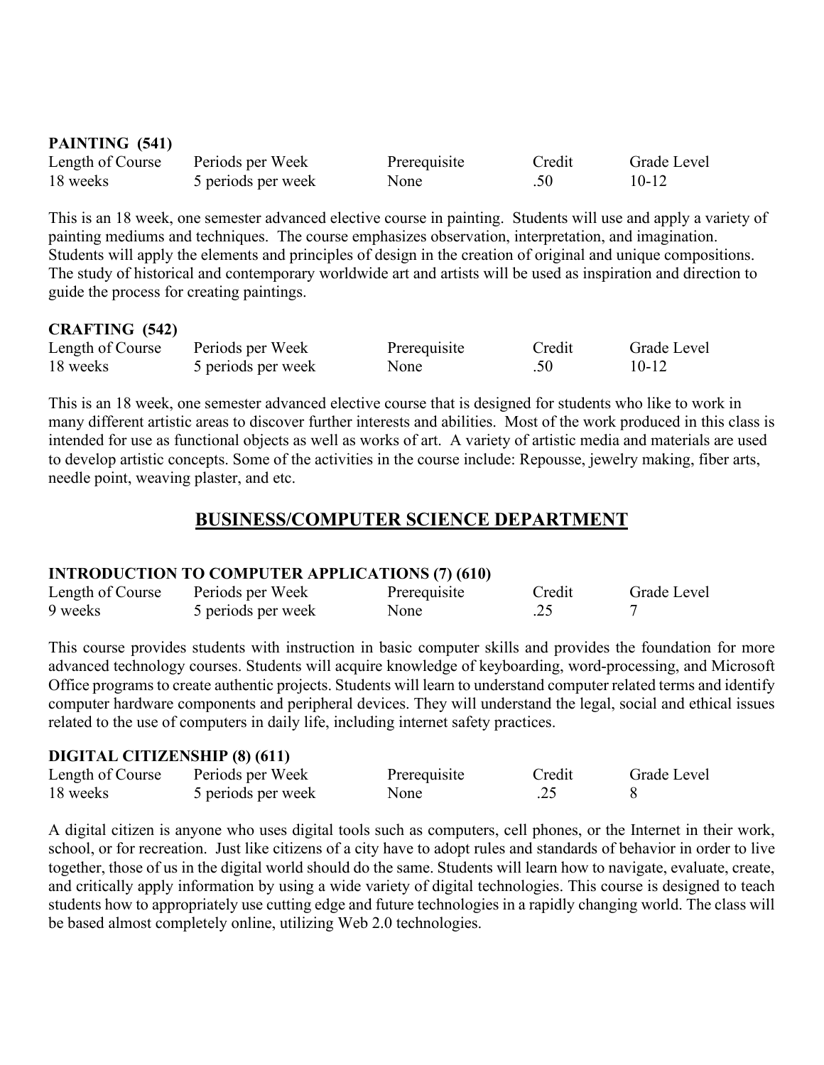### PAINTING (541)

| Length of Course | Periods per Week | Prerequisite | Credit | Grade Level |
|---|---|---|---|---|
| 18 weeks | 5 periods per week | None | .50 | 10-12 |

This is an 18 week, one semester advanced elective course in painting. Students will use and apply a variety of painting mediums and techniques. The course emphasizes observation, interpretation, and imagination. Students will apply the elements and principles of design in the creation of original and unique compositions. The study of historical and contemporary worldwide art and artists will be used as inspiration and direction to guide the process for creating paintings.

### CRAFTING (542)

| Length of Course | Periods per Week | Prerequisite | Credit | Grade Level |
|---|---|---|---|---|
| 18 weeks | 5 periods per week | None | .50 | 10-12 |

This is an 18 week, one semester advanced elective course that is designed for students who like to work in many different artistic areas to discover further interests and abilities. Most of the work produced in this class is intended for use as functional objects as well as works of art. A variety of artistic media and materials are used to develop artistic concepts. Some of the activities in the course include: Repousse, jewelry making, fiber arts, needle point, weaving plaster, and etc.

## BUSINESS/COMPUTER SCIENCE DEPARTMENT

### INTRODUCTION TO COMPUTER APPLICATIONS (7) (610)

| Length of Course | Periods per Week | Prerequisite | Credit | Grade Level |
|---|---|---|---|---|
| 9 weeks | 5 periods per week | None | .25 | 7 |

This course provides students with instruction in basic computer skills and provides the foundation for more advanced technology courses. Students will acquire knowledge of keyboarding, word-processing, and Microsoft Office programs to create authentic projects. Students will learn to understand computer related terms and identify computer hardware components and peripheral devices. They will understand the legal, social and ethical issues related to the use of computers in daily life, including internet safety practices.

### DIGITAL CITIZENSHIP (8) (611)

| Length of Course | Periods per Week | Prerequisite | Credit | Grade Level |
|---|---|---|---|---|
| 18 weeks | 5 periods per week | None | .25 | 8 |

A digital citizen is anyone who uses digital tools such as computers, cell phones, or the Internet in their work, school, or for recreation. Just like citizens of a city have to adopt rules and standards of behavior in order to live together, those of us in the digital world should do the same. Students will learn how to navigate, evaluate, create, and critically apply information by using a wide variety of digital technologies. This course is designed to teach students how to appropriately use cutting edge and future technologies in a rapidly changing world. The class will be based almost completely online, utilizing Web 2.0 technologies.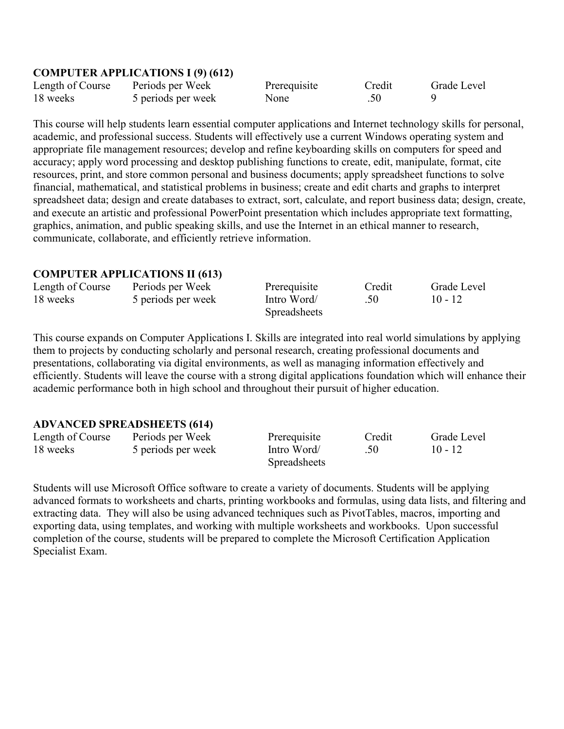**COMPUTER APPLICATIONS I (9) (612)**

| Length of Course | Periods per Week | Prerequisite | Credit | Grade Level |
|---|---|---|---|---|
| 18 weeks | 5 periods per week | None | .50 | 9 |

This course will help students learn essential computer applications and Internet technology skills for personal, academic, and professional success. Students will effectively use a current Windows operating system and appropriate file management resources; develop and refine keyboarding skills on computers for speed and accuracy; apply word processing and desktop publishing functions to create, edit, manipulate, format, cite resources, print, and store common personal and business documents; apply spreadsheet functions to solve financial, mathematical, and statistical problems in business; create and edit charts and graphs to interpret spreadsheet data; design and create databases to extract, sort, calculate, and report business data; design, create, and execute an artistic and professional PowerPoint presentation which includes appropriate text formatting, graphics, animation, and public speaking skills, and use the Internet in an ethical manner to research, communicate, collaborate, and efficiently retrieve information.

**COMPUTER APPLICATIONS II (613)**

| Length of Course | Periods per Week | Prerequisite | Credit | Grade Level |
|---|---|---|---|---|
| 18 weeks | 5 periods per week | Intro Word/ Spreadsheets | .50 | 10 - 12 |

This course expands on Computer Applications I. Skills are integrated into real world simulations by applying them to projects by conducting scholarly and personal research, creating professional documents and presentations, collaborating via digital environments, as well as managing information effectively and efficiently. Students will leave the course with a strong digital applications foundation which will enhance their academic performance both in high school and throughout their pursuit of higher education.

**ADVANCED SPREADSHEETS (614)**

| Length of Course | Periods per Week | Prerequisite | Credit | Grade Level |
|---|---|---|---|---|
| 18 weeks | 5 periods per week | Intro Word/ Spreadsheets | .50 | 10 - 12 |

Students will use Microsoft Office software to create a variety of documents. Students will be applying advanced formats to worksheets and charts, printing workbooks and formulas, using data lists, and filtering and extracting data. They will also be using advanced techniques such as PivotTables, macros, importing and exporting data, using templates, and working with multiple worksheets and workbooks. Upon successful completion of the course, students will be prepared to complete the Microsoft Certification Application Specialist Exam.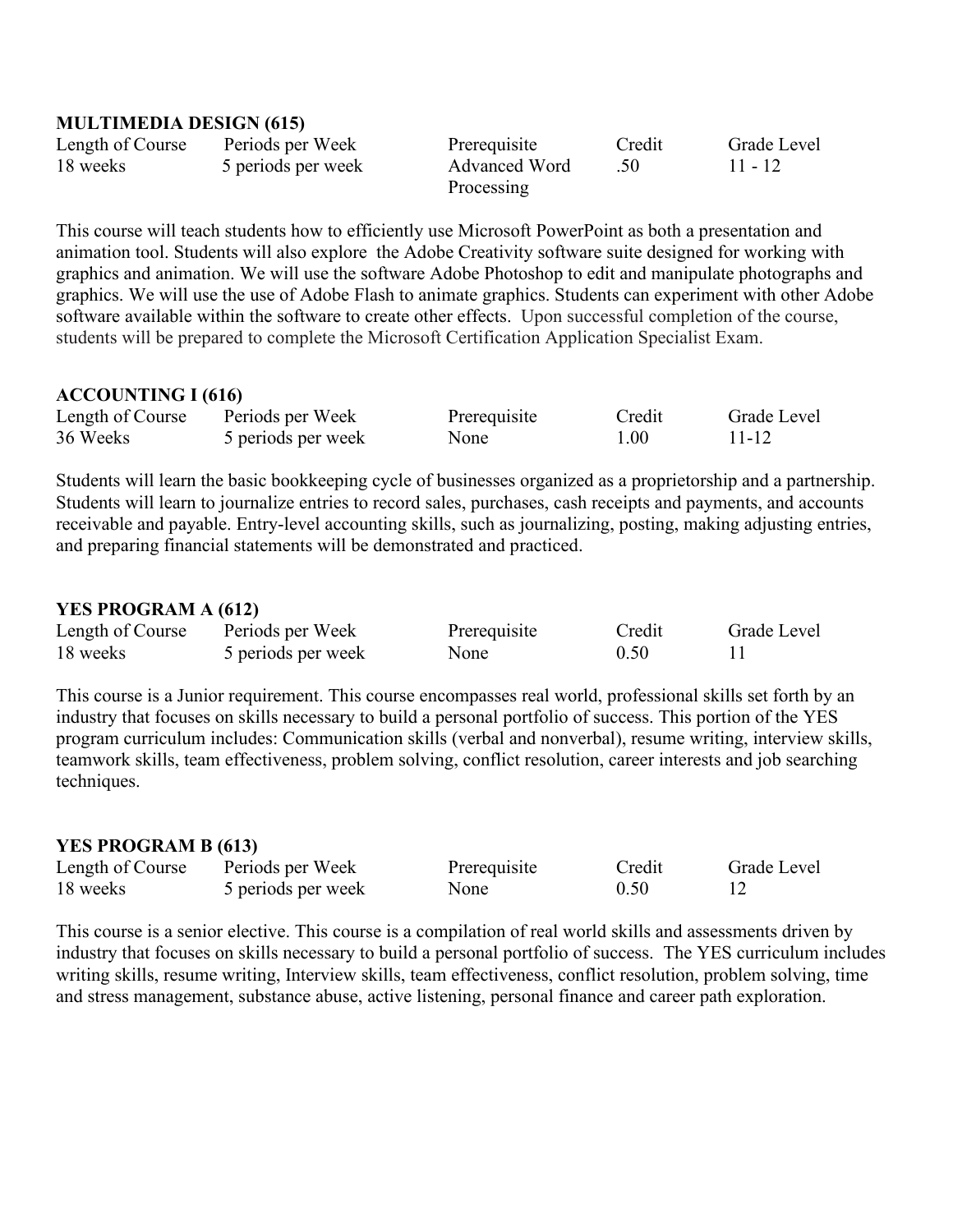**MULTIMEDIA DESIGN (615)**

| Length of Course | Periods per Week | Prerequisite | Credit | Grade Level |
| --- | --- | --- | --- | --- |
| 18 weeks | 5 periods per week | Advanced Word Processing | .50 | 11 - 12 |

This course will teach students how to efficiently use Microsoft PowerPoint as both a presentation and animation tool. Students will also explore  the Adobe Creativity software suite designed for working with graphics and animation. We will use the software Adobe Photoshop to edit and manipulate photographs and graphics. We will use the use of Adobe Flash to animate graphics. Students can experiment with other Adobe software available within the software to create other effects.  Upon successful completion of the course, students will be prepared to complete the Microsoft Certification Application Specialist Exam.

**ACCOUNTING I (616)**

| Length of Course | Periods per Week | Prerequisite | Credit | Grade Level |
| --- | --- | --- | --- | --- |
| 36 Weeks | 5 periods per week | None | 1.00 | 11-12 |

Students will learn the basic bookkeeping cycle of businesses organized as a proprietorship and a partnership. Students will learn to journalize entries to record sales, purchases, cash receipts and payments, and accounts receivable and payable. Entry-level accounting skills, such as journalizing, posting, making adjusting entries, and preparing financial statements will be demonstrated and practiced.

**YES PROGRAM A (612)**

| Length of Course | Periods per Week | Prerequisite | Credit | Grade Level |
| --- | --- | --- | --- | --- |
| 18 weeks | 5 periods per week | None | 0.50 | 11 |

This course is a Junior requirement. This course encompasses real world, professional skills set forth by an industry that focuses on skills necessary to build a personal portfolio of success. This portion of the YES program curriculum includes: Communication skills (verbal and nonverbal), resume writing, interview skills, teamwork skills, team effectiveness, problem solving, conflict resolution, career interests and job searching techniques.

**YES PROGRAM B (613)**

| Length of Course | Periods per Week | Prerequisite | Credit | Grade Level |
| --- | --- | --- | --- | --- |
| 18 weeks | 5 periods per week | None | 0.50 | 12 |

This course is a senior elective. This course is a compilation of real world skills and assessments driven by industry that focuses on skills necessary to build a personal portfolio of success.  The YES curriculum includes writing skills, resume writing, Interview skills, team effectiveness, conflict resolution, problem solving, time and stress management, substance abuse, active listening, personal finance and career path exploration.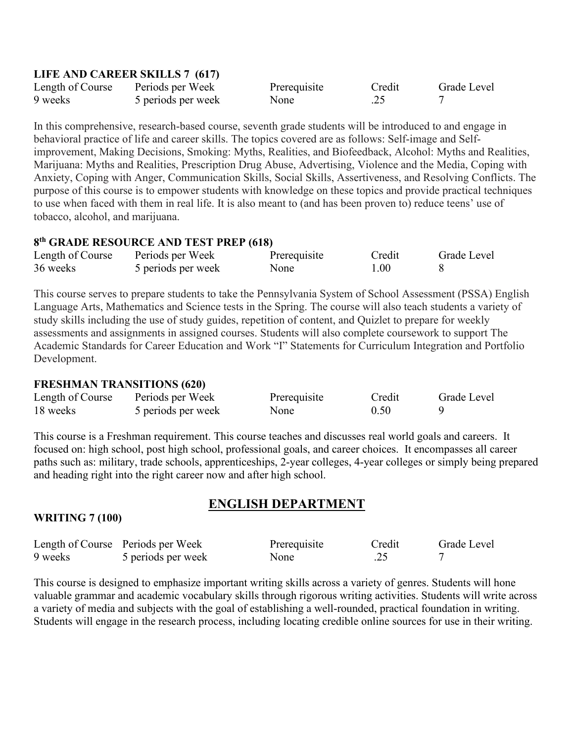### LIFE AND CAREER SKILLS 7 (617)

| Length of Course | Periods per Week | Prerequisite | Credit | Grade Level |
|---|---|---|---|---|
| 9 weeks | 5 periods per week | None | .25 | 7 |

In this comprehensive, research-based course, seventh grade students will be introduced to and engage in behavioral practice of life and career skills. The topics covered are as follows: Self-image and Self-improvement, Making Decisions, Smoking: Myths, Realities, and Biofeedback, Alcohol: Myths and Realities, Marijuana: Myths and Realities, Prescription Drug Abuse, Advertising, Violence and the Media, Coping with Anxiety, Coping with Anger, Communication Skills, Social Skills, Assertiveness, and Resolving Conflicts. The purpose of this course is to empower students with knowledge on these topics and provide practical techniques to use when faced with them in real life. It is also meant to (and has been proven to) reduce teens' use of tobacco, alcohol, and marijuana.

### 8th GRADE RESOURCE AND TEST PREP (618)

| Length of Course | Periods per Week | Prerequisite | Credit | Grade Level |
|---|---|---|---|---|
| 36 weeks | 5 periods per week | None | 1.00 | 8 |

This course serves to prepare students to take the Pennsylvania System of School Assessment (PSSA) English Language Arts, Mathematics and Science tests in the Spring. The course will also teach students a variety of study skills including the use of study guides, repetition of content, and Quizlet to prepare for weekly assessments and assignments in assigned courses. Students will also complete coursework to support The Academic Standards for Career Education and Work "I" Statements for Curriculum Integration and Portfolio Development.

### FRESHMAN TRANSITIONS (620)

| Length of Course | Periods per Week | Prerequisite | Credit | Grade Level |
|---|---|---|---|---|
| 18 weeks | 5 periods per week | None | 0.50 | 9 |

This course is a Freshman requirement. This course teaches and discusses real world goals and careers. It focused on: high school, post high school, professional goals, and career choices. It encompasses all career paths such as: military, trade schools, apprenticeships, 2-year colleges, 4-year colleges or simply being prepared and heading right into the right career now and after high school.

## ENGLISH DEPARTMENT

### WRITING 7 (100)

| Length of Course | Periods per Week | Prerequisite | Credit | Grade Level |
|---|---|---|---|---|
| 9 weeks | 5 periods per week | None | .25 | 7 |

This course is designed to emphasize important writing skills across a variety of genres. Students will hone valuable grammar and academic vocabulary skills through rigorous writing activities. Students will write across a variety of media and subjects with the goal of establishing a well-rounded, practical foundation in writing. Students will engage in the research process, including locating credible online sources for use in their writing.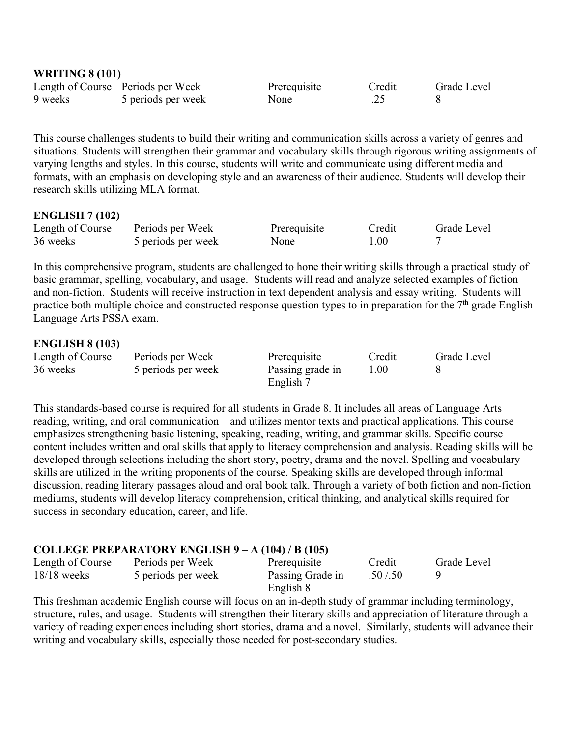**WRITING 8 (101)**

| Length of Course | Periods per Week | Prerequisite | Credit | Grade Level |
|---|---|---|---|---|
| 9 weeks | 5 periods per week | None | .25 | 8 |

This course challenges students to build their writing and communication skills across a variety of genres and situations. Students will strengthen their grammar and vocabulary skills through rigorous writing assignments of varying lengths and styles. In this course, students will write and communicate using different media and formats, with an emphasis on developing style and an awareness of their audience. Students will develop their research skills utilizing MLA format.

**ENGLISH 7 (102)**

| Length of Course | Periods per Week | Prerequisite | Credit | Grade Level |
|---|---|---|---|---|
| 36 weeks | 5 periods per week | None | 1.00 | 7 |

In this comprehensive program, students are challenged to hone their writing skills through a practical study of basic grammar, spelling, vocabulary, and usage. Students will read and analyze selected examples of fiction and non-fiction. Students will receive instruction in text dependent analysis and essay writing. Students will practice both multiple choice and constructed response question types to in preparation for the 7th grade English Language Arts PSSA exam.

**ENGLISH 8 (103)**

| Length of Course | Periods per Week | Prerequisite | Credit | Grade Level |
|---|---|---|---|---|
| 36 weeks | 5 periods per week | Passing grade in English 7 | 1.00 | 8 |

This standards-based course is required for all students in Grade 8. It includes all areas of Language Arts—reading, writing, and oral communication—and utilizes mentor texts and practical applications. This course emphasizes strengthening basic listening, speaking, reading, writing, and grammar skills. Specific course content includes written and oral skills that apply to literacy comprehension and analysis. Reading skills will be developed through selections including the short story, poetry, drama and the novel. Spelling and vocabulary skills are utilized in the writing proponents of the course. Speaking skills are developed through informal discussion, reading literary passages aloud and oral book talk. Through a variety of both fiction and non-fiction mediums, students will develop literacy comprehension, critical thinking, and analytical skills required for success in secondary education, career, and life.

**COLLEGE PREPARATORY ENGLISH 9 – A (104) / B (105)**

| Length of Course | Periods per Week | Prerequisite | Credit | Grade Level |
|---|---|---|---|---|
| 18/18 weeks | 5 periods per week | Passing Grade in English 8 | .50 /.50 | 9 |

This freshman academic English course will focus on an in-depth study of grammar including terminology, structure, rules, and usage. Students will strengthen their literary skills and appreciation of literature through a variety of reading experiences including short stories, drama and a novel. Similarly, students will advance their writing and vocabulary skills, especially those needed for post-secondary studies.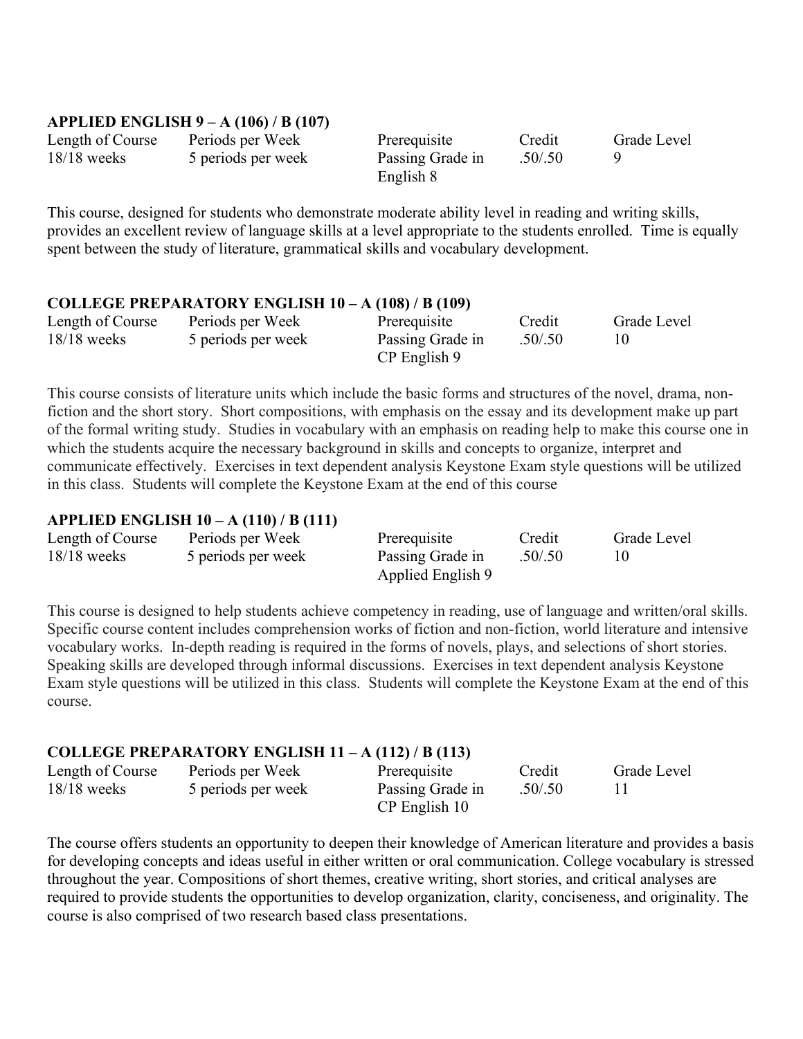**APPLIED ENGLISH 9 – A (106) / B (107)**

| Length of Course | Periods per Week | Prerequisite | Credit | Grade Level |
| --- | --- | --- | --- | --- |
| 18/18 weeks | 5 periods per week | Passing Grade in English 8 | .50/.50 | 9 |

This course, designed for students who demonstrate moderate ability level in reading and writing skills, provides an excellent review of language skills at a level appropriate to the students enrolled. Time is equally spent between the study of literature, grammatical skills and vocabulary development.

**COLLEGE PREPARATORY ENGLISH 10 – A (108) / B (109)**

| Length of Course | Periods per Week | Prerequisite | Credit | Grade Level |
| --- | --- | --- | --- | --- |
| 18/18 weeks | 5 periods per week | Passing Grade in CP English 9 | .50/.50 | 10 |

This course consists of literature units which include the basic forms and structures of the novel, drama, non-fiction and the short story. Short compositions, with emphasis on the essay and its development make up part of the formal writing study. Studies in vocabulary with an emphasis on reading help to make this course one in which the students acquire the necessary background in skills and concepts to organize, interpret and communicate effectively. Exercises in text dependent analysis Keystone Exam style questions will be utilized in this class. Students will complete the Keystone Exam at the end of this course

**APPLIED ENGLISH 10 – A (110) / B (111)**

| Length of Course | Periods per Week | Prerequisite | Credit | Grade Level |
| --- | --- | --- | --- | --- |
| 18/18 weeks | 5 periods per week | Passing Grade in Applied English 9 | .50/.50 | 10 |

This course is designed to help students achieve competency in reading, use of language and written/oral skills. Specific course content includes comprehension works of fiction and non-fiction, world literature and intensive vocabulary works. In-depth reading is required in the forms of novels, plays, and selections of short stories. Speaking skills are developed through informal discussions. Exercises in text dependent analysis Keystone Exam style questions will be utilized in this class. Students will complete the Keystone Exam at the end of this course.

**COLLEGE PREPARATORY ENGLISH 11 – A (112) / B (113)**

| Length of Course | Periods per Week | Prerequisite | Credit | Grade Level |
| --- | --- | --- | --- | --- |
| 18/18 weeks | 5 periods per week | Passing Grade in CP English 10 | .50/.50 | 11 |

The course offers students an opportunity to deepen their knowledge of American literature and provides a basis for developing concepts and ideas useful in either written or oral communication. College vocabulary is stressed throughout the year. Compositions of short themes, creative writing, short stories, and critical analyses are required to provide students the opportunities to develop organization, clarity, conciseness, and originality. The course is also comprised of two research based class presentations.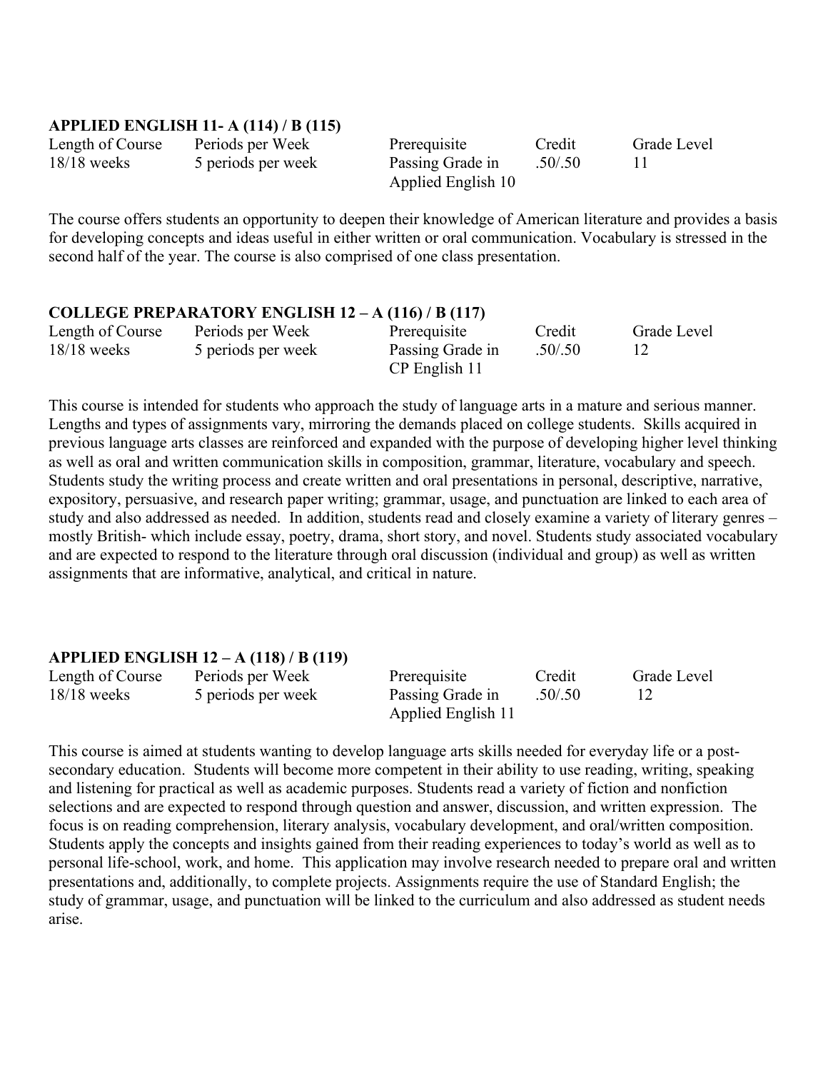**APPLIED ENGLISH 11- A (114) / B (115)**

| Length of Course | Periods per Week | Prerequisite | Credit | Grade Level |
|---|---|---|---|---|
| 18/18 weeks | 5 periods per week | Passing Grade in Applied English 10 | .50/.50 | 11 |

The course offers students an opportunity to deepen their knowledge of American literature and provides a basis for developing concepts and ideas useful in either written or oral communication. Vocabulary is stressed in the second half of the year. The course is also comprised of one class presentation.

**COLLEGE PREPARATORY ENGLISH 12 – A (116) / B (117)**

| Length of Course | Periods per Week | Prerequisite | Credit | Grade Level |
|---|---|---|---|---|
| 18/18 weeks | 5 periods per week | Passing Grade in CP English 11 | .50/.50 | 12 |

This course is intended for students who approach the study of language arts in a mature and serious manner. Lengths and types of assignments vary, mirroring the demands placed on college students. Skills acquired in previous language arts classes are reinforced and expanded with the purpose of developing higher level thinking as well as oral and written communication skills in composition, grammar, literature, vocabulary and speech. Students study the writing process and create written and oral presentations in personal, descriptive, narrative, expository, persuasive, and research paper writing; grammar, usage, and punctuation are linked to each area of study and also addressed as needed. In addition, students read and closely examine a variety of literary genres – mostly British- which include essay, poetry, drama, short story, and novel. Students study associated vocabulary and are expected to respond to the literature through oral discussion (individual and group) as well as written assignments that are informative, analytical, and critical in nature.

**APPLIED ENGLISH 12 – A (118) / B (119)**

| Length of Course | Periods per Week | Prerequisite | Credit | Grade Level |
|---|---|---|---|---|
| 18/18 weeks | 5 periods per week | Passing Grade in Applied English 11 | .50/.50 | 12 |

This course is aimed at students wanting to develop language arts skills needed for everyday life or a post-secondary education. Students will become more competent in their ability to use reading, writing, speaking and listening for practical as well as academic purposes. Students read a variety of fiction and nonfiction selections and are expected to respond through question and answer, discussion, and written expression. The focus is on reading comprehension, literary analysis, vocabulary development, and oral/written composition. Students apply the concepts and insights gained from their reading experiences to today's world as well as to personal life-school, work, and home. This application may involve research needed to prepare oral and written presentations and, additionally, to complete projects. Assignments require the use of Standard English; the study of grammar, usage, and punctuation will be linked to the curriculum and also addressed as student needs arise.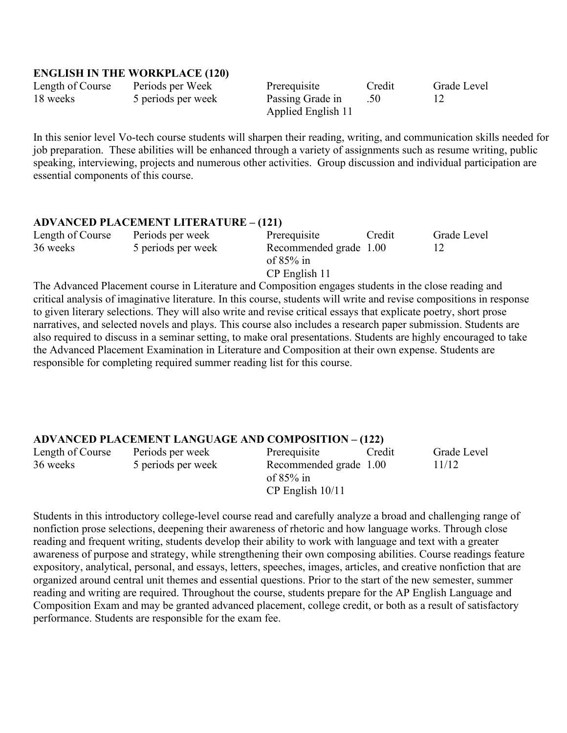**ENGLISH IN THE WORKPLACE (120)**

| Length of Course | Periods per Week | Prerequisite | Credit | Grade Level |
|---|---|---|---|---|
| 18 weeks | 5 periods per week | Passing Grade in Applied English 11 | .50 | 12 |

In this senior level Vo-tech course students will sharpen their reading, writing, and communication skills needed for job preparation. These abilities will be enhanced through a variety of assignments such as resume writing, public speaking, interviewing, projects and numerous other activities. Group discussion and individual participation are essential components of this course.

**ADVANCED PLACEMENT LITERATURE – (121)**

| Length of Course | Periods per week | Prerequisite | Credit | Grade Level |
|---|---|---|---|---|
| 36 weeks | 5 periods per week | Recommended grade of 85% in CP English 11 | 1.00 | 12 |

The Advanced Placement course in Literature and Composition engages students in the close reading and critical analysis of imaginative literature. In this course, students will write and revise compositions in response to given literary selections. They will also write and revise critical essays that explicate poetry, short prose narratives, and selected novels and plays. This course also includes a research paper submission. Students are also required to discuss in a seminar setting, to make oral presentations. Students are highly encouraged to take the Advanced Placement Examination in Literature and Composition at their own expense. Students are responsible for completing required summer reading list for this course.

**ADVANCED PLACEMENT LANGUAGE AND COMPOSITION – (122)**

| Length of Course | Periods per week | Prerequisite | Credit | Grade Level |
|---|---|---|---|---|
| 36 weeks | 5 periods per week | Recommended grade of 85% in CP English 10/11 | 1.00 | 11/12 |

Students in this introductory college-level course read and carefully analyze a broad and challenging range of nonfiction prose selections, deepening their awareness of rhetoric and how language works. Through close reading and frequent writing, students develop their ability to work with language and text with a greater awareness of purpose and strategy, while strengthening their own composing abilities. Course readings feature expository, analytical, personal, and essays, letters, speeches, images, articles, and creative nonfiction that are organized around central unit themes and essential questions. Prior to the start of the new semester, summer reading and writing are required. Throughout the course, students prepare for the AP English Language and Composition Exam and may be granted advanced placement, college credit, or both as a result of satisfactory performance. Students are responsible for the exam fee.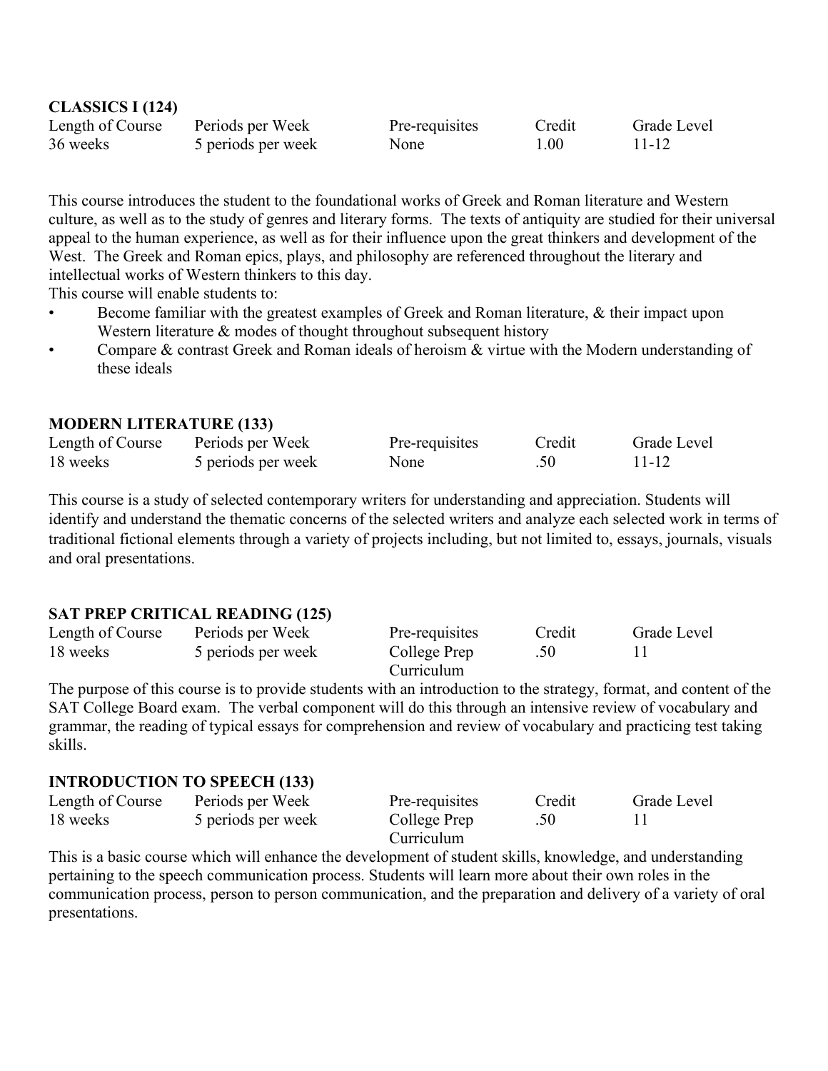**CLASSICS I (124)**

| Length of Course | Periods per Week | Pre-requisites | Credit | Grade Level |
|---|---|---|---|---|
| 36 weeks | 5 periods per week | None | 1.00 | 11-12 |

This course introduces the student to the foundational works of Greek and Roman literature and Western culture, as well as to the study of genres and literary forms. The texts of antiquity are studied for their universal appeal to the human experience, as well as for their influence upon the great thinkers and development of the West. The Greek and Roman epics, plays, and philosophy are referenced throughout the literary and intellectual works of Western thinkers to this day.

This course will enable students to:

- Become familiar with the greatest examples of Greek and Roman literature, & their impact upon Western literature & modes of thought throughout subsequent history
- Compare & contrast Greek and Roman ideals of heroism & virtue with the Modern understanding of these ideals

**MODERN LITERATURE (133)**

| Length of Course | Periods per Week | Pre-requisites | Credit | Grade Level |
|---|---|---|---|---|
| 18 weeks | 5 periods per week | None | .50 | 11-12 |

This course is a study of selected contemporary writers for understanding and appreciation. Students will identify and understand the thematic concerns of the selected writers and analyze each selected work in terms of traditional fictional elements through a variety of projects including, but not limited to, essays, journals, visuals and oral presentations.

**SAT PREP CRITICAL READING (125)**

| Length of Course | Periods per Week | Pre-requisites | Credit | Grade Level |
|---|---|---|---|---|
| 18 weeks | 5 periods per week | College Prep Curriculum | .50 | 11 |

The purpose of this course is to provide students with an introduction to the strategy, format, and content of the SAT College Board exam. The verbal component will do this through an intensive review of vocabulary and grammar, the reading of typical essays for comprehension and review of vocabulary and practicing test taking skills.

**INTRODUCTION TO SPEECH (133)**

| Length of Course | Periods per Week | Pre-requisites | Credit | Grade Level |
|---|---|---|---|---|
| 18 weeks | 5 periods per week | College Prep Curriculum | .50 | 11 |

This is a basic course which will enhance the development of student skills, knowledge, and understanding pertaining to the speech communication process. Students will learn more about their own roles in the communication process, person to person communication, and the preparation and delivery of a variety of oral presentations.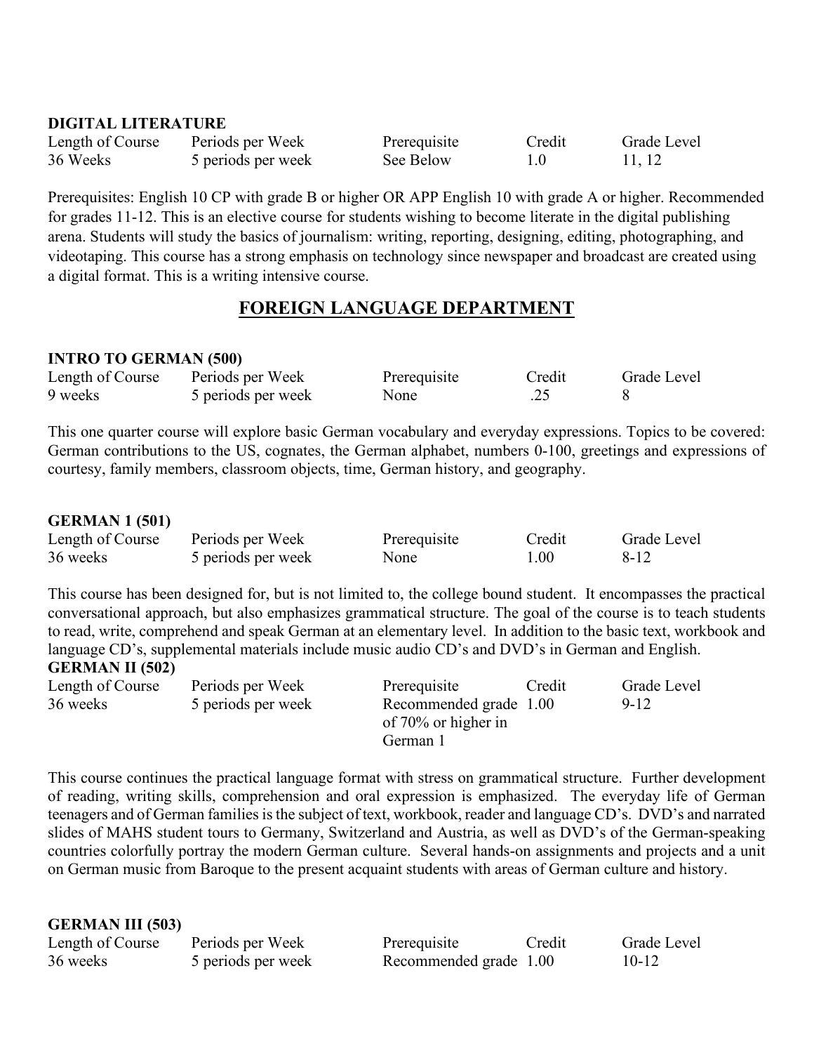**DIGITAL LITERATURE**

| Length of Course | Periods per Week | Prerequisite | Credit | Grade Level |
|---|---|---|---|---|
| 36 Weeks | 5 periods per week | See Below | 1.0 | 11, 12 |

Prerequisites: English 10 CP with grade B or higher OR APP English 10 with grade A or higher. Recommended for grades 11-12. This is an elective course for students wishing to become literate in the digital publishing arena. Students will study the basics of journalism: writing, reporting, designing, editing, photographing, and videotaping. This course has a strong emphasis on technology since newspaper and broadcast are created using a digital format. This is a writing intensive course.

## FOREIGN LANGUAGE DEPARTMENT

**INTRO TO GERMAN (500)**

| Length of Course | Periods per Week | Prerequisite | Credit | Grade Level |
|---|---|---|---|---|
| 9 weeks | 5 periods per week | None | .25 | 8 |

This one quarter course will explore basic German vocabulary and everyday expressions. Topics to be covered: German contributions to the US, cognates, the German alphabet, numbers 0-100, greetings and expressions of courtesy, family members, classroom objects, time, German history, and geography.

**GERMAN 1 (501)**

| Length of Course | Periods per Week | Prerequisite | Credit | Grade Level |
|---|---|---|---|---|
| 36 weeks | 5 periods per week | None | 1.00 | 8-12 |

This course has been designed for, but is not limited to, the college bound student. It encompasses the practical conversational approach, but also emphasizes grammatical structure. The goal of the course is to teach students to read, write, comprehend and speak German at an elementary level. In addition to the basic text, workbook and language CD's, supplemental materials include music audio CD's and DVD's in German and English.

**GERMAN II (502)**

| Length of Course | Periods per Week | Prerequisite | Credit | Grade Level |
|---|---|---|---|---|
| 36 weeks | 5 periods per week | Recommended grade of 70% or higher in German 1 | 1.00 | 9-12 |

This course continues the practical language format with stress on grammatical structure. Further development of reading, writing skills, comprehension and oral expression is emphasized. The everyday life of German teenagers and of German families is the subject of text, workbook, reader and language CD's. DVD's and narrated slides of MAHS student tours to Germany, Switzerland and Austria, as well as DVD's of the German-speaking countries colorfully portray the modern German culture. Several hands-on assignments and projects and a unit on German music from Baroque to the present acquaint students with areas of German culture and history.

**GERMAN III (503)**

| Length of Course | Periods per Week | Prerequisite | Credit | Grade Level |
|---|---|---|---|---|
| 36 weeks | 5 periods per week | Recommended grade | 1.00 | 10-12 |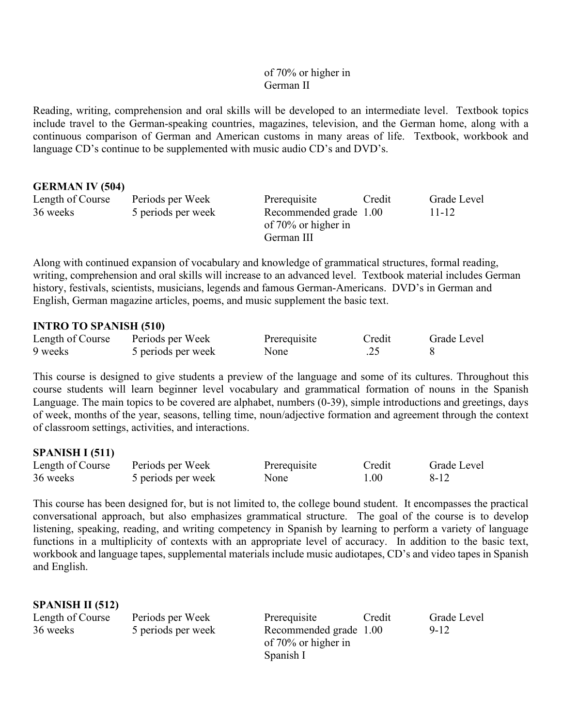of 70% or higher in German II

Reading, writing, comprehension and oral skills will be developed to an intermediate level. Textbook topics include travel to the German-speaking countries, magazines, television, and the German home, along with a continuous comparison of German and American customs in many areas of life. Textbook, workbook and language CD's continue to be supplemented with music audio CD's and DVD's.

**GERMAN IV (504)**

| Length of Course | Periods per Week | Prerequisite | Credit | Grade Level |
|---|---|---|---|---|
| 36 weeks | 5 periods per week | Recommended grade of 70% or higher in German III | 1.00 | 11-12 |

Along with continued expansion of vocabulary and knowledge of grammatical structures, formal reading, writing, comprehension and oral skills will increase to an advanced level. Textbook material includes German history, festivals, scientists, musicians, legends and famous German-Americans. DVD's in German and English, German magazine articles, poems, and music supplement the basic text.

**INTRO TO SPANISH (510)**

| Length of Course | Periods per Week | Prerequisite | Credit | Grade Level |
|---|---|---|---|---|
| 9 weeks | 5 periods per week | None | .25 | 8 |

This course is designed to give students a preview of the language and some of its cultures. Throughout this course students will learn beginner level vocabulary and grammatical formation of nouns in the Spanish Language. The main topics to be covered are alphabet, numbers (0-39), simple introductions and greetings, days of week, months of the year, seasons, telling time, noun/adjective formation and agreement through the context of classroom settings, activities, and interactions.

**SPANISH I (511)**

| Length of Course | Periods per Week | Prerequisite | Credit | Grade Level |
|---|---|---|---|---|
| 36 weeks | 5 periods per week | None | 1.00 | 8-12 |

This course has been designed for, but is not limited to, the college bound student. It encompasses the practical conversational approach, but also emphasizes grammatical structure. The goal of the course is to develop listening, speaking, reading, and writing competency in Spanish by learning to perform a variety of language functions in a multiplicity of contexts with an appropriate level of accuracy. In addition to the basic text, workbook and language tapes, supplemental materials include music audiotapes, CD's and video tapes in Spanish and English.

**SPANISH II (512)**

| Length of Course | Periods per Week | Prerequisite | Credit | Grade Level |
|---|---|---|---|---|
| 36 weeks | 5 periods per week | Recommended grade of 70% or higher in Spanish I | 1.00 | 9-12 |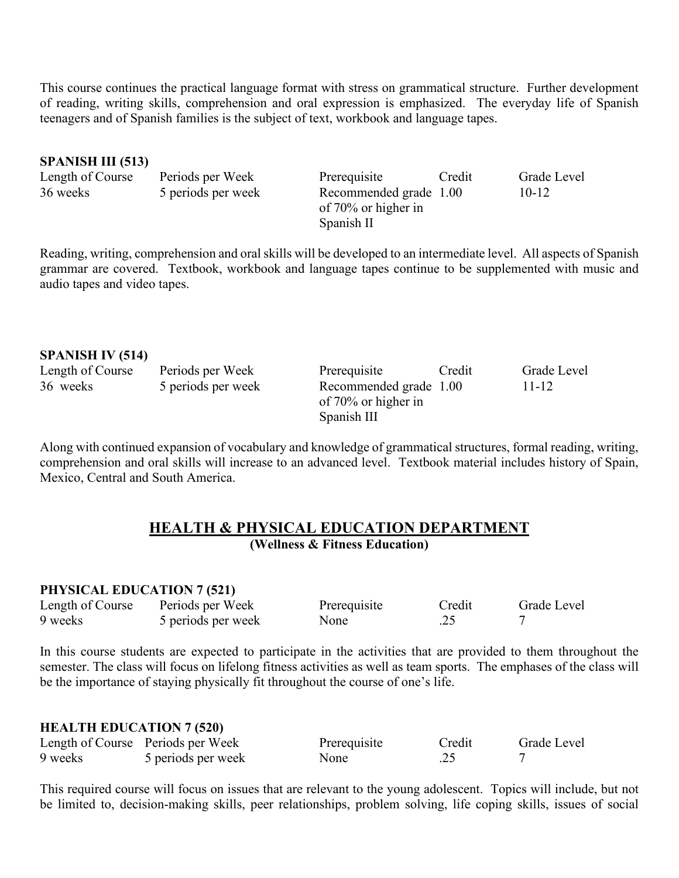This course continues the practical language format with stress on grammatical structure. Further development of reading, writing skills, comprehension and oral expression is emphasized. The everyday life of Spanish teenagers and of Spanish families is the subject of text, workbook and language tapes.

**SPANISH III (513)**

| Length of Course | Periods per Week | Prerequisite | Credit | Grade Level |
|---|---|---|---|---|
| 36 weeks | 5 periods per week | Recommended grade of 70% or higher in Spanish II | 1.00 | 10-12 |

Reading, writing, comprehension and oral skills will be developed to an intermediate level. All aspects of Spanish grammar are covered. Textbook, workbook and language tapes continue to be supplemented with music and audio tapes and video tapes.

**SPANISH IV (514)**

| Length of Course | Periods per Week | Prerequisite | Credit | Grade Level |
|---|---|---|---|---|
| 36 weeks | 5 periods per week | Recommended grade of 70% or higher in Spanish III | 1.00 | 11-12 |

Along with continued expansion of vocabulary and knowledge of grammatical structures, formal reading, writing, comprehension and oral skills will increase to an advanced level. Textbook material includes history of Spain, Mexico, Central and South America.

## HEALTH & PHYSICAL EDUCATION DEPARTMENT

**(Wellness & Fitness Education)**

**PHYSICAL EDUCATION 7 (521)**

| Length of Course | Periods per Week | Prerequisite | Credit | Grade Level |
|---|---|---|---|---|
| 9 weeks | 5 periods per week | None | .25 | 7 |

In this course students are expected to participate in the activities that are provided to them throughout the semester. The class will focus on lifelong fitness activities as well as team sports. The emphases of the class will be the importance of staying physically fit throughout the course of one's life.

**HEALTH EDUCATION 7 (520)**

| Length of Course | Periods per Week | Prerequisite | Credit | Grade Level |
|---|---|---|---|---|
| 9 weeks | 5 periods per week | None | .25 | 7 |

This required course will focus on issues that are relevant to the young adolescent. Topics will include, but not be limited to, decision-making skills, peer relationships, problem solving, life coping skills, issues of social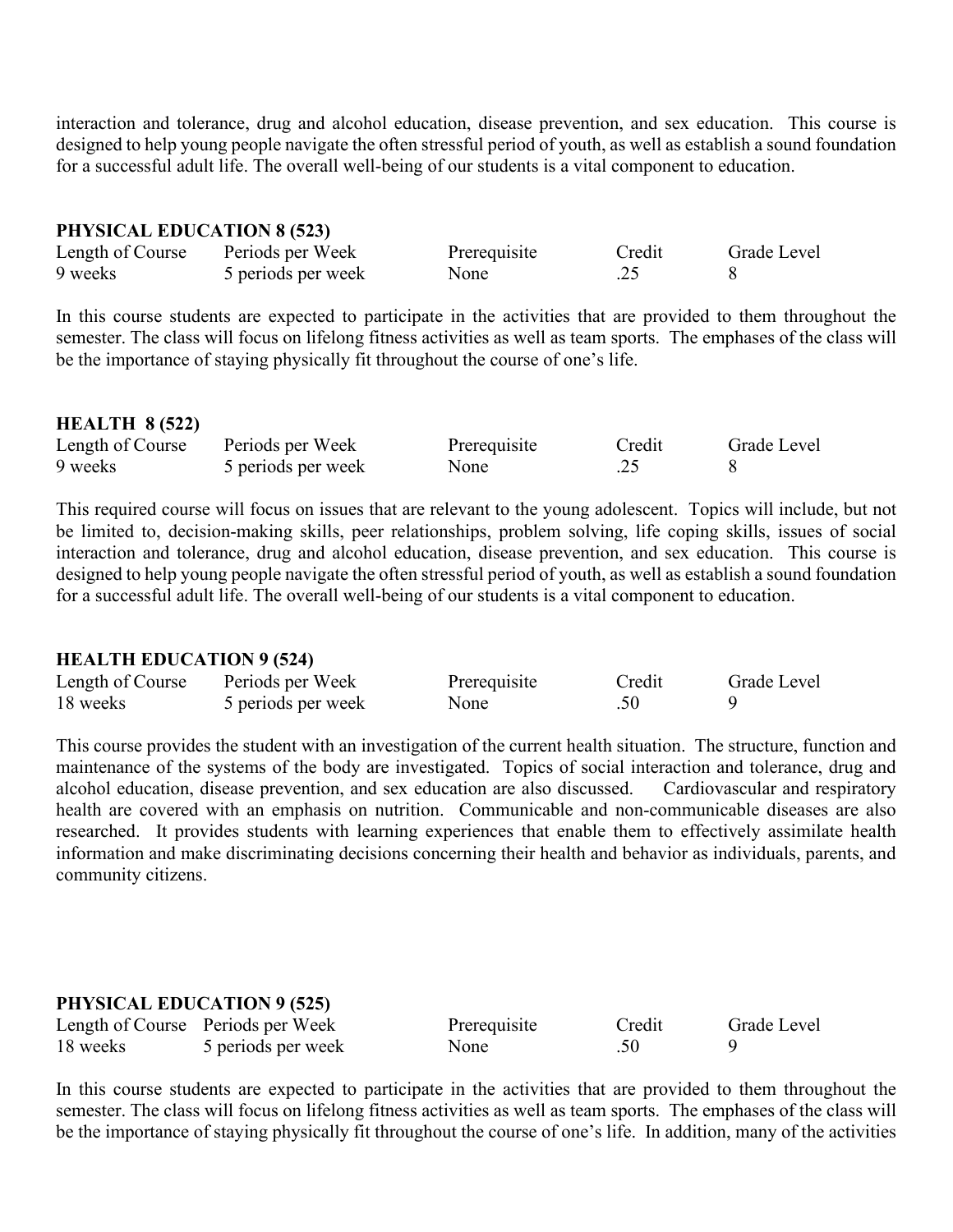interaction and tolerance, drug and alcohol education, disease prevention, and sex education. This course is designed to help young people navigate the often stressful period of youth, as well as establish a sound foundation for a successful adult life. The overall well-being of our students is a vital component to education.

**PHYSICAL EDUCATION 8 (523)**

| Length of Course | Periods per Week | Prerequisite | Credit | Grade Level |
|---|---|---|---|---|
| 9 weeks | 5 periods per week | None | .25 | 8 |

In this course students are expected to participate in the activities that are provided to them throughout the semester. The class will focus on lifelong fitness activities as well as team sports. The emphases of the class will be the importance of staying physically fit throughout the course of one's life.

**HEALTH 8 (522)**

| Length of Course | Periods per Week | Prerequisite | Credit | Grade Level |
|---|---|---|---|---|
| 9 weeks | 5 periods per week | None | .25 | 8 |

This required course will focus on issues that are relevant to the young adolescent. Topics will include, but not be limited to, decision-making skills, peer relationships, problem solving, life coping skills, issues of social interaction and tolerance, drug and alcohol education, disease prevention, and sex education. This course is designed to help young people navigate the often stressful period of youth, as well as establish a sound foundation for a successful adult life. The overall well-being of our students is a vital component to education.

**HEALTH EDUCATION 9 (524)**

| Length of Course | Periods per Week | Prerequisite | Credit | Grade Level |
|---|---|---|---|---|
| 18 weeks | 5 periods per week | None | .50 | 9 |

This course provides the student with an investigation of the current health situation. The structure, function and maintenance of the systems of the body are investigated. Topics of social interaction and tolerance, drug and alcohol education, disease prevention, and sex education are also discussed. Cardiovascular and respiratory health are covered with an emphasis on nutrition. Communicable and non-communicable diseases are also researched. It provides students with learning experiences that enable them to effectively assimilate health information and make discriminating decisions concerning their health and behavior as individuals, parents, and community citizens.

**PHYSICAL EDUCATION 9 (525)**

| Length of Course | Periods per Week | Prerequisite | Credit | Grade Level |
|---|---|---|---|---|
| 18 weeks | 5 periods per week | None | .50 | 9 |

In this course students are expected to participate in the activities that are provided to them throughout the semester. The class will focus on lifelong fitness activities as well as team sports. The emphases of the class will be the importance of staying physically fit throughout the course of one's life. In addition, many of the activities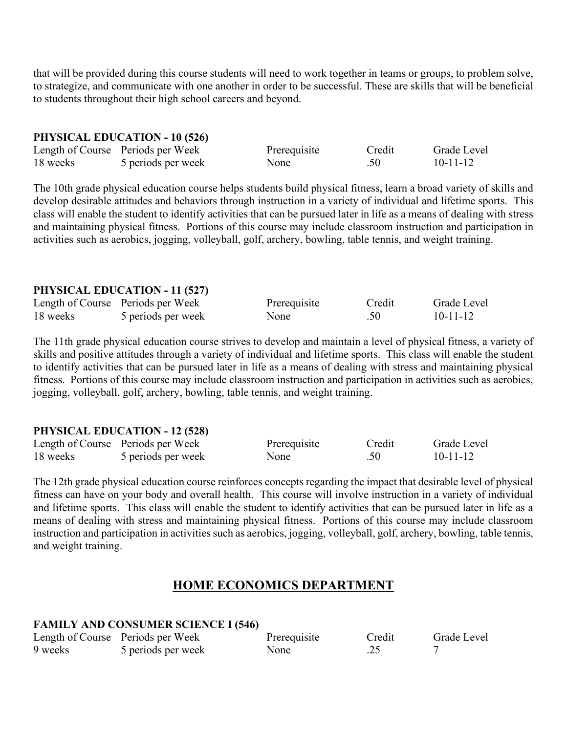that will be provided during this course students will need to work together in teams or groups, to problem solve, to strategize, and communicate with one another in order to be successful. These are skills that will be beneficial to students throughout their high school careers and beyond.

**PHYSICAL EDUCATION - 10 (526)**

| Length of Course | Periods per Week | Prerequisite | Credit | Grade Level |
|---|---|---|---|---|
| 18 weeks | 5 periods per week | None | .50 | 10-11-12 |

The 10th grade physical education course helps students build physical fitness, learn a broad variety of skills and develop desirable attitudes and behaviors through instruction in a variety of individual and lifetime sports. This class will enable the student to identify activities that can be pursued later in life as a means of dealing with stress and maintaining physical fitness. Portions of this course may include classroom instruction and participation in activities such as aerobics, jogging, volleyball, golf, archery, bowling, table tennis, and weight training.

**PHYSICAL EDUCATION - 11 (527)**

| Length of Course | Periods per Week | Prerequisite | Credit | Grade Level |
|---|---|---|---|---|
| 18 weeks | 5 periods per week | None | .50 | 10-11-12 |

The 11th grade physical education course strives to develop and maintain a level of physical fitness, a variety of skills and positive attitudes through a variety of individual and lifetime sports. This class will enable the student to identify activities that can be pursued later in life as a means of dealing with stress and maintaining physical fitness. Portions of this course may include classroom instruction and participation in activities such as aerobics, jogging, volleyball, golf, archery, bowling, table tennis, and weight training.

**PHYSICAL EDUCATION - 12 (528)**

| Length of Course | Periods per Week | Prerequisite | Credit | Grade Level |
|---|---|---|---|---|
| 18 weeks | 5 periods per week | None | .50 | 10-11-12 |

The 12th grade physical education course reinforces concepts regarding the impact that desirable level of physical fitness can have on your body and overall health. This course will involve instruction in a variety of individual and lifetime sports. This class will enable the student to identify activities that can be pursued later in life as a means of dealing with stress and maintaining physical fitness. Portions of this course may include classroom instruction and participation in activities such as aerobics, jogging, volleyball, golf, archery, bowling, table tennis, and weight training.

## HOME ECONOMICS DEPARTMENT

**FAMILY AND CONSUMER SCIENCE I (546)**

| Length of Course | Periods per Week | Prerequisite | Credit | Grade Level |
|---|---|---|---|---|
| 9 weeks | 5 periods per week | None | .25 | 7 |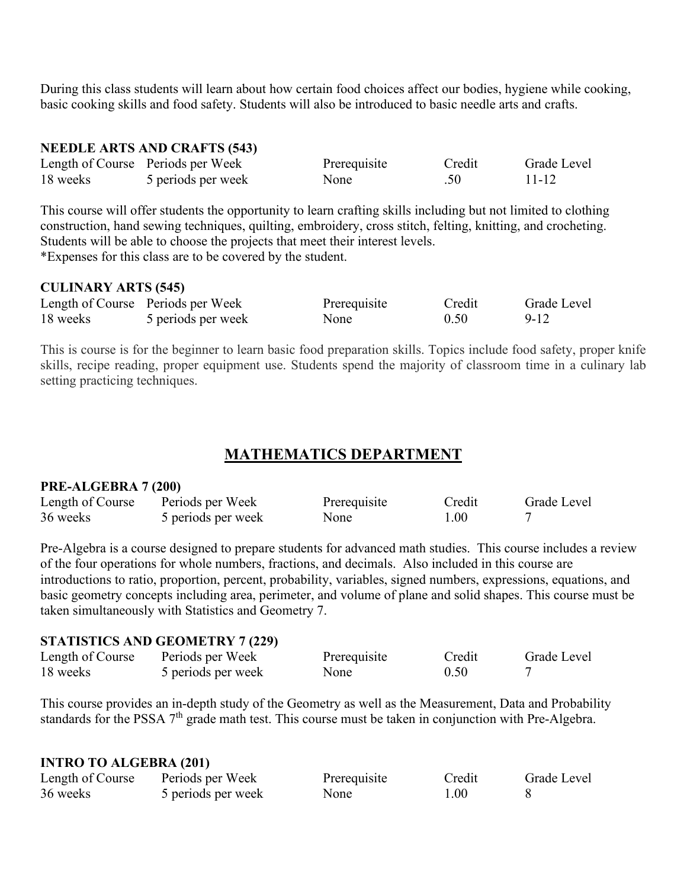During this class students will learn about how certain food choices affect our bodies, hygiene while cooking, basic cooking skills and food safety. Students will also be introduced to basic needle arts and crafts.

### NEEDLE ARTS AND CRAFTS (543)

| Length of Course | Periods per Week | Prerequisite | Credit | Grade Level |
|---|---|---|---|---|
| 18 weeks | 5 periods per week | None | .50 | 11-12 |

This course will offer students the opportunity to learn crafting skills including but not limited to clothing construction, hand sewing techniques, quilting, embroidery, cross stitch, felting, knitting, and crocheting. Students will be able to choose the projects that meet their interest levels.
*Expenses for this class are to be covered by the student.

### CULINARY ARTS (545)

| Length of Course | Periods per Week | Prerequisite | Credit | Grade Level |
|---|---|---|---|---|
| 18 weeks | 5 periods per week | None | 0.50 | 9-12 |

This is course is for the beginner to learn basic food preparation skills. Topics include food safety, proper knife skills, recipe reading, proper equipment use. Students spend the majority of classroom time in a culinary lab setting practicing techniques.

## MATHEMATICS DEPARTMENT

### PRE-ALGEBRA 7 (200)

| Length of Course | Periods per Week | Prerequisite | Credit | Grade Level |
|---|---|---|---|---|
| 36 weeks | 5 periods per week | None | 1.00 | 7 |

Pre-Algebra is a course designed to prepare students for advanced math studies. This course includes a review of the four operations for whole numbers, fractions, and decimals. Also included in this course are introductions to ratio, proportion, percent, probability, variables, signed numbers, expressions, equations, and basic geometry concepts including area, perimeter, and volume of plane and solid shapes. This course must be taken simultaneously with Statistics and Geometry 7.

### STATISTICS AND GEOMETRY 7 (229)

| Length of Course | Periods per Week | Prerequisite | Credit | Grade Level |
|---|---|---|---|---|
| 18 weeks | 5 periods per week | None | 0.50 | 7 |

This course provides an in-depth study of the Geometry as well as the Measurement, Data and Probability standards for the PSSA 7th grade math test. This course must be taken in conjunction with Pre-Algebra.

### INTRO TO ALGEBRA (201)

| Length of Course | Periods per Week | Prerequisite | Credit | Grade Level |
|---|---|---|---|---|
| 36 weeks | 5 periods per week | None | 1.00 | 8 |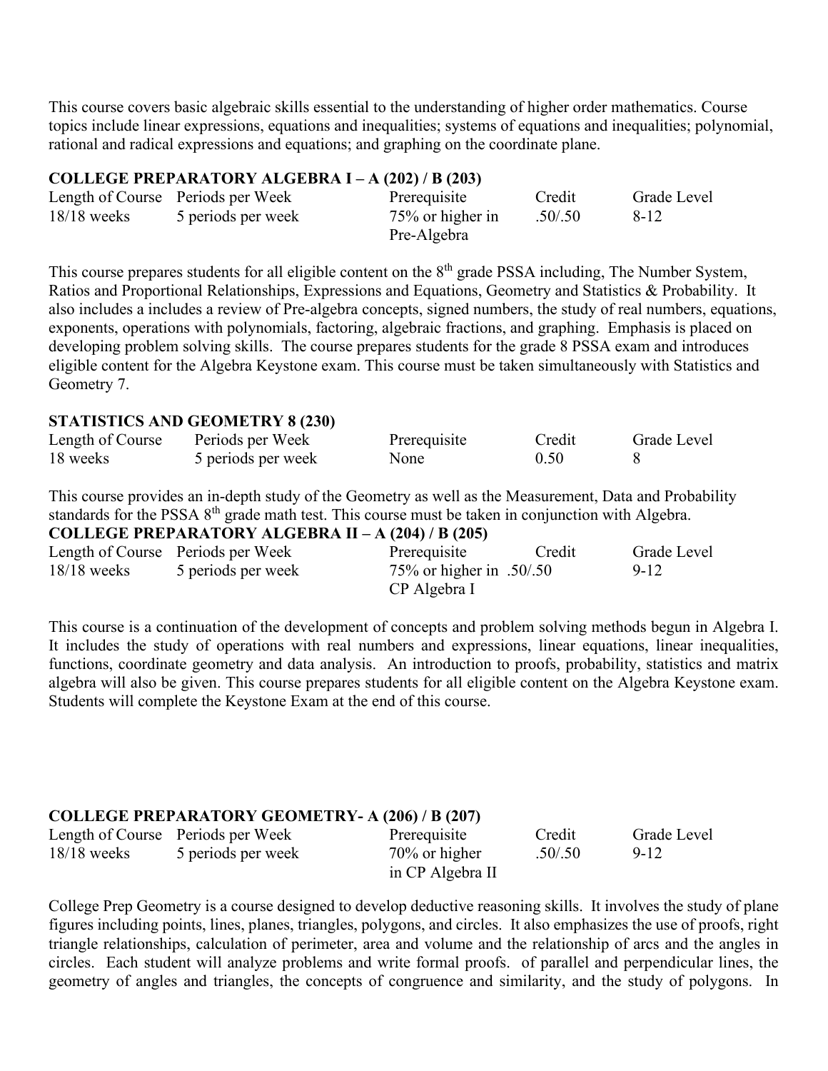This course covers basic algebraic skills essential to the understanding of higher order mathematics. Course topics include linear expressions, equations and inequalities; systems of equations and inequalities; polynomial, rational and radical expressions and equations; and graphing on the coordinate plane.

**COLLEGE PREPARATORY ALGEBRA I – A (202) / B (203)**

| Length of Course | Periods per Week | Prerequisite | Credit | Grade Level |
|---|---|---|---|---|
| 18/18 weeks | 5 periods per week | 75% or higher in Pre-Algebra | .50/.50 | 8-12 |

This course prepares students for all eligible content on the 8th grade PSSA including, The Number System, Ratios and Proportional Relationships, Expressions and Equations, Geometry and Statistics & Probability. It also includes a includes a review of Pre-algebra concepts, signed numbers, the study of real numbers, equations, exponents, operations with polynomials, factoring, algebraic fractions, and graphing. Emphasis is placed on developing problem solving skills. The course prepares students for the grade 8 PSSA exam and introduces eligible content for the Algebra Keystone exam. This course must be taken simultaneously with Statistics and Geometry 7.

**STATISTICS AND GEOMETRY 8 (230)**

| Length of Course | Periods per Week | Prerequisite | Credit | Grade Level |
|---|---|---|---|---|
| 18 weeks | 5 periods per week | None | 0.50 | 8 |

This course provides an in-depth study of the Geometry as well as the Measurement, Data and Probability standards for the PSSA 8th grade math test. This course must be taken in conjunction with Algebra.

**COLLEGE PREPARATORY ALGEBRA II – A (204) / B (205)**

| Length of Course | Periods per Week | Prerequisite | Credit | Grade Level |
|---|---|---|---|---|
| 18/18 weeks | 5 periods per week | 75% or higher in CP Algebra I | .50/.50 | 9-12 |

This course is a continuation of the development of concepts and problem solving methods begun in Algebra I. It includes the study of operations with real numbers and expressions, linear equations, linear inequalities, functions, coordinate geometry and data analysis. An introduction to proofs, probability, statistics and matrix algebra will also be given. This course prepares students for all eligible content on the Algebra Keystone exam. Students will complete the Keystone Exam at the end of this course.

**COLLEGE PREPARATORY GEOMETRY- A (206) / B (207)**

| Length of Course | Periods per Week | Prerequisite | Credit | Grade Level |
|---|---|---|---|---|
| 18/18 weeks | 5 periods per week | 70% or higher in CP Algebra II | .50/.50 | 9-12 |

College Prep Geometry is a course designed to develop deductive reasoning skills. It involves the study of plane figures including points, lines, planes, triangles, polygons, and circles. It also emphasizes the use of proofs, right triangle relationships, calculation of perimeter, area and volume and the relationship of arcs and the angles in circles. Each student will analyze problems and write formal proofs. of parallel and perpendicular lines, the geometry of angles and triangles, the concepts of congruence and similarity, and the study of polygons. In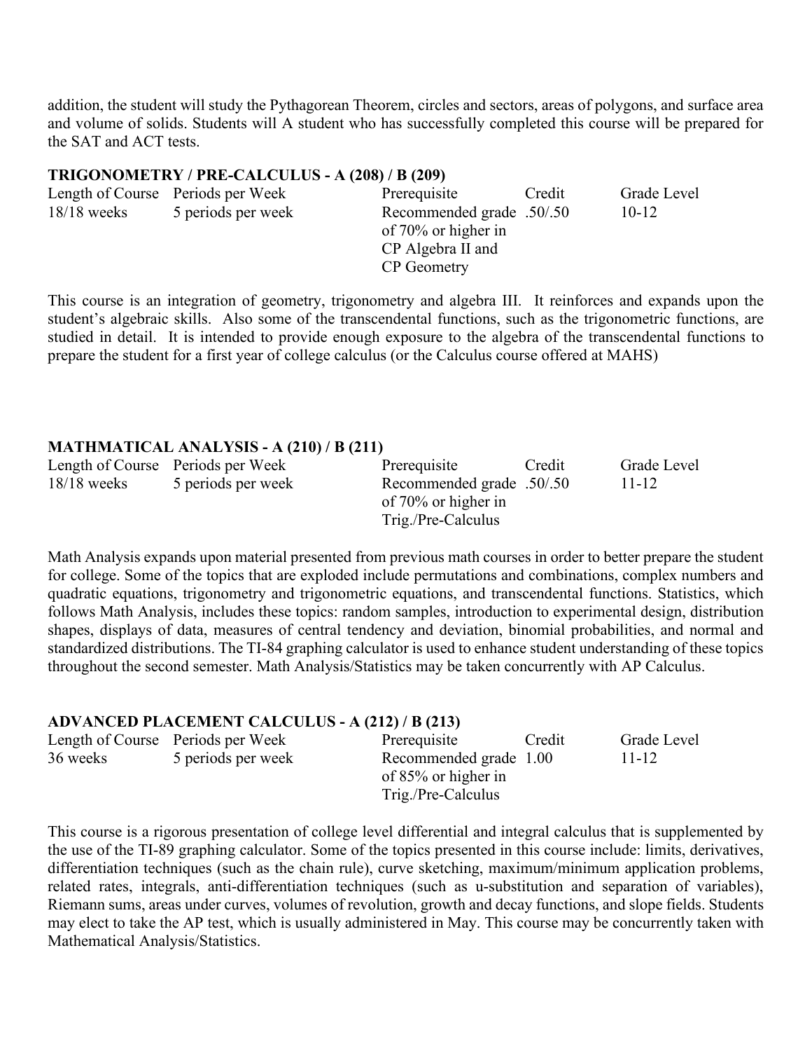addition, the student will study the Pythagorean Theorem, circles and sectors, areas of polygons, and surface area and volume of solids. Students will A student who has successfully completed this course will be prepared for the SAT and ACT tests.

### TRIGONOMETRY / PRE-CALCULUS - A (208) / B (209)

| Length of Course | Periods per Week | Prerequisite | Credit | Grade Level |
| --- | --- | --- | --- | --- |
| 18/18 weeks | 5 periods per week | Recommended grade of 70% or higher in CP Algebra II and CP Geometry | .50/.50 | 10-12 |

This course is an integration of geometry, trigonometry and algebra III. It reinforces and expands upon the student's algebraic skills. Also some of the transcendental functions, such as the trigonometric functions, are studied in detail. It is intended to provide enough exposure to the algebra of the transcendental functions to prepare the student for a first year of college calculus (or the Calculus course offered at MAHS)

### MATHMATICAL ANALYSIS - A (210) / B (211)

| Length of Course | Periods per Week | Prerequisite | Credit | Grade Level |
| --- | --- | --- | --- | --- |
| 18/18 weeks | 5 periods per week | Recommended grade of 70% or higher in Trig./Pre-Calculus | .50/.50 | 11-12 |

Math Analysis expands upon material presented from previous math courses in order to better prepare the student for college. Some of the topics that are exploded include permutations and combinations, complex numbers and quadratic equations, trigonometry and trigonometric equations, and transcendental functions. Statistics, which follows Math Analysis, includes these topics: random samples, introduction to experimental design, distribution shapes, displays of data, measures of central tendency and deviation, binomial probabilities, and normal and standardized distributions. The TI-84 graphing calculator is used to enhance student understanding of these topics throughout the second semester. Math Analysis/Statistics may be taken concurrently with AP Calculus.

### ADVANCED PLACEMENT CALCULUS - A (212) / B (213)

| Length of Course | Periods per Week | Prerequisite | Credit | Grade Level |
| --- | --- | --- | --- | --- |
| 36 weeks | 5 periods per week | Recommended grade of 85% or higher in Trig./Pre-Calculus | 1.00 | 11-12 |

This course is a rigorous presentation of college level differential and integral calculus that is supplemented by the use of the TI-89 graphing calculator. Some of the topics presented in this course include: limits, derivatives, differentiation techniques (such as the chain rule), curve sketching, maximum/minimum application problems, related rates, integrals, anti-differentiation techniques (such as u-substitution and separation of variables), Riemann sums, areas under curves, volumes of revolution, growth and decay functions, and slope fields. Students may elect to take the AP test, which is usually administered in May. This course may be concurrently taken with Mathematical Analysis/Statistics.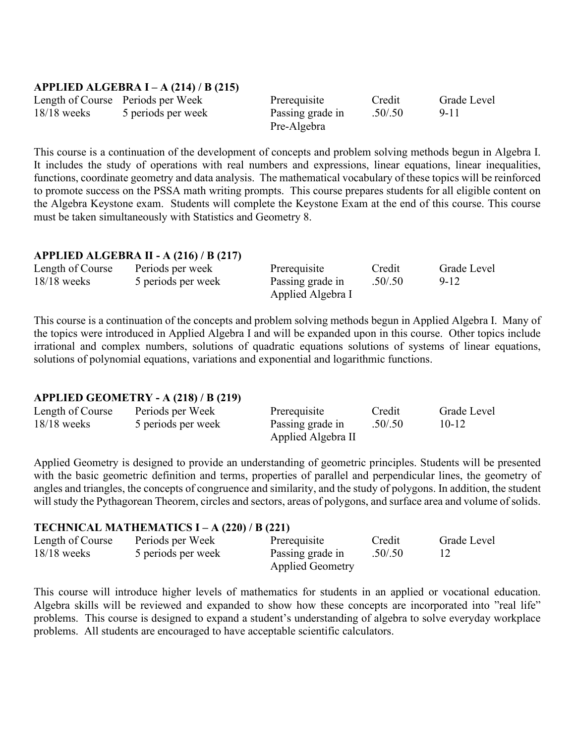**APPLIED ALGEBRA I – A (214) / B (215)**

| Length of Course | Periods per Week | Prerequisite | Credit | Grade Level |
|---|---|---|---|---|
| 18/18 weeks | 5 periods per week | Passing grade in Pre-Algebra | .50/.50 | 9-11 |

This course is a continuation of the development of concepts and problem solving methods begun in Algebra I. It includes the study of operations with real numbers and expressions, linear equations, linear inequalities, functions, coordinate geometry and data analysis. The mathematical vocabulary of these topics will be reinforced to promote success on the PSSA math writing prompts. This course prepares students for all eligible content on the Algebra Keystone exam. Students will complete the Keystone Exam at the end of this course. This course must be taken simultaneously with Statistics and Geometry 8.

**APPLIED ALGEBRA II - A (216) / B (217)**

| Length of Course | Periods per week | Prerequisite | Credit | Grade Level |
|---|---|---|---|---|
| 18/18 weeks | 5 periods per week | Passing grade in Applied Algebra I | .50/.50 | 9-12 |

This course is a continuation of the concepts and problem solving methods begun in Applied Algebra I. Many of the topics were introduced in Applied Algebra I and will be expanded upon in this course. Other topics include irrational and complex numbers, solutions of quadratic equations solutions of systems of linear equations, solutions of polynomial equations, variations and exponential and logarithmic functions.

**APPLIED GEOMETRY - A (218) / B (219)**

| Length of Course | Periods per Week | Prerequisite | Credit | Grade Level |
|---|---|---|---|---|
| 18/18 weeks | 5 periods per week | Passing grade in Applied Algebra II | .50/.50 | 10-12 |

Applied Geometry is designed to provide an understanding of geometric principles. Students will be presented with the basic geometric definition and terms, properties of parallel and perpendicular lines, the geometry of angles and triangles, the concepts of congruence and similarity, and the study of polygons. In addition, the student will study the Pythagorean Theorem, circles and sectors, areas of polygons, and surface area and volume of solids.

**TECHNICAL MATHEMATICS I – A (220) / B (221)**

| Length of Course | Periods per Week | Prerequisite | Credit | Grade Level |
|---|---|---|---|---|
| 18/18 weeks | 5 periods per week | Passing grade in Applied Geometry | .50/.50 | 12 |

This course will introduce higher levels of mathematics for students in an applied or vocational education. Algebra skills will be reviewed and expanded to show how these concepts are incorporated into "real life" problems. This course is designed to expand a student's understanding of algebra to solve everyday workplace problems. All students are encouraged to have acceptable scientific calculators.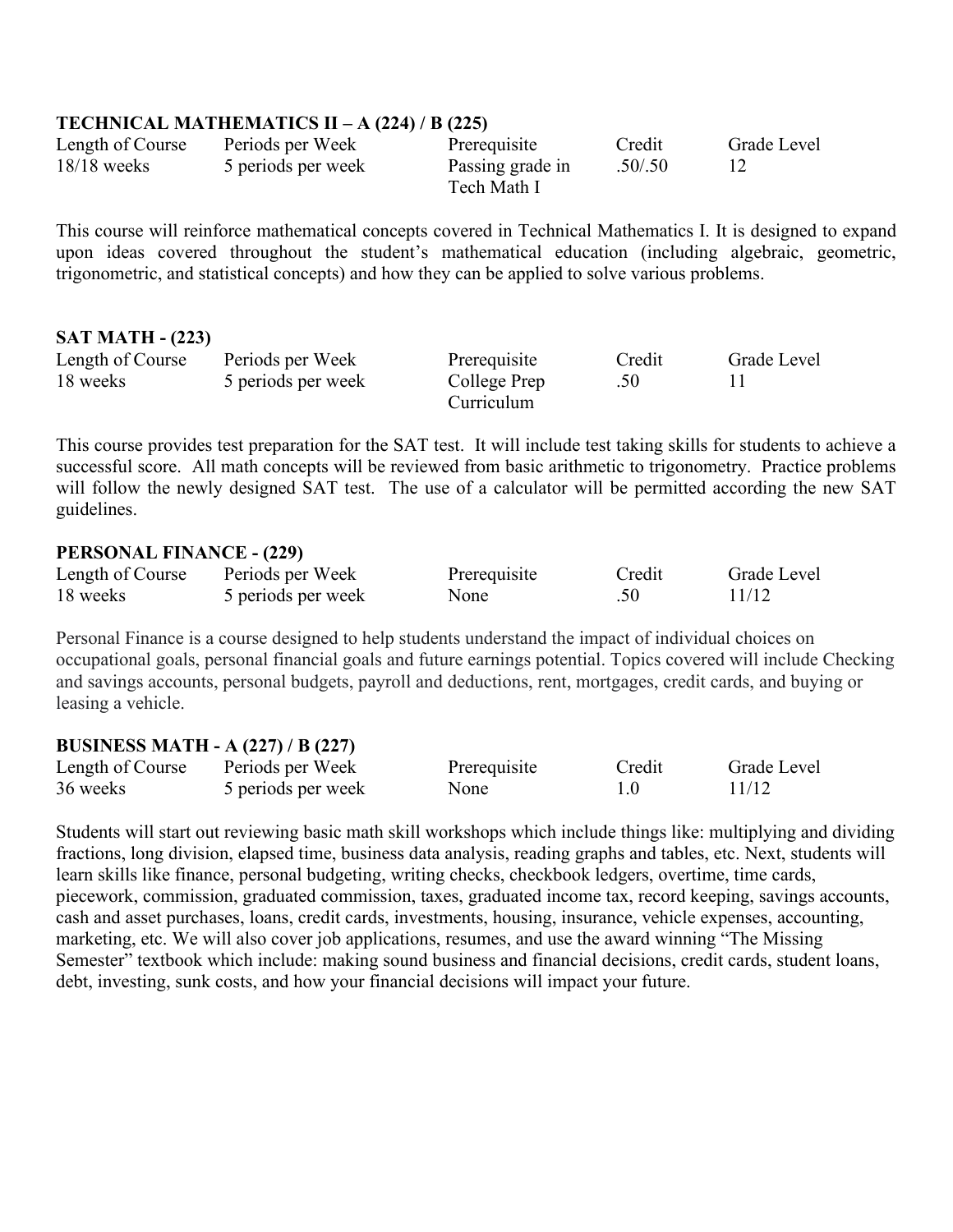### TECHNICAL MATHEMATICS II – A (224) / B (225)

| Length of Course | Periods per Week | Prerequisite | Credit | Grade Level |
|---|---|---|---|---|
| 18/18 weeks | 5 periods per week | Passing grade in Tech Math I | .50/.50 | 12 |

This course will reinforce mathematical concepts covered in Technical Mathematics I. It is designed to expand upon ideas covered throughout the student's mathematical education (including algebraic, geometric, trigonometric, and statistical concepts) and how they can be applied to solve various problems.

### SAT MATH - (223)

| Length of Course | Periods per Week | Prerequisite | Credit | Grade Level |
|---|---|---|---|---|
| 18 weeks | 5 periods per week | College Prep Curriculum | .50 | 11 |

This course provides test preparation for the SAT test. It will include test taking skills for students to achieve a successful score. All math concepts will be reviewed from basic arithmetic to trigonometry. Practice problems will follow the newly designed SAT test. The use of a calculator will be permitted according the new SAT guidelines.

### PERSONAL FINANCE - (229)

| Length of Course | Periods per Week | Prerequisite | Credit | Grade Level |
|---|---|---|---|---|
| 18 weeks | 5 periods per week | None | .50 | 11/12 |

Personal Finance is a course designed to help students understand the impact of individual choices on occupational goals, personal financial goals and future earnings potential. Topics covered will include Checking and savings accounts, personal budgets, payroll and deductions, rent, mortgages, credit cards, and buying or leasing a vehicle.

### BUSINESS MATH - A (227) / B (227)

| Length of Course | Periods per Week | Prerequisite | Credit | Grade Level |
|---|---|---|---|---|
| 36 weeks | 5 periods per week | None | 1.0 | 11/12 |

Students will start out reviewing basic math skill workshops which include things like: multiplying and dividing fractions, long division, elapsed time, business data analysis, reading graphs and tables, etc. Next, students will learn skills like finance, personal budgeting, writing checks, checkbook ledgers, overtime, time cards, piecework, commission, graduated commission, taxes, graduated income tax, record keeping, savings accounts, cash and asset purchases, loans, credit cards, investments, housing, insurance, vehicle expenses, accounting, marketing, etc. We will also cover job applications, resumes, and use the award winning "The Missing Semester" textbook which include: making sound business and financial decisions, credit cards, student loans, debt, investing, sunk costs, and how your financial decisions will impact your future.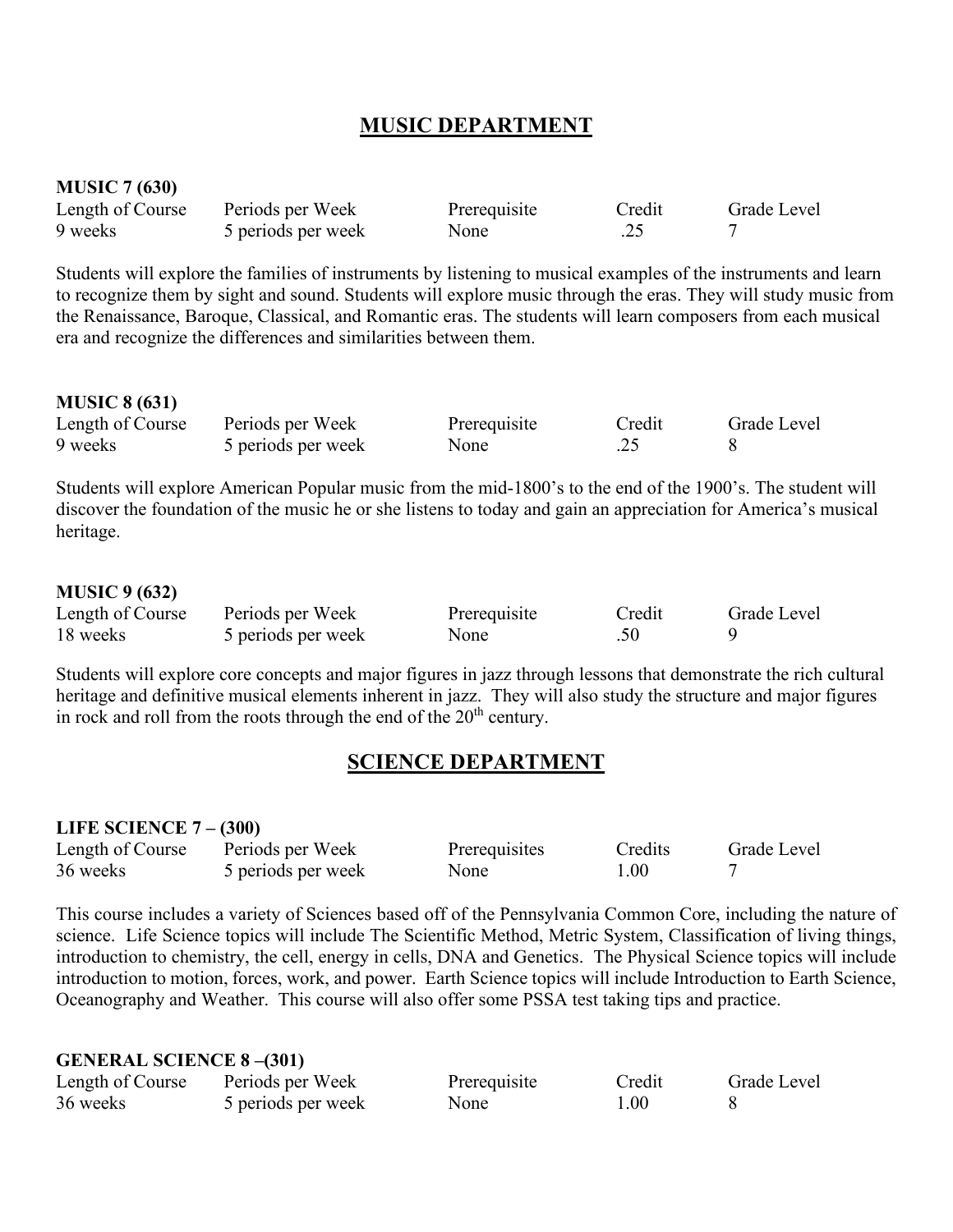# MUSIC DEPARTMENT

**MUSIC 7 (630)**

| Length of Course | Periods per Week | Prerequisite | Credit | Grade Level |
|---|---|---|---|---|
| 9 weeks | 5 periods per week | None | .25 | 7 |

Students will explore the families of instruments by listening to musical examples of the instruments and learn to recognize them by sight and sound. Students will explore music through the eras. They will study music from the Renaissance, Baroque, Classical, and Romantic eras. The students will learn composers from each musical era and recognize the differences and similarities between them.

**MUSIC 8 (631)**

| Length of Course | Periods per Week | Prerequisite | Credit | Grade Level |
|---|---|---|---|---|
| 9 weeks | 5 periods per week | None | .25 | 8 |

Students will explore American Popular music from the mid-1800's to the end of the 1900's. The student will discover the foundation of the music he or she listens to today and gain an appreciation for America's musical heritage.

**MUSIC 9 (632)**

| Length of Course | Periods per Week | Prerequisite | Credit | Grade Level |
|---|---|---|---|---|
| 18 weeks | 5 periods per week | None | .50 | 9 |

Students will explore core concepts and major figures in jazz through lessons that demonstrate the rich cultural heritage and definitive musical elements inherent in jazz. They will also study the structure and major figures in rock and roll from the roots through the end of the 20th century.

# SCIENCE DEPARTMENT

**LIFE SCIENCE 7 – (300)**

| Length of Course | Periods per Week | Prerequisites | Credits | Grade Level |
|---|---|---|---|---|
| 36 weeks | 5 periods per week | None | 1.00 | 7 |

This course includes a variety of Sciences based off of the Pennsylvania Common Core, including the nature of science. Life Science topics will include The Scientific Method, Metric System, Classification of living things, introduction to chemistry, the cell, energy in cells, DNA and Genetics. The Physical Science topics will include introduction to motion, forces, work, and power. Earth Science topics will include Introduction to Earth Science, Oceanography and Weather. This course will also offer some PSSA test taking tips and practice.

**GENERAL SCIENCE 8 –(301)**

| Length of Course | Periods per Week | Prerequisite | Credit | Grade Level |
|---|---|---|---|---|
| 36 weeks | 5 periods per week | None | 1.00 | 8 |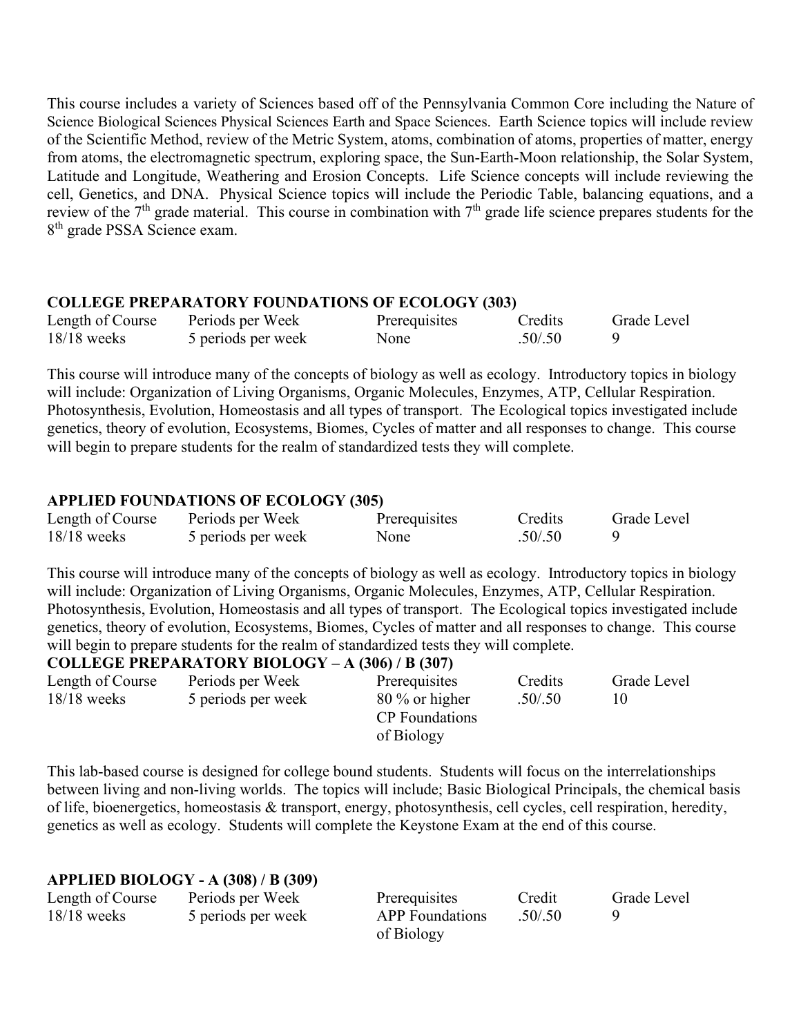This course includes a variety of Sciences based off of the Pennsylvania Common Core including the Nature of Science Biological Sciences Physical Sciences Earth and Space Sciences. Earth Science topics will include review of the Scientific Method, review of the Metric System, atoms, combination of atoms, properties of matter, energy from atoms, the electromagnetic spectrum, exploring space, the Sun-Earth-Moon relationship, the Solar System, Latitude and Longitude, Weathering and Erosion Concepts. Life Science concepts will include reviewing the cell, Genetics, and DNA. Physical Science topics will include the Periodic Table, balancing equations, and a review of the 7th grade material. This course in combination with 7th grade life science prepares students for the 8th grade PSSA Science exam.

**COLLEGE PREPARATORY FOUNDATIONS OF ECOLOGY (303)**

| Length of Course | Periods per Week | Prerequisites | Credits | Grade Level |
|---|---|---|---|---|
| 18/18 weeks | 5 periods per week | None | .50/.50 | 9 |

This course will introduce many of the concepts of biology as well as ecology. Introductory topics in biology will include: Organization of Living Organisms, Organic Molecules, Enzymes, ATP, Cellular Respiration. Photosynthesis, Evolution, Homeostasis and all types of transport. The Ecological topics investigated include genetics, theory of evolution, Ecosystems, Biomes, Cycles of matter and all responses to change. This course will begin to prepare students for the realm of standardized tests they will complete.

**APPLIED FOUNDATIONS OF ECOLOGY (305)**

| Length of Course | Periods per Week | Prerequisites | Credits | Grade Level |
|---|---|---|---|---|
| 18/18 weeks | 5 periods per week | None | .50/.50 | 9 |

This course will introduce many of the concepts of biology as well as ecology. Introductory topics in biology will include: Organization of Living Organisms, Organic Molecules, Enzymes, ATP, Cellular Respiration. Photosynthesis, Evolution, Homeostasis and all types of transport. The Ecological topics investigated include genetics, theory of evolution, Ecosystems, Biomes, Cycles of matter and all responses to change. This course will begin to prepare students for the realm of standardized tests they will complete.

**COLLEGE PREPARATORY BIOLOGY – A (306) / B (307)**

| Length of Course | Periods per Week | Prerequisites | Credits | Grade Level |
|---|---|---|---|---|
| 18/18 weeks | 5 periods per week | 80 % or higher CP Foundations of Biology | .50/.50 | 10 |

This lab-based course is designed for college bound students. Students will focus on the interrelationships between living and non-living worlds. The topics will include; Basic Biological Principals, the chemical basis of life, bioenergetics, homeostasis & transport, energy, photosynthesis, cell cycles, cell respiration, heredity, genetics as well as ecology. Students will complete the Keystone Exam at the end of this course.

**APPLIED BIOLOGY - A (308) / B (309)**

| Length of Course | Periods per Week | Prerequisites | Credit | Grade Level |
|---|---|---|---|---|
| 18/18 weeks | 5 periods per week | APP Foundations of Biology | .50/.50 | 9 |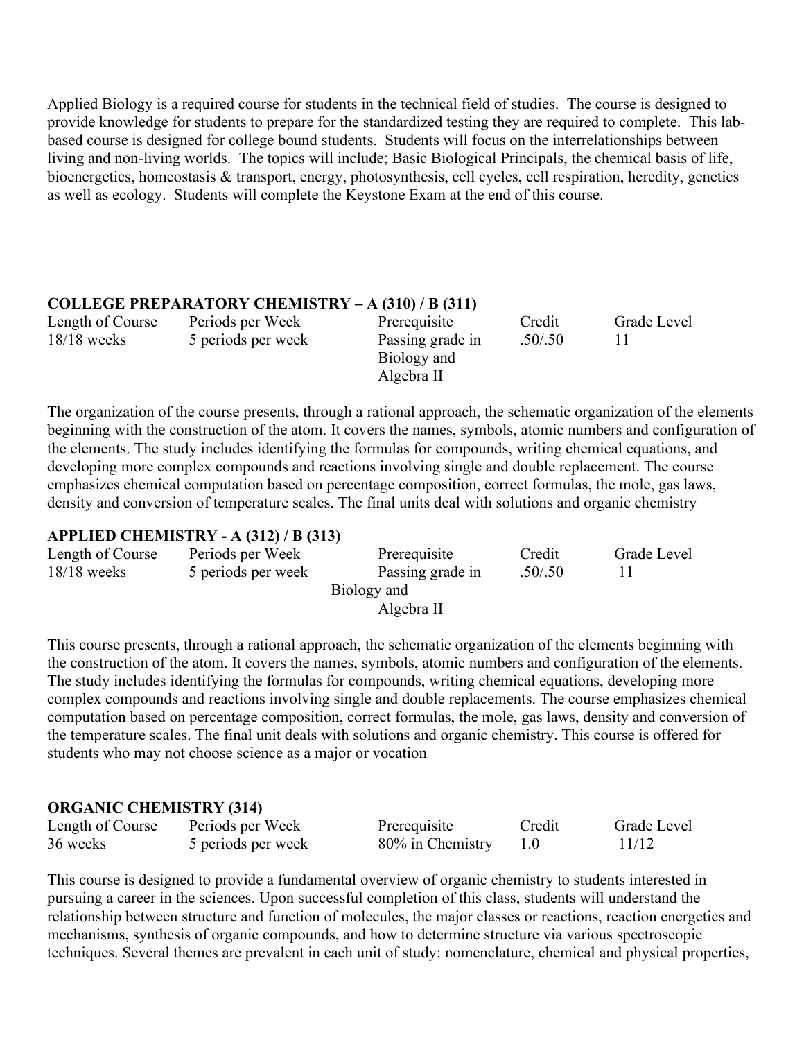Applied Biology is a required course for students in the technical field of studies. The course is designed to provide knowledge for students to prepare for the standardized testing they are required to complete. This lab-based course is designed for college bound students. Students will focus on the interrelationships between living and non-living worlds. The topics will include; Basic Biological Principals, the chemical basis of life, bioenergetics, homeostasis & transport, energy, photosynthesis, cell cycles, cell respiration, heredity, genetics as well as ecology. Students will complete the Keystone Exam at the end of this course.

**COLLEGE PREPARATORY CHEMISTRY – A (310) / B (311)**

| Length of Course | Periods per Week | Prerequisite | Credit | Grade Level |
|---|---|---|---|---|
| 18/18 weeks | 5 periods per week | Passing grade in Biology and Algebra II | .50/.50 | 11 |

The organization of the course presents, through a rational approach, the schematic organization of the elements beginning with the construction of the atom. It covers the names, symbols, atomic numbers and configuration of the elements. The study includes identifying the formulas for compounds, writing chemical equations, and developing more complex compounds and reactions involving single and double replacement. The course emphasizes chemical computation based on percentage composition, correct formulas, the mole, gas laws, density and conversion of temperature scales. The final units deal with solutions and organic chemistry

**APPLIED CHEMISTRY - A (312) / B (313)**

| Length of Course | Periods per Week | Prerequisite | Credit | Grade Level |
|---|---|---|---|---|
| 18/18 weeks | 5 periods per week | Passing grade in Biology and Algebra II | .50/.50 | 11 |

This course presents, through a rational approach, the schematic organization of the elements beginning with the construction of the atom. It covers the names, symbols, atomic numbers and configuration of the elements. The study includes identifying the formulas for compounds, writing chemical equations, developing more complex compounds and reactions involving single and double replacements. The course emphasizes chemical computation based on percentage composition, correct formulas, the mole, gas laws, density and conversion of the temperature scales. The final unit deals with solutions and organic chemistry. This course is offered for students who may not choose science as a major or vocation

**ORGANIC CHEMISTRY (314)**

| Length of Course | Periods per Week | Prerequisite | Credit | Grade Level |
|---|---|---|---|---|
| 36 weeks | 5 periods per week | 80% in Chemistry | 1.0 | 11/12 |

This course is designed to provide a fundamental overview of organic chemistry to students interested in pursuing a career in the sciences. Upon successful completion of this class, students will understand the relationship between structure and function of molecules, the major classes or reactions, reaction energetics and mechanisms, synthesis of organic compounds, and how to determine structure via various spectroscopic techniques. Several themes are prevalent in each unit of study: nomenclature, chemical and physical properties,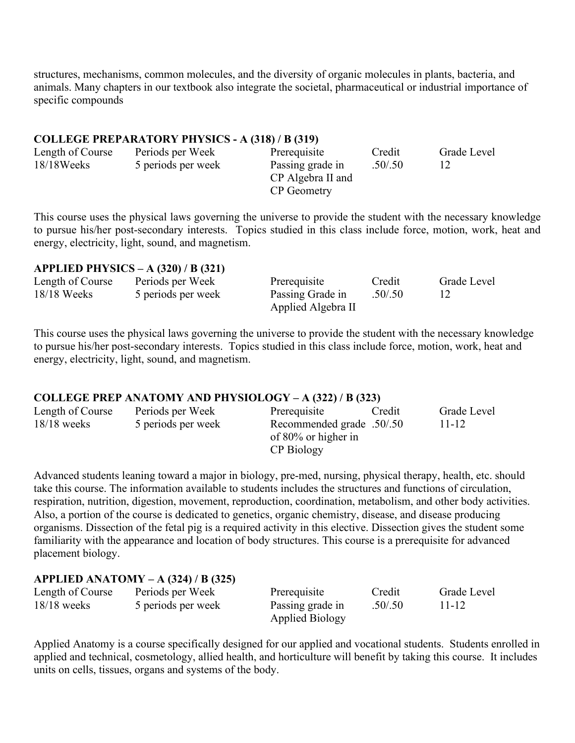structures, mechanisms, common molecules, and the diversity of organic molecules in plants, bacteria, and animals. Many chapters in our textbook also integrate the societal, pharmaceutical or industrial importance of specific compounds

### COLLEGE PREPARATORY PHYSICS - A (318) / B (319)

| Length of Course | Periods per Week | Prerequisite | Credit | Grade Level |
|---|---|---|---|---|
| 18/18Weeks | 5 periods per week | Passing grade in CP Algebra II and CP Geometry | .50/.50 | 12 |

This course uses the physical laws governing the universe to provide the student with the necessary knowledge to pursue his/her post-secondary interests. Topics studied in this class include force, motion, work, heat and energy, electricity, light, sound, and magnetism.

### APPLIED PHYSICS – A (320) / B (321)

| Length of Course | Periods per Week | Prerequisite | Credit | Grade Level |
|---|---|---|---|---|
| 18/18 Weeks | 5 periods per week | Passing Grade in Applied Algebra II | .50/.50 | 12 |

This course uses the physical laws governing the universe to provide the student with the necessary knowledge to pursue his/her post-secondary interests. Topics studied in this class include force, motion, work, heat and energy, electricity, light, sound, and magnetism.

### COLLEGE PREP ANATOMY AND PHYSIOLOGY – A (322) / B (323)

| Length of Course | Periods per Week | Prerequisite | Credit | Grade Level |
|---|---|---|---|---|
| 18/18 weeks | 5 periods per week | Recommended grade of 80% or higher in CP Biology | .50/.50 | 11-12 |

Advanced students leaning toward a major in biology, pre-med, nursing, physical therapy, health, etc. should take this course. The information available to students includes the structures and functions of circulation, respiration, nutrition, digestion, movement, reproduction, coordination, metabolism, and other body activities. Also, a portion of the course is dedicated to genetics, organic chemistry, disease, and disease producing organisms. Dissection of the fetal pig is a required activity in this elective. Dissection gives the student some familiarity with the appearance and location of body structures. This course is a prerequisite for advanced placement biology.

### APPLIED ANATOMY – A (324) / B (325)

| Length of Course | Periods per Week | Prerequisite | Credit | Grade Level |
|---|---|---|---|---|
| 18/18 weeks | 5 periods per week | Passing grade in Applied Biology | .50/.50 | 11-12 |

Applied Anatomy is a course specifically designed for our applied and vocational students. Students enrolled in applied and technical, cosmetology, allied health, and horticulture will benefit by taking this course. It includes units on cells, tissues, organs and systems of the body.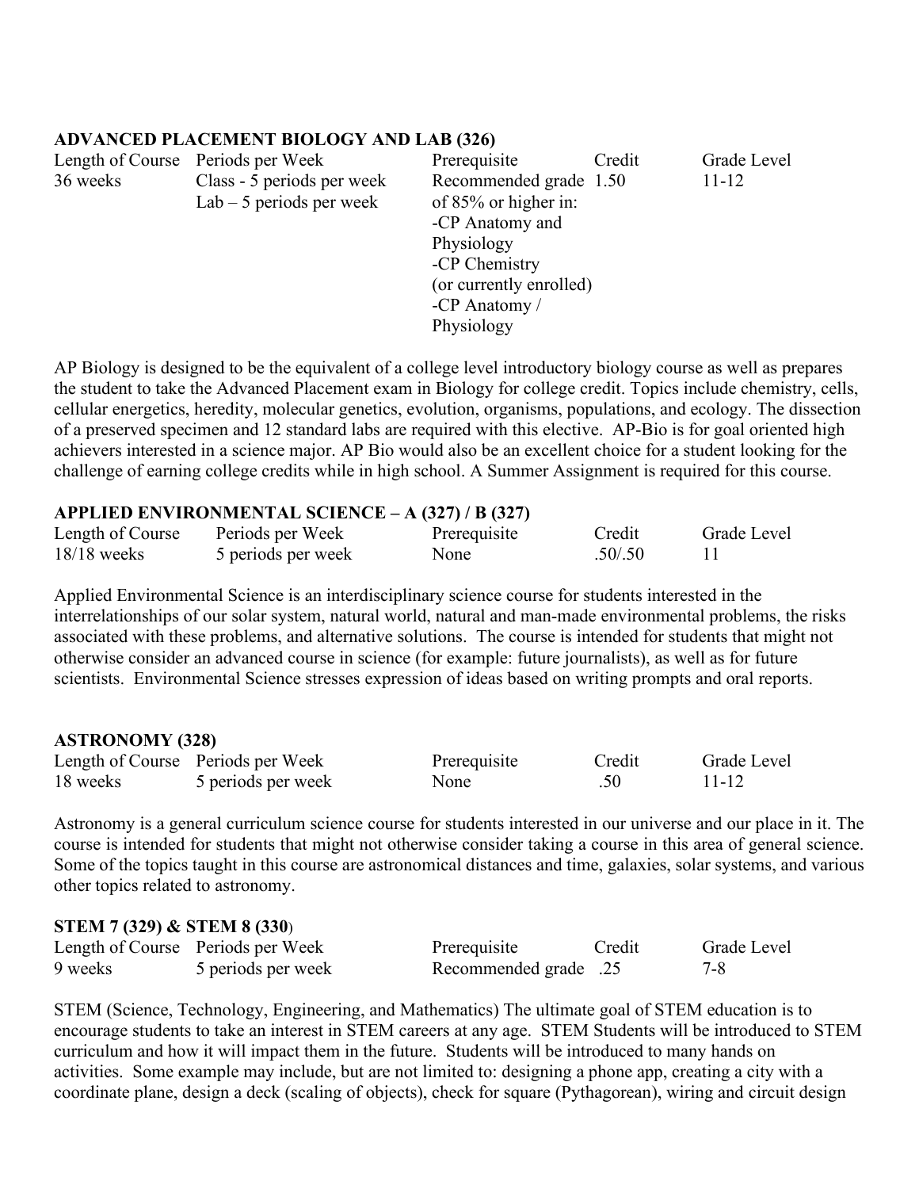**ADVANCED PLACEMENT BIOLOGY AND LAB (326)**

| Length of Course | Periods per Week | Prerequisite | Credit | Grade Level |
|---|---|---|---|---|
| 36 weeks | Class - 5 periods per week<br>Lab – 5 periods per week | Recommended grade of 85% or higher in:<br>-CP Anatomy and Physiology<br>-CP Chemistry (or currently enrolled)<br>-CP Anatomy / Physiology | 1.50 | 11-12 |

AP Biology is designed to be the equivalent of a college level introductory biology course as well as prepares the student to take the Advanced Placement exam in Biology for college credit. Topics include chemistry, cells, cellular energetics, heredity, molecular genetics, evolution, organisms, populations, and ecology. The dissection of a preserved specimen and 12 standard labs are required with this elective. AP-Bio is for goal oriented high achievers interested in a science major. AP Bio would also be an excellent choice for a student looking for the challenge of earning college credits while in high school. A Summer Assignment is required for this course.

**APPLIED ENVIRONMENTAL SCIENCE – A (327) / B (327)**

| Length of Course | Periods per Week | Prerequisite | Credit | Grade Level |
|---|---|---|---|---|
| 18/18 weeks | 5 periods per week | None | .50/.50 | 11 |

Applied Environmental Science is an interdisciplinary science course for students interested in the interrelationships of our solar system, natural world, natural and man-made environmental problems, the risks associated with these problems, and alternative solutions. The course is intended for students that might not otherwise consider an advanced course in science (for example: future journalists), as well as for future scientists. Environmental Science stresses expression of ideas based on writing prompts and oral reports.

**ASTRONOMY (328)**

| Length of Course | Periods per Week | Prerequisite | Credit | Grade Level |
|---|---|---|---|---|
| 18 weeks | 5 periods per week | None | .50 | 11-12 |

Astronomy is a general curriculum science course for students interested in our universe and our place in it. The course is intended for students that might not otherwise consider taking a course in this area of general science. Some of the topics taught in this course are astronomical distances and time, galaxies, solar systems, and various other topics related to astronomy.

**STEM 7 (329) & STEM 8 (330**)

| Length of Course | Periods per Week | Prerequisite | Credit | Grade Level |
|---|---|---|---|---|
| 9 weeks | 5 periods per week | Recommended grade | .25 | 7-8 |

STEM (Science, Technology, Engineering, and Mathematics) The ultimate goal of STEM education is to encourage students to take an interest in STEM careers at any age. STEM Students will be introduced to STEM curriculum and how it will impact them in the future. Students will be introduced to many hands on activities. Some example may include, but are not limited to: designing a phone app, creating a city with a coordinate plane, design a deck (scaling of objects), check for square (Pythagorean), wiring and circuit design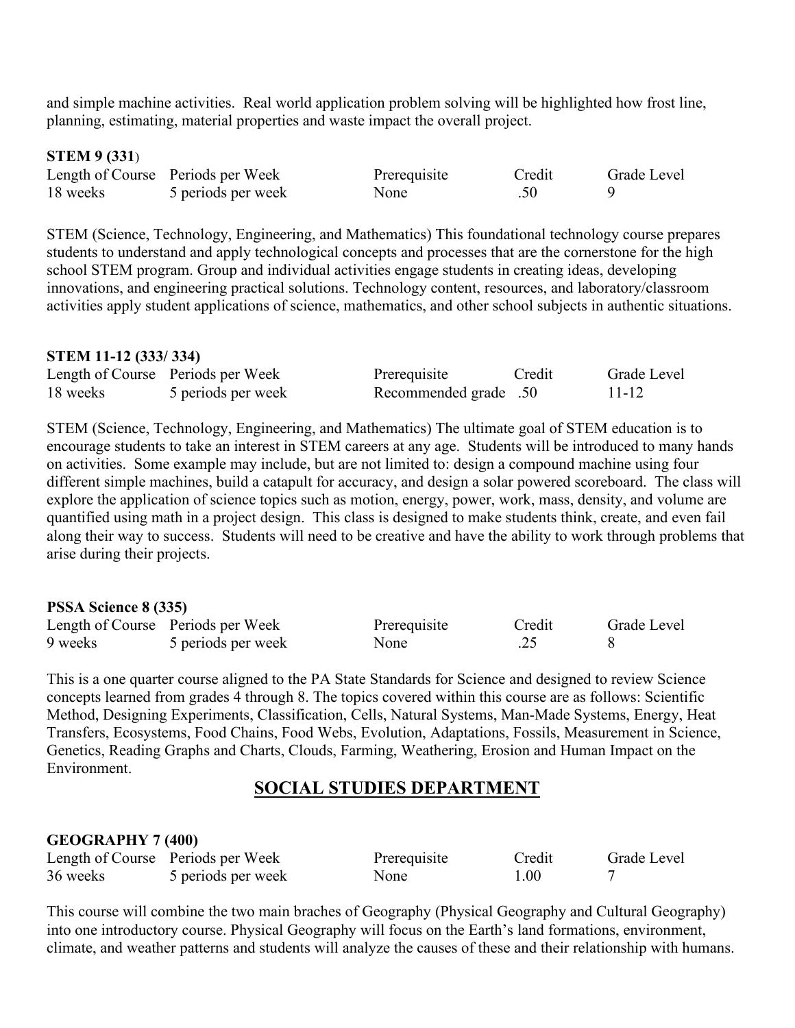and simple machine activities. Real world application problem solving will be highlighted how frost line, planning, estimating, material properties and waste impact the overall project.

**STEM 9 (331**)

| Length of Course | Periods per Week | Prerequisite | Credit | Grade Level |
|---|---|---|---|---|
| 18 weeks | 5 periods per week | None | .50 | 9 |

STEM (Science, Technology, Engineering, and Mathematics) This foundational technology course prepares students to understand and apply technological concepts and processes that are the cornerstone for the high school STEM program. Group and individual activities engage students in creating ideas, developing innovations, and engineering practical solutions. Technology content, resources, and laboratory/classroom activities apply student applications of science, mathematics, and other school subjects in authentic situations.

**STEM 11-12 (333/ 334)**

| Length of Course | Periods per Week | Prerequisite | Credit | Grade Level |
|---|---|---|---|---|
| 18 weeks | 5 periods per week | Recommended grade | .50 | 11-12 |

STEM (Science, Technology, Engineering, and Mathematics) The ultimate goal of STEM education is to encourage students to take an interest in STEM careers at any age. Students will be introduced to many hands on activities. Some example may include, but are not limited to: design a compound machine using four different simple machines, build a catapult for accuracy, and design a solar powered scoreboard. The class will explore the application of science topics such as motion, energy, power, work, mass, density, and volume are quantified using math in a project design. This class is designed to make students think, create, and even fail along their way to success. Students will need to be creative and have the ability to work through problems that arise during their projects.

**PSSA Science 8 (335)**

| Length of Course | Periods per Week | Prerequisite | Credit | Grade Level |
|---|---|---|---|---|
| 9 weeks | 5 periods per week | None | .25 | 8 |

This is a one quarter course aligned to the PA State Standards for Science and designed to review Science concepts learned from grades 4 through 8. The topics covered within this course are as follows: Scientific Method, Designing Experiments, Classification, Cells, Natural Systems, Man-Made Systems, Energy, Heat Transfers, Ecosystems, Food Chains, Food Webs, Evolution, Adaptations, Fossils, Measurement in Science, Genetics, Reading Graphs and Charts, Clouds, Farming, Weathering, Erosion and Human Impact on the Environment.

## SOCIAL STUDIES DEPARTMENT

**GEOGRAPHY 7 (400)**

| Length of Course | Periods per Week | Prerequisite | Credit | Grade Level |
|---|---|---|---|---|
| 36 weeks | 5 periods per week | None | 1.00 | 7 |

This course will combine the two main braches of Geography (Physical Geography and Cultural Geography) into one introductory course. Physical Geography will focus on the Earth's land formations, environment, climate, and weather patterns and students will analyze the causes of these and their relationship with humans.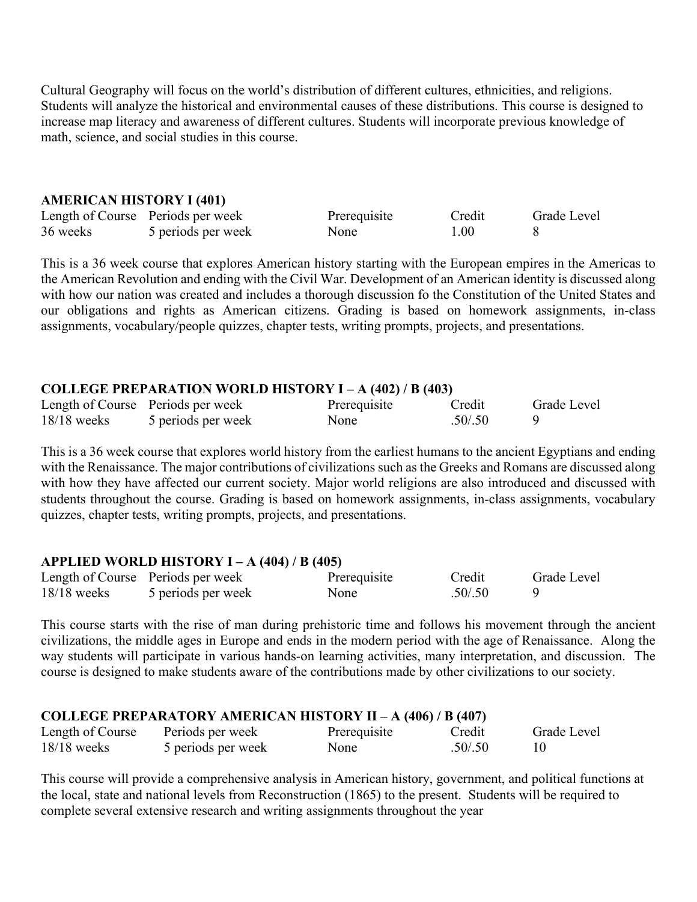Cultural Geography will focus on the world's distribution of different cultures, ethnicities, and religions. Students will analyze the historical and environmental causes of these distributions. This course is designed to increase map literacy and awareness of different cultures. Students will incorporate previous knowledge of math, science, and social studies in this course.

**AMERICAN HISTORY I (401)**

| Length of Course | Periods per week | Prerequisite | Credit | Grade Level |
|---|---|---|---|---|
| 36 weeks | 5 periods per week | None | 1.00 | 8 |

This is a 36 week course that explores American history starting with the European empires in the Americas to the American Revolution and ending with the Civil War. Development of an American identity is discussed along with how our nation was created and includes a thorough discussion fo the Constitution of the United States and our obligations and rights as American citizens. Grading is based on homework assignments, in-class assignments, vocabulary/people quizzes, chapter tests, writing prompts, projects, and presentations.

**COLLEGE PREPARATION WORLD HISTORY I – A (402) / B (403)**

| Length of Course | Periods per week | Prerequisite | Credit | Grade Level |
|---|---|---|---|---|
| 18/18 weeks | 5 periods per week | None | .50/.50 | 9 |

This is a 36 week course that explores world history from the earliest humans to the ancient Egyptians and ending with the Renaissance. The major contributions of civilizations such as the Greeks and Romans are discussed along with how they have affected our current society. Major world religions are also introduced and discussed with students throughout the course. Grading is based on homework assignments, in-class assignments, vocabulary quizzes, chapter tests, writing prompts, projects, and presentations.

**APPLIED WORLD HISTORY I – A (404) / B (405)**

| Length of Course | Periods per week | Prerequisite | Credit | Grade Level |
|---|---|---|---|---|
| 18/18 weeks | 5 periods per week | None | .50/.50 | 9 |

This course starts with the rise of man during prehistoric time and follows his movement through the ancient civilizations, the middle ages in Europe and ends in the modern period with the age of Renaissance. Along the way students will participate in various hands-on learning activities, many interpretation, and discussion. The course is designed to make students aware of the contributions made by other civilizations to our society.

**COLLEGE PREPARATORY AMERICAN HISTORY II – A (406) / B (407)**

| Length of Course | Periods per week | Prerequisite | Credit | Grade Level |
|---|---|---|---|---|
| 18/18 weeks | 5 periods per week | None | .50/.50 | 10 |

This course will provide a comprehensive analysis in American history, government, and political functions at the local, state and national levels from Reconstruction (1865) to the present. Students will be required to complete several extensive research and writing assignments throughout the year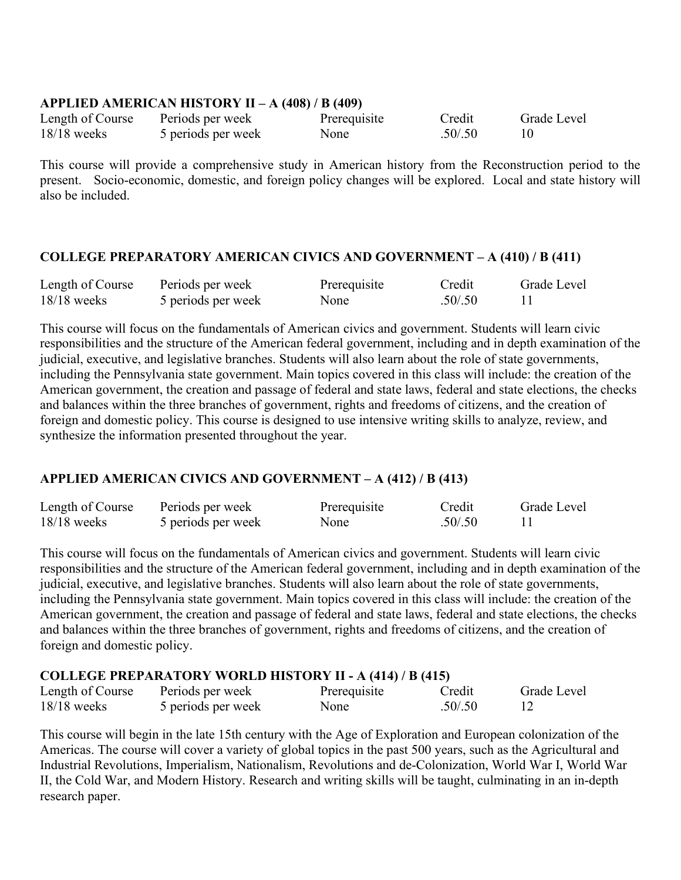**APPLIED AMERICAN HISTORY II – A (408) / B (409)**

| Length of Course | Periods per week | Prerequisite | Credit | Grade Level |
|---|---|---|---|---|
| 18/18 weeks | 5 periods per week | None | .50/.50 | 10 |

This course will provide a comprehensive study in American history from the Reconstruction period to the present. Socio-economic, domestic, and foreign policy changes will be explored. Local and state history will also be included.

**COLLEGE PREPARATORY AMERICAN CIVICS AND GOVERNMENT – A (410) / B (411)**

| Length of Course | Periods per week | Prerequisite | Credit | Grade Level |
|---|---|---|---|---|
| 18/18 weeks | 5 periods per week | None | .50/.50 | 11 |

This course will focus on the fundamentals of American civics and government. Students will learn civic responsibilities and the structure of the American federal government, including and in depth examination of the judicial, executive, and legislative branches. Students will also learn about the role of state governments, including the Pennsylvania state government. Main topics covered in this class will include: the creation of the American government, the creation and passage of federal and state laws, federal and state elections, the checks and balances within the three branches of government, rights and freedoms of citizens, and the creation of foreign and domestic policy. This course is designed to use intensive writing skills to analyze, review, and synthesize the information presented throughout the year.

**APPLIED AMERICAN CIVICS AND GOVERNMENT – A (412) / B (413)**

| Length of Course | Periods per week | Prerequisite | Credit | Grade Level |
|---|---|---|---|---|
| 18/18 weeks | 5 periods per week | None | .50/.50 | 11 |

This course will focus on the fundamentals of American civics and government. Students will learn civic responsibilities and the structure of the American federal government, including and in depth examination of the judicial, executive, and legislative branches. Students will also learn about the role of state governments, including the Pennsylvania state government. Main topics covered in this class will include: the creation of the American government, the creation and passage of federal and state laws, federal and state elections, the checks and balances within the three branches of government, rights and freedoms of citizens, and the creation of foreign and domestic policy.

**COLLEGE PREPARATORY WORLD HISTORY II - A (414) / B (415)**

| Length of Course | Periods per week | Prerequisite | Credit | Grade Level |
|---|---|---|---|---|
| 18/18 weeks | 5 periods per week | None | .50/.50 | 12 |

This course will begin in the late 15th century with the Age of Exploration and European colonization of the Americas. The course will cover a variety of global topics in the past 500 years, such as the Agricultural and Industrial Revolutions, Imperialism, Nationalism, Revolutions and de-Colonization, World War I, World War II, the Cold War, and Modern History. Research and writing skills will be taught, culminating in an in-depth research paper.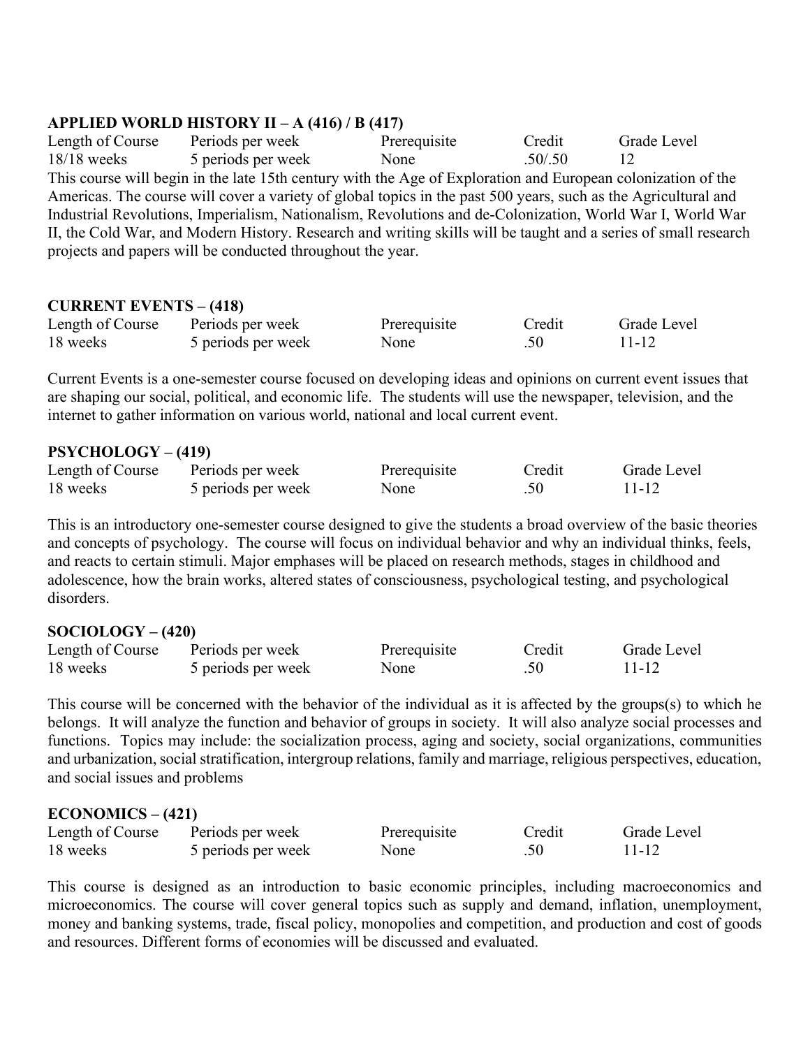**APPLIED WORLD HISTORY II – A (416) / B (417)**

| Length of Course | Periods per week | Prerequisite | Credit | Grade Level |
|---|---|---|---|---|
| 18/18 weeks | 5 periods per week | None | .50/.50 | 12 |

This course will begin in the late 15th century with the Age of Exploration and European colonization of the Americas. The course will cover a variety of global topics in the past 500 years, such as the Agricultural and Industrial Revolutions, Imperialism, Nationalism, Revolutions and de-Colonization, World War I, World War II, the Cold War, and Modern History. Research and writing skills will be taught and a series of small research projects and papers will be conducted throughout the year.

**CURRENT EVENTS – (418)**

| Length of Course | Periods per week | Prerequisite | Credit | Grade Level |
|---|---|---|---|---|
| 18 weeks | 5 periods per week | None | .50 | 11-12 |

Current Events is a one-semester course focused on developing ideas and opinions on current event issues that are shaping our social, political, and economic life. The students will use the newspaper, television, and the internet to gather information on various world, national and local current event.

**PSYCHOLOGY – (419)**

| Length of Course | Periods per week | Prerequisite | Credit | Grade Level |
|---|---|---|---|---|
| 18 weeks | 5 periods per week | None | .50 | 11-12 |

This is an introductory one-semester course designed to give the students a broad overview of the basic theories and concepts of psychology. The course will focus on individual behavior and why an individual thinks, feels, and reacts to certain stimuli. Major emphases will be placed on research methods, stages in childhood and adolescence, how the brain works, altered states of consciousness, psychological testing, and psychological disorders.

**SOCIOLOGY – (420)**

| Length of Course | Periods per week | Prerequisite | Credit | Grade Level |
|---|---|---|---|---|
| 18 weeks | 5 periods per week | None | .50 | 11-12 |

This course will be concerned with the behavior of the individual as it is affected by the groups(s) to which he belongs. It will analyze the function and behavior of groups in society. It will also analyze social processes and functions. Topics may include: the socialization process, aging and society, social organizations, communities and urbanization, social stratification, intergroup relations, family and marriage, religious perspectives, education, and social issues and problems

**ECONOMICS – (421)**

| Length of Course | Periods per week | Prerequisite | Credit | Grade Level |
|---|---|---|---|---|
| 18 weeks | 5 periods per week | None | .50 | 11-12 |

This course is designed as an introduction to basic economic principles, including macroeconomics and microeconomics. The course will cover general topics such as supply and demand, inflation, unemployment, money and banking systems, trade, fiscal policy, monopolies and competition, and production and cost of goods and resources. Different forms of economies will be discussed and evaluated.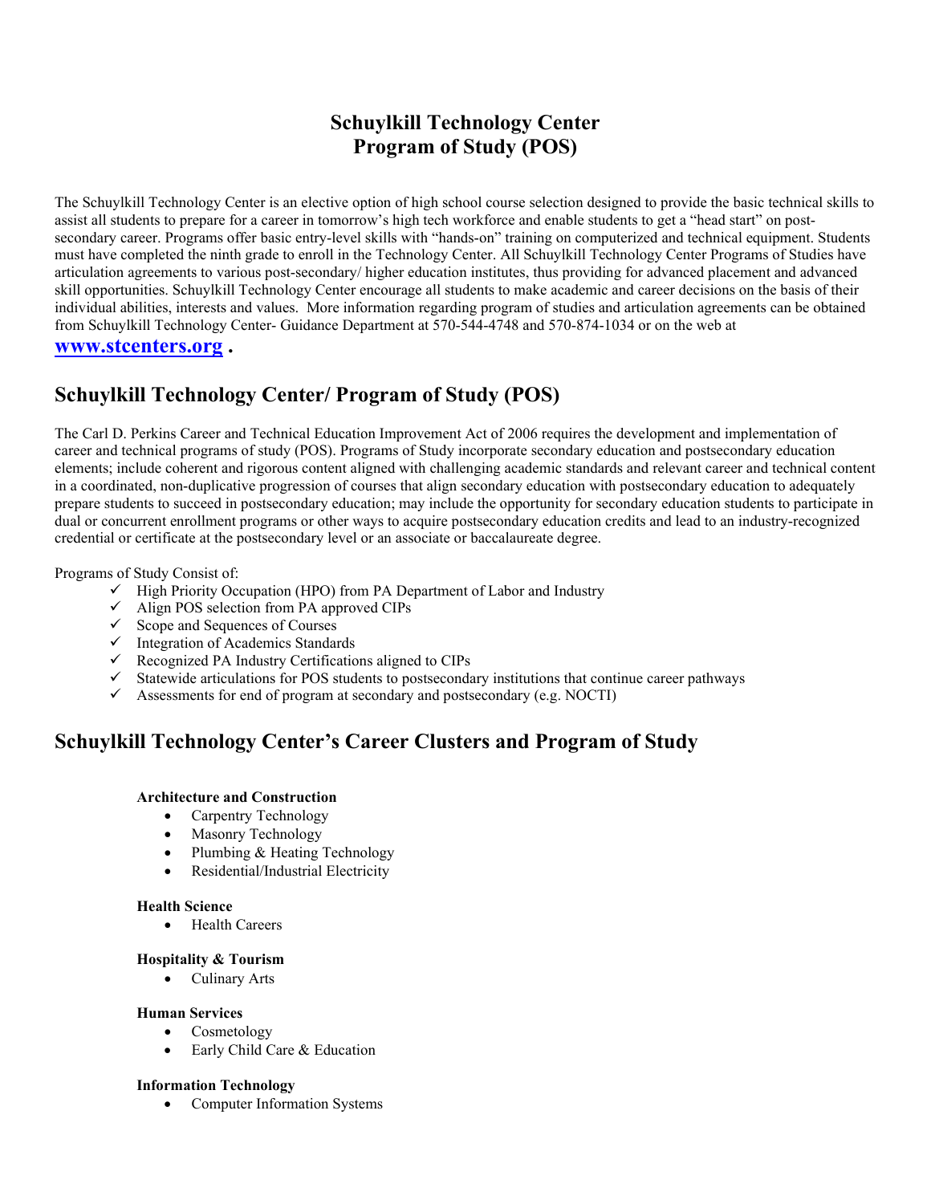# Schuylkill Technology Center
# Program of Study (POS)

The Schuylkill Technology Center is an elective option of high school course selection designed to provide the basic technical skills to assist all students to prepare for a career in tomorrow's high tech workforce and enable students to get a "head start" on post-secondary career. Programs offer basic entry-level skills with "hands-on" training on computerized and technical equipment. Students must have completed the ninth grade to enroll in the Technology Center. All Schuylkill Technology Center Programs of Studies have articulation agreements to various post-secondary/ higher education institutes, thus providing for advanced placement and advanced skill opportunities. Schuylkill Technology Center encourage all students to make academic and career decisions on the basis of their individual abilities, interests and values. More information regarding program of studies and articulation agreements can be obtained from Schuylkill Technology Center- Guidance Department at 570-544-4748 and 570-874-1034 or on the web at **www.stcenters.org** .

## Schuylkill Technology Center/ Program of Study (POS)

The Carl D. Perkins Career and Technical Education Improvement Act of 2006 requires the development and implementation of career and technical programs of study (POS). Programs of Study incorporate secondary education and postsecondary education elements; include coherent and rigorous content aligned with challenging academic standards and relevant career and technical content in a coordinated, non-duplicative progression of courses that align secondary education with postsecondary education to adequately prepare students to succeed in postsecondary education; may include the opportunity for secondary education students to participate in dual or concurrent enrollment programs or other ways to acquire postsecondary education credits and lead to an industry-recognized credential or certificate at the postsecondary level or an associate or baccalaureate degree.

Programs of Study Consist of:

- ✓ High Priority Occupation (HPO) from PA Department of Labor and Industry
- ✓ Align POS selection from PA approved CIPs
- ✓ Scope and Sequences of Courses
- ✓ Integration of Academics Standards
- ✓ Recognized PA Industry Certifications aligned to CIPs
- ✓ Statewide articulations for POS students to postsecondary institutions that continue career pathways
- ✓ Assessments for end of program at secondary and postsecondary (e.g. NOCTI)

## Schuylkill Technology Center's Career Clusters and Program of Study

**Architecture and Construction**

- Carpentry Technology
- Masonry Technology
- Plumbing & Heating Technology
- Residential/Industrial Electricity

**Health Science**

- Health Careers

**Hospitality & Tourism**

- Culinary Arts

**Human Services**

- Cosmetology
- Early Child Care & Education

**Information Technology**

- Computer Information Systems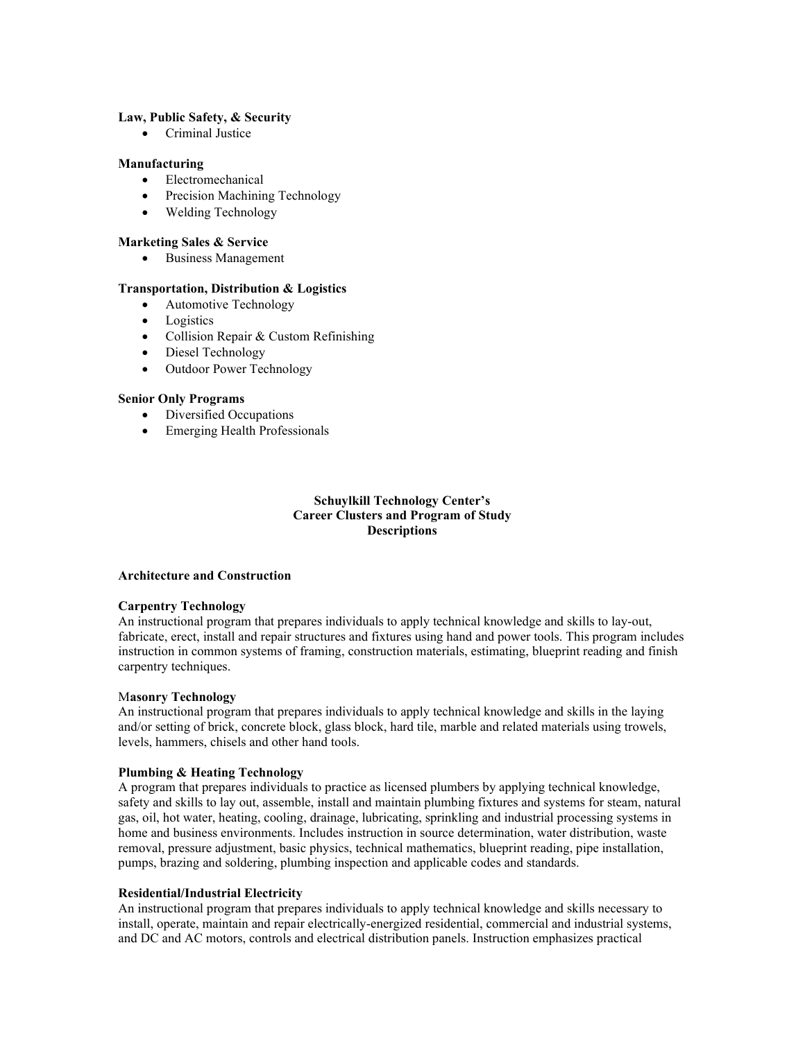**Law, Public Safety, & Security**

- Criminal Justice

**Manufacturing**

- Electromechanical
- Precision Machining Technology
- Welding Technology

**Marketing Sales & Service**

- Business Management

**Transportation, Distribution & Logistics**

- Automotive Technology
- Logistics
- Collision Repair & Custom Refinishing
- Diesel Technology
- Outdoor Power Technology

**Senior Only Programs**

- Diversified Occupations
- Emerging Health Professionals

## Schuylkill Technology Center's Career Clusters and Program of Study Descriptions

**Architecture and Construction**

**Carpentry Technology**
An instructional program that prepares individuals to apply technical knowledge and skills to lay-out, fabricate, erect, install and repair structures and fixtures using hand and power tools. This program includes instruction in common systems of framing, construction materials, estimating, blueprint reading and finish carpentry techniques.

M**asonry Technology**
An instructional program that prepares individuals to apply technical knowledge and skills in the laying and/or setting of brick, concrete block, glass block, hard tile, marble and related materials using trowels, levels, hammers, chisels and other hand tools.

**Plumbing & Heating Technology**
A program that prepares individuals to practice as licensed plumbers by applying technical knowledge, safety and skills to lay out, assemble, install and maintain plumbing fixtures and systems for steam, natural gas, oil, hot water, heating, cooling, drainage, lubricating, sprinkling and industrial processing systems in home and business environments. Includes instruction in source determination, water distribution, waste removal, pressure adjustment, basic physics, technical mathematics, blueprint reading, pipe installation, pumps, brazing and soldering, plumbing inspection and applicable codes and standards.

**Residential/Industrial Electricity**
An instructional program that prepares individuals to apply technical knowledge and skills necessary to install, operate, maintain and repair electrically-energized residential, commercial and industrial systems, and DC and AC motors, controls and electrical distribution panels. Instruction emphasizes practical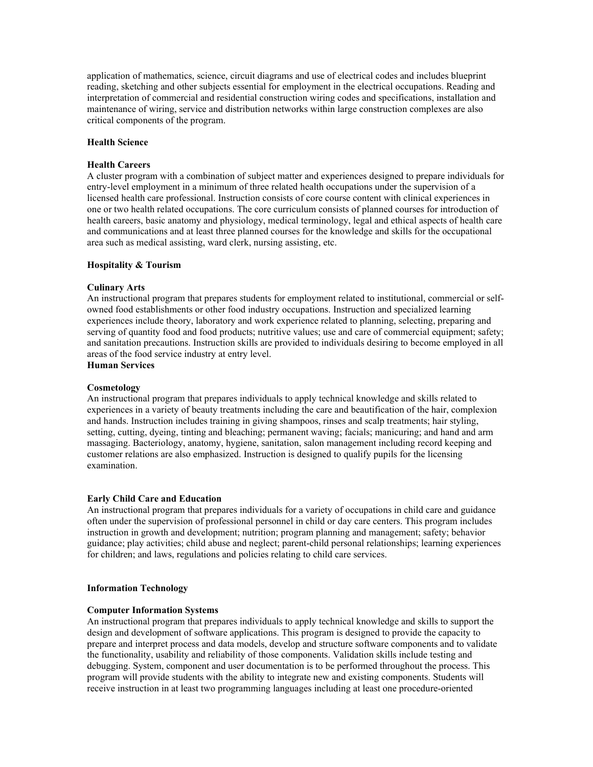application of mathematics, science, circuit diagrams and use of electrical codes and includes blueprint reading, sketching and other subjects essential for employment in the electrical occupations. Reading and interpretation of commercial and residential construction wiring codes and specifications, installation and maintenance of wiring, service and distribution networks within large construction complexes are also critical components of the program.

**Health Science**

**Health Careers**
A cluster program with a combination of subject matter and experiences designed to prepare individuals for entry-level employment in a minimum of three related health occupations under the supervision of a licensed health care professional. Instruction consists of core course content with clinical experiences in one or two health related occupations. The core curriculum consists of planned courses for introduction of health careers, basic anatomy and physiology, medical terminology, legal and ethical aspects of health care and communications and at least three planned courses for the knowledge and skills for the occupational area such as medical assisting, ward clerk, nursing assisting, etc.

**Hospitality & Tourism**

**Culinary Arts**
An instructional program that prepares students for employment related to institutional, commercial or self-owned food establishments or other food industry occupations. Instruction and specialized learning experiences include theory, laboratory and work experience related to planning, selecting, preparing and serving of quantity food and food products; nutritive values; use and care of commercial equipment; safety; and sanitation precautions. Instruction skills are provided to individuals desiring to become employed in all areas of the food service industry at entry level.

**Human Services**

**Cosmetology**
An instructional program that prepares individuals to apply technical knowledge and skills related to experiences in a variety of beauty treatments including the care and beautification of the hair, complexion and hands. Instruction includes training in giving shampoos, rinses and scalp treatments; hair styling, setting, cutting, dyeing, tinting and bleaching; permanent waving; facials; manicuring; and hand and arm massaging. Bacteriology, anatomy, hygiene, sanitation, salon management including record keeping and customer relations are also emphasized. Instruction is designed to qualify pupils for the licensing examination.

**Early Child Care and Education**
An instructional program that prepares individuals for a variety of occupations in child care and guidance often under the supervision of professional personnel in child or day care centers. This program includes instruction in growth and development; nutrition; program planning and management; safety; behavior guidance; play activities; child abuse and neglect; parent-child personal relationships; learning experiences for children; and laws, regulations and policies relating to child care services.

**Information Technology**

**Computer Information Systems**
An instructional program that prepares individuals to apply technical knowledge and skills to support the design and development of software applications. This program is designed to provide the capacity to prepare and interpret process and data models, develop and structure software components and to validate the functionality, usability and reliability of those components. Validation skills include testing and debugging. System, component and user documentation is to be performed throughout the process. This program will provide students with the ability to integrate new and existing components. Students will receive instruction in at least two programming languages including at least one procedure-oriented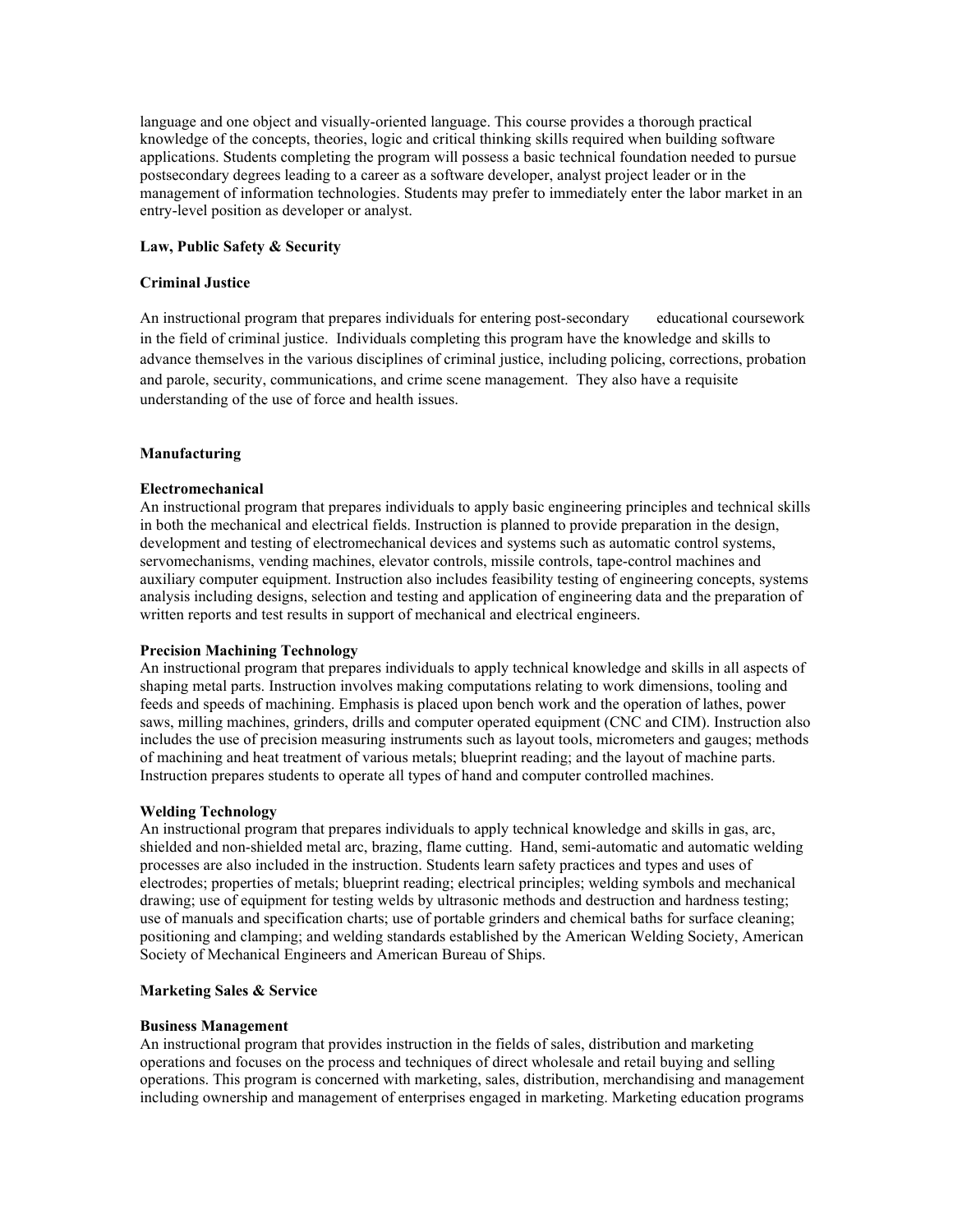language and one object and visually-oriented language. This course provides a thorough practical knowledge of the concepts, theories, logic and critical thinking skills required when building software applications. Students completing the program will possess a basic technical foundation needed to pursue postsecondary degrees leading to a career as a software developer, analyst project leader or in the management of information technologies. Students may prefer to immediately enter the labor market in an entry-level position as developer or analyst.

**Law, Public Safety & Security**

**Criminal Justice**

An instructional program that prepares individuals for entering post-secondary educational coursework in the field of criminal justice. Individuals completing this program have the knowledge and skills to advance themselves in the various disciplines of criminal justice, including policing, corrections, probation and parole, security, communications, and crime scene management. They also have a requisite understanding of the use of force and health issues.

**Manufacturing**

**Electromechanical**

An instructional program that prepares individuals to apply basic engineering principles and technical skills in both the mechanical and electrical fields. Instruction is planned to provide preparation in the design, development and testing of electromechanical devices and systems such as automatic control systems, servomechanisms, vending machines, elevator controls, missile controls, tape-control machines and auxiliary computer equipment. Instruction also includes feasibility testing of engineering concepts, systems analysis including designs, selection and testing and application of engineering data and the preparation of written reports and test results in support of mechanical and electrical engineers.

**Precision Machining Technology**

An instructional program that prepares individuals to apply technical knowledge and skills in all aspects of shaping metal parts. Instruction involves making computations relating to work dimensions, tooling and feeds and speeds of machining. Emphasis is placed upon bench work and the operation of lathes, power saws, milling machines, grinders, drills and computer operated equipment (CNC and CIM). Instruction also includes the use of precision measuring instruments such as layout tools, micrometers and gauges; methods of machining and heat treatment of various metals; blueprint reading; and the layout of machine parts. Instruction prepares students to operate all types of hand and computer controlled machines.

**Welding Technology**

An instructional program that prepares individuals to apply technical knowledge and skills in gas, arc, shielded and non-shielded metal arc, brazing, flame cutting. Hand, semi-automatic and automatic welding processes are also included in the instruction. Students learn safety practices and types and uses of electrodes; properties of metals; blueprint reading; electrical principles; welding symbols and mechanical drawing; use of equipment for testing welds by ultrasonic methods and destruction and hardness testing; use of manuals and specification charts; use of portable grinders and chemical baths for surface cleaning; positioning and clamping; and welding standards established by the American Welding Society, American Society of Mechanical Engineers and American Bureau of Ships.

**Marketing Sales & Service**

**Business Management**

An instructional program that provides instruction in the fields of sales, distribution and marketing operations and focuses on the process and techniques of direct wholesale and retail buying and selling operations. This program is concerned with marketing, sales, distribution, merchandising and management including ownership and management of enterprises engaged in marketing. Marketing education programs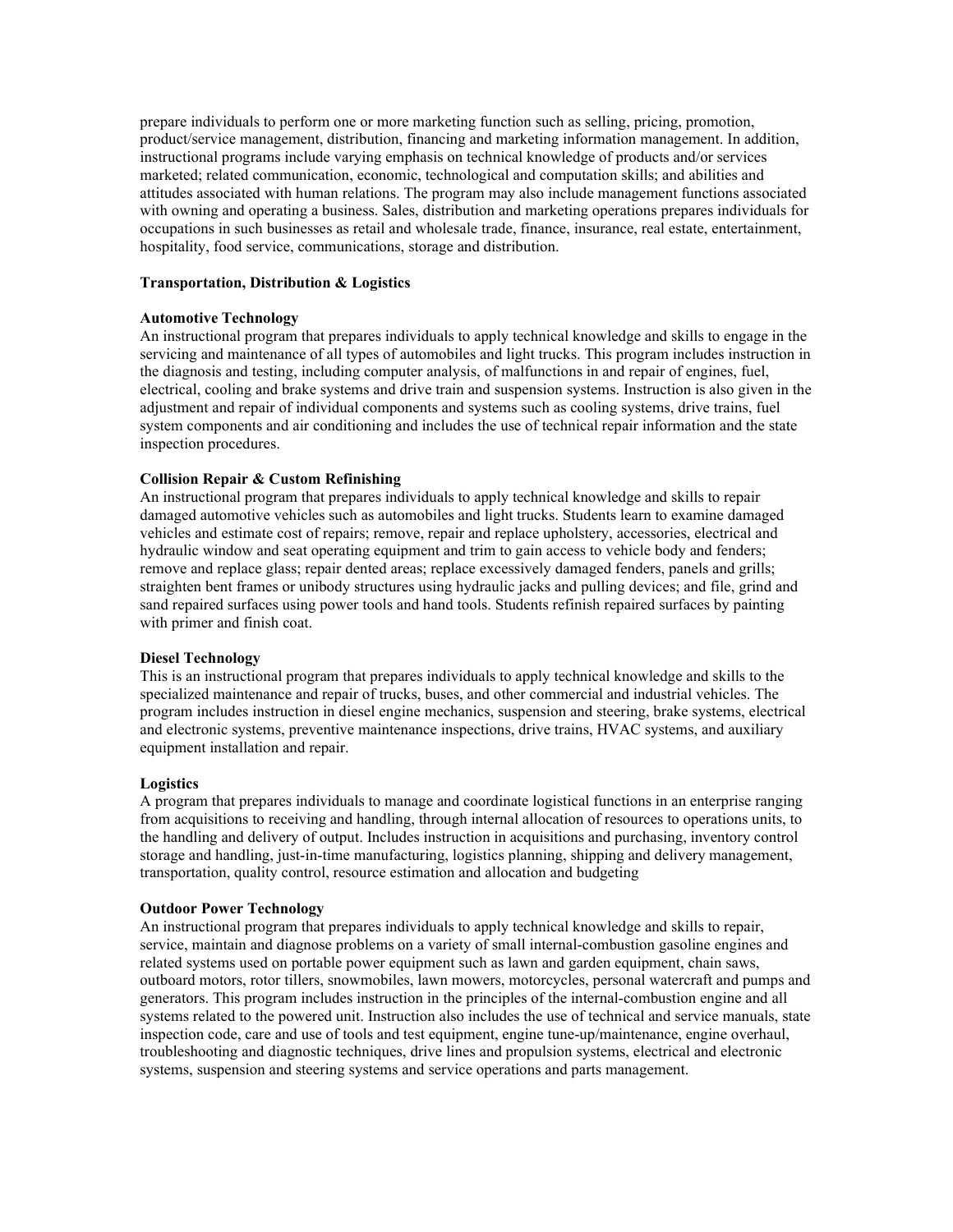prepare individuals to perform one or more marketing function such as selling, pricing, promotion, product/service management, distribution, financing and marketing information management. In addition, instructional programs include varying emphasis on technical knowledge of products and/or services marketed; related communication, economic, technological and computation skills; and abilities and attitudes associated with human relations. The program may also include management functions associated with owning and operating a business. Sales, distribution and marketing operations prepares individuals for occupations in such businesses as retail and wholesale trade, finance, insurance, real estate, entertainment, hospitality, food service, communications, storage and distribution.

**Transportation, Distribution & Logistics**

**Automotive Technology**
An instructional program that prepares individuals to apply technical knowledge and skills to engage in the servicing and maintenance of all types of automobiles and light trucks. This program includes instruction in the diagnosis and testing, including computer analysis, of malfunctions in and repair of engines, fuel, electrical, cooling and brake systems and drive train and suspension systems. Instruction is also given in the adjustment and repair of individual components and systems such as cooling systems, drive trains, fuel system components and air conditioning and includes the use of technical repair information and the state inspection procedures.

**Collision Repair & Custom Refinishing**
An instructional program that prepares individuals to apply technical knowledge and skills to repair damaged automotive vehicles such as automobiles and light trucks. Students learn to examine damaged vehicles and estimate cost of repairs; remove, repair and replace upholstery, accessories, electrical and hydraulic window and seat operating equipment and trim to gain access to vehicle body and fenders; remove and replace glass; repair dented areas; replace excessively damaged fenders, panels and grills; straighten bent frames or unibody structures using hydraulic jacks and pulling devices; and file, grind and sand repaired surfaces using power tools and hand tools. Students refinish repaired surfaces by painting with primer and finish coat.

**Diesel Technology**
This is an instructional program that prepares individuals to apply technical knowledge and skills to the specialized maintenance and repair of trucks, buses, and other commercial and industrial vehicles. The program includes instruction in diesel engine mechanics, suspension and steering, brake systems, electrical and electronic systems, preventive maintenance inspections, drive trains, HVAC systems, and auxiliary equipment installation and repair.

**Logistics**
A program that prepares individuals to manage and coordinate logistical functions in an enterprise ranging from acquisitions to receiving and handling, through internal allocation of resources to operations units, to the handling and delivery of output. Includes instruction in acquisitions and purchasing, inventory control storage and handling, just-in-time manufacturing, logistics planning, shipping and delivery management, transportation, quality control, resource estimation and allocation and budgeting

**Outdoor Power Technology**
An instructional program that prepares individuals to apply technical knowledge and skills to repair, service, maintain and diagnose problems on a variety of small internal-combustion gasoline engines and related systems used on portable power equipment such as lawn and garden equipment, chain saws, outboard motors, rotor tillers, snowmobiles, lawn mowers, motorcycles, personal watercraft and pumps and generators. This program includes instruction in the principles of the internal-combustion engine and all systems related to the powered unit. Instruction also includes the use of technical and service manuals, state inspection code, care and use of tools and test equipment, engine tune-up/maintenance, engine overhaul, troubleshooting and diagnostic techniques, drive lines and propulsion systems, electrical and electronic systems, suspension and steering systems and service operations and parts management.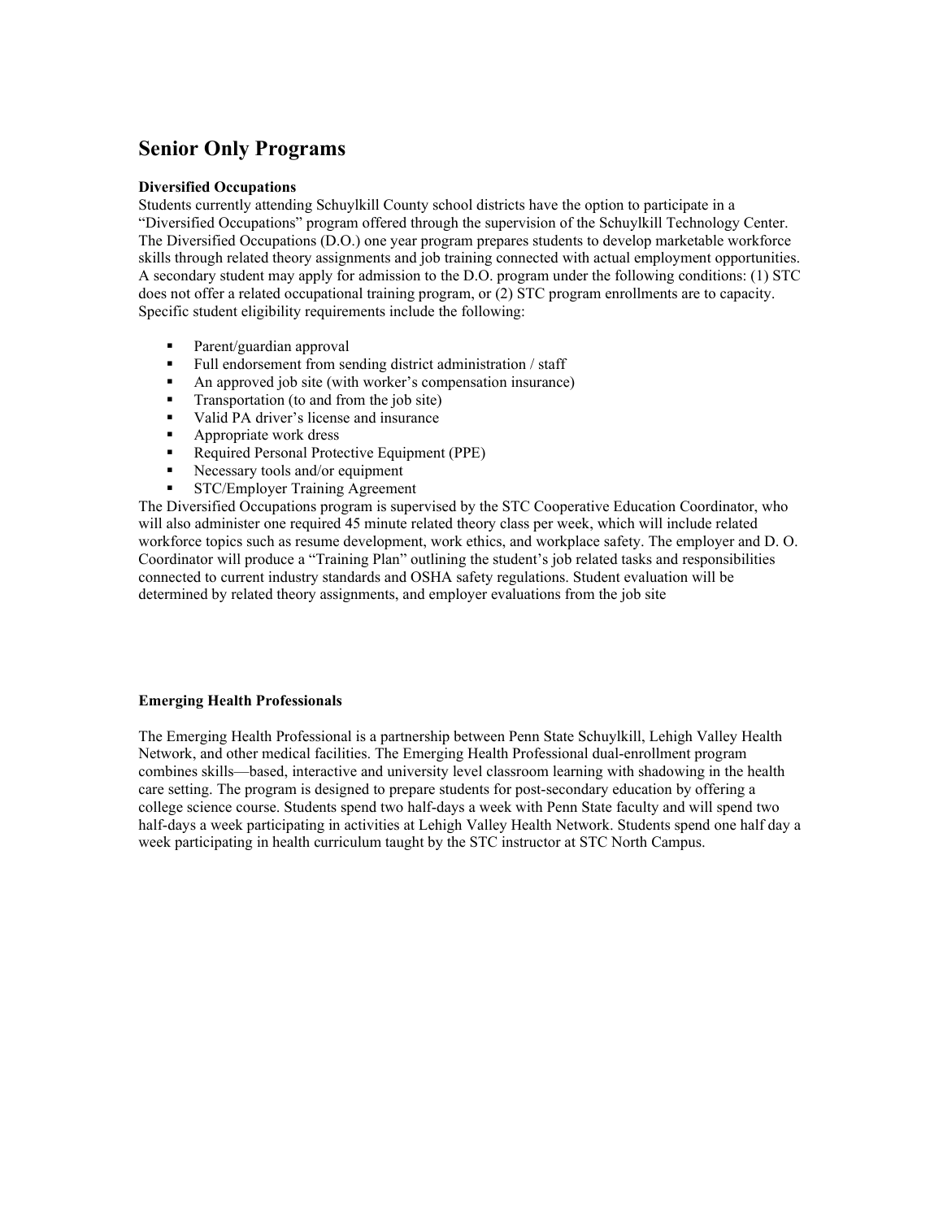## Senior Only Programs

**Diversified Occupations**

Students currently attending Schuylkill County school districts have the option to participate in a "Diversified Occupations" program offered through the supervision of the Schuylkill Technology Center. The Diversified Occupations (D.O.) one year program prepares students to develop marketable workforce skills through related theory assignments and job training connected with actual employment opportunities. A secondary student may apply for admission to the D.O. program under the following conditions: (1) STC does not offer a related occupational training program, or (2) STC program enrollments are to capacity. Specific student eligibility requirements include the following:

- Parent/guardian approval
- Full endorsement from sending district administration / staff
- An approved job site (with worker's compensation insurance)
- Transportation (to and from the job site)
- Valid PA driver's license and insurance
- Appropriate work dress
- Required Personal Protective Equipment (PPE)
- Necessary tools and/or equipment
- STC/Employer Training Agreement

The Diversified Occupations program is supervised by the STC Cooperative Education Coordinator, who will also administer one required 45 minute related theory class per week, which will include related workforce topics such as resume development, work ethics, and workplace safety. The employer and D. O. Coordinator will produce a "Training Plan" outlining the student's job related tasks and responsibilities connected to current industry standards and OSHA safety regulations. Student evaluation will be determined by related theory assignments, and employer evaluations from the job site

**Emerging Health Professionals**

The Emerging Health Professional is a partnership between Penn State Schuylkill, Lehigh Valley Health Network, and other medical facilities. The Emerging Health Professional dual-enrollment program combines skills—based, interactive and university level classroom learning with shadowing in the health care setting. The program is designed to prepare students for post-secondary education by offering a college science course. Students spend two half-days a week with Penn State faculty and will spend two half-days a week participating in activities at Lehigh Valley Health Network. Students spend one half day a week participating in health curriculum taught by the STC instructor at STC North Campus.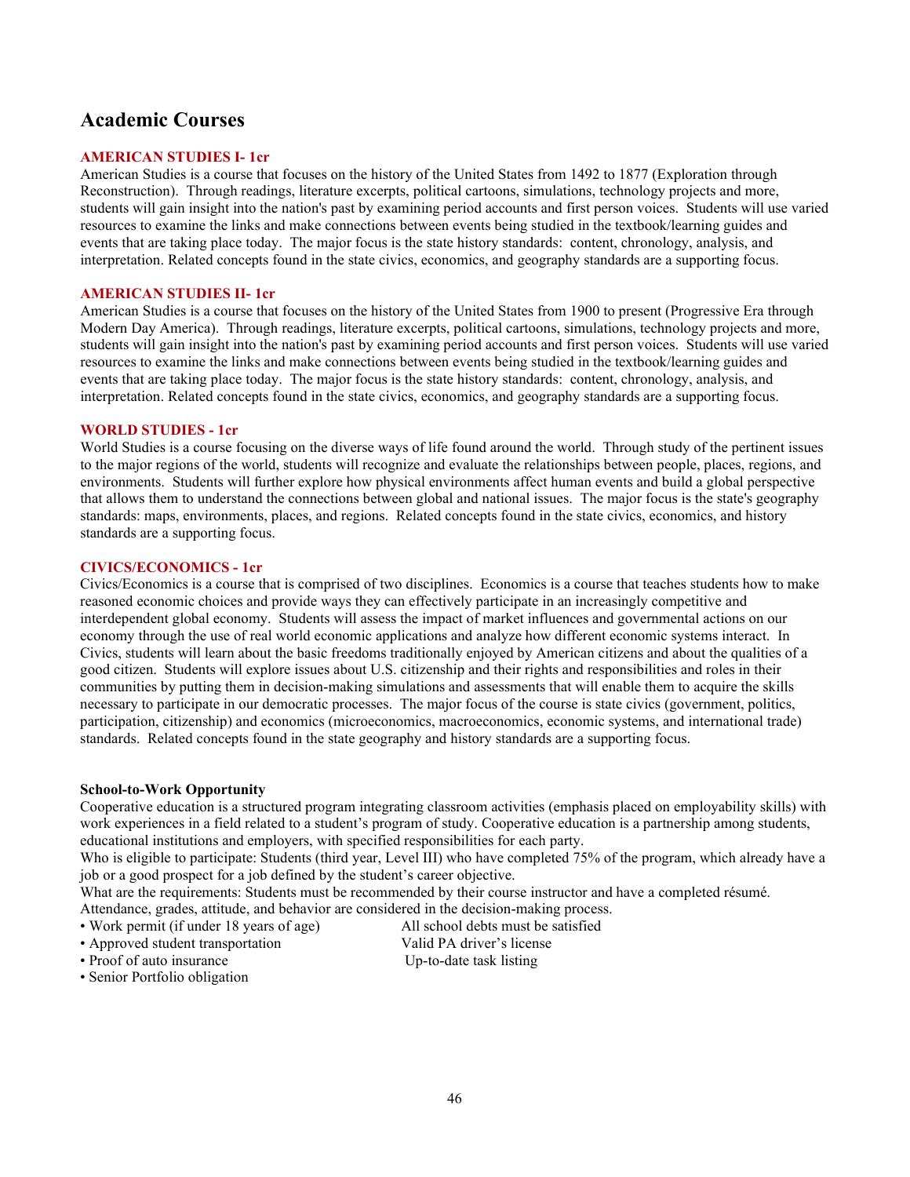## Academic Courses

**AMERICAN STUDIES I- 1cr**

American Studies is a course that focuses on the history of the United States from 1492 to 1877 (Exploration through Reconstruction). Through readings, literature excerpts, political cartoons, simulations, technology projects and more, students will gain insight into the nation's past by examining period accounts and first person voices. Students will use varied resources to examine the links and make connections between events being studied in the textbook/learning guides and events that are taking place today. The major focus is the state history standards: content, chronology, analysis, and interpretation. Related concepts found in the state civics, economics, and geography standards are a supporting focus.

**AMERICAN STUDIES II- 1cr**

American Studies is a course that focuses on the history of the United States from 1900 to present (Progressive Era through Modern Day America). Through readings, literature excerpts, political cartoons, simulations, technology projects and more, students will gain insight into the nation's past by examining period accounts and first person voices. Students will use varied resources to examine the links and make connections between events being studied in the textbook/learning guides and events that are taking place today. The major focus is the state history standards: content, chronology, analysis, and interpretation. Related concepts found in the state civics, economics, and geography standards are a supporting focus.

**WORLD STUDIES - 1cr**

World Studies is a course focusing on the diverse ways of life found around the world. Through study of the pertinent issues to the major regions of the world, students will recognize and evaluate the relationships between people, places, regions, and environments. Students will further explore how physical environments affect human events and build a global perspective that allows them to understand the connections between global and national issues. The major focus is the state's geography standards: maps, environments, places, and regions. Related concepts found in the state civics, economics, and history standards are a supporting focus.

**CIVICS/ECONOMICS - 1cr**

Civics/Economics is a course that is comprised of two disciplines. Economics is a course that teaches students how to make reasoned economic choices and provide ways they can effectively participate in an increasingly competitive and interdependent global economy. Students will assess the impact of market influences and governmental actions on our economy through the use of real world economic applications and analyze how different economic systems interact. In Civics, students will learn about the basic freedoms traditionally enjoyed by American citizens and about the qualities of a good citizen. Students will explore issues about U.S. citizenship and their rights and responsibilities and roles in their communities by putting them in decision-making simulations and assessments that will enable them to acquire the skills necessary to participate in our democratic processes. The major focus of the course is state civics (government, politics, participation, citizenship) and economics (microeconomics, macroeconomics, economic systems, and international trade) standards. Related concepts found in the state geography and history standards are a supporting focus.

**School-to-Work Opportunity**

Cooperative education is a structured program integrating classroom activities (emphasis placed on employability skills) with work experiences in a field related to a student's program of study. Cooperative education is a partnership among students, educational institutions and employers, with specified responsibilities for each party.

Who is eligible to participate: Students (third year, Level III) who have completed 75% of the program, which already have a job or a good prospect for a job defined by the student's career objective.

What are the requirements: Students must be recommended by their course instructor and have a completed résumé. Attendance, grades, attitude, and behavior are considered in the decision-making process.

- Work permit (if under 18 years of age)
- Approved student transportation
- Proof of auto insurance
- Senior Portfolio obligation

All school debts must be satisfied
Valid PA driver's license
Up-to-date task listing